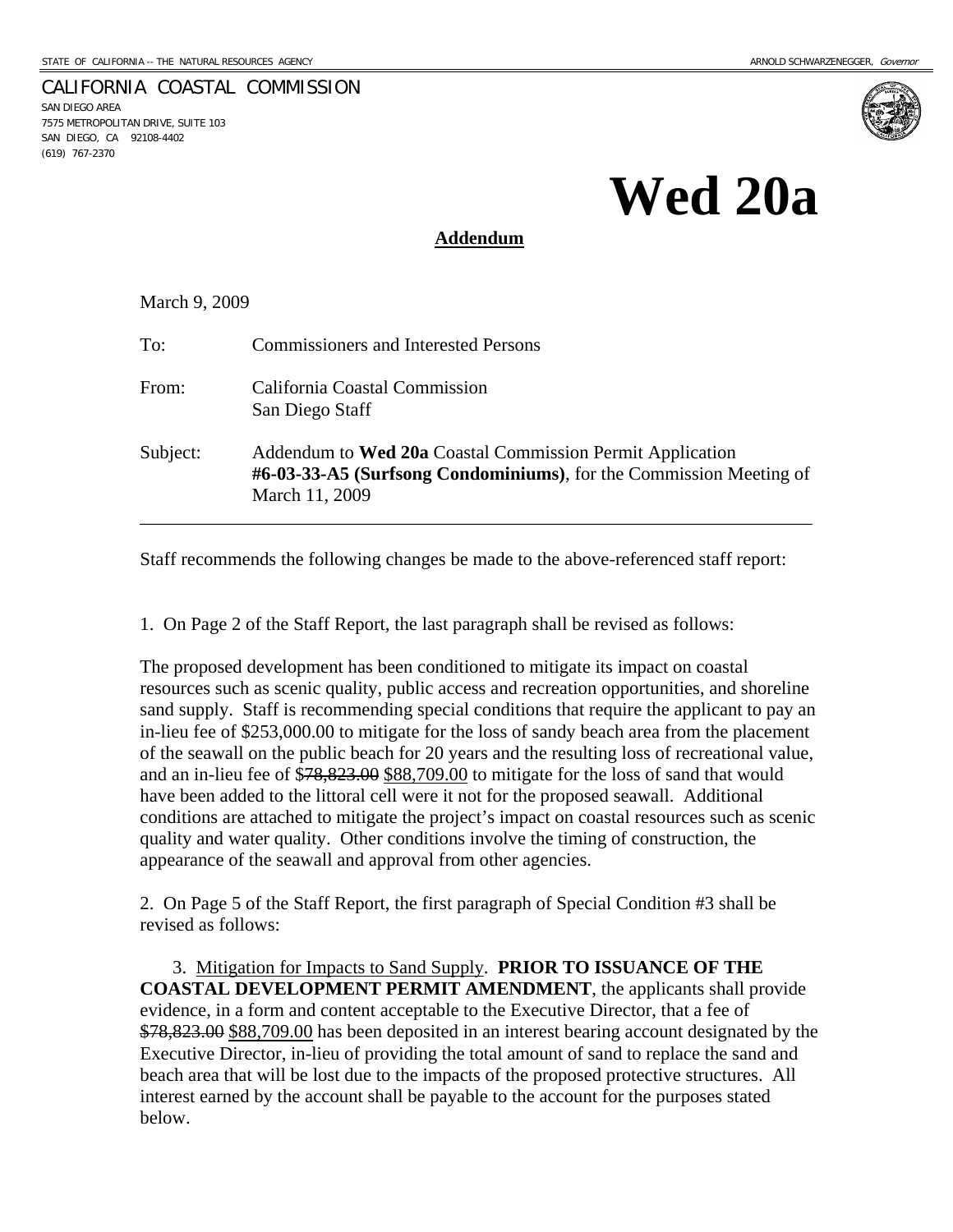STATE OF CALIFORNIA -- THE NATURAL RESOURCES AGENCY ARNOLD SCHWARZENEGGER, *Governor*

CALIFORNIA COASTAL COMMISSION
SAN DIEGO AREA
7575 METROPOLITAN DRIVE, SUITE 103
SAN DIEGO, CA 92108-4402
(619) 767-2370

# Wed 20a

**Addendum**

March 9, 2009

To: Commissioners and Interested Persons

From: California Coastal Commission
San Diego Staff

Subject: Addendum to **Wed 20a** Coastal Commission Permit Application **#6-03-33-A5 (Surfsong Condominiums)**, for the Commission Meeting of March 11, 2009

---

Staff recommends the following changes be made to the above-referenced staff report:

1. On Page 2 of the Staff Report, the last paragraph shall be revised as follows:

The proposed development has been conditioned to mitigate its impact on coastal resources such as scenic quality, public access and recreation opportunities, and shoreline sand supply. Staff is recommending special conditions that require the applicant to pay an in-lieu fee of $253,000.00 to mitigate for the loss of sandy beach area from the placement of the seawall on the public beach for 20 years and the resulting loss of recreational value, and an in-lieu fee of ~~$78,823.00~~ <u>$88,709.00</u> to mitigate for the loss of sand that would have been added to the littoral cell were it not for the proposed seawall. Additional conditions are attached to mitigate the project's impact on coastal resources such as scenic quality and water quality. Other conditions involve the timing of construction, the appearance of the seawall and approval from other agencies.

2. On Page 5 of the Staff Report, the first paragraph of Special Condition #3 shall be revised as follows:

3. <u>Mitigation for Impacts to Sand Supply</u>. **PRIOR TO ISSUANCE OF THE COASTAL DEVELOPMENT PERMIT AMENDMENT**, the applicants shall provide evidence, in a form and content acceptable to the Executive Director, that a fee of ~~$78,823.00~~ <u>$88,709.00</u> has been deposited in an interest bearing account designated by the Executive Director, in-lieu of providing the total amount of sand to replace the sand and beach area that will be lost due to the impacts of the proposed protective structures. All interest earned by the account shall be payable to the account for the purposes stated below.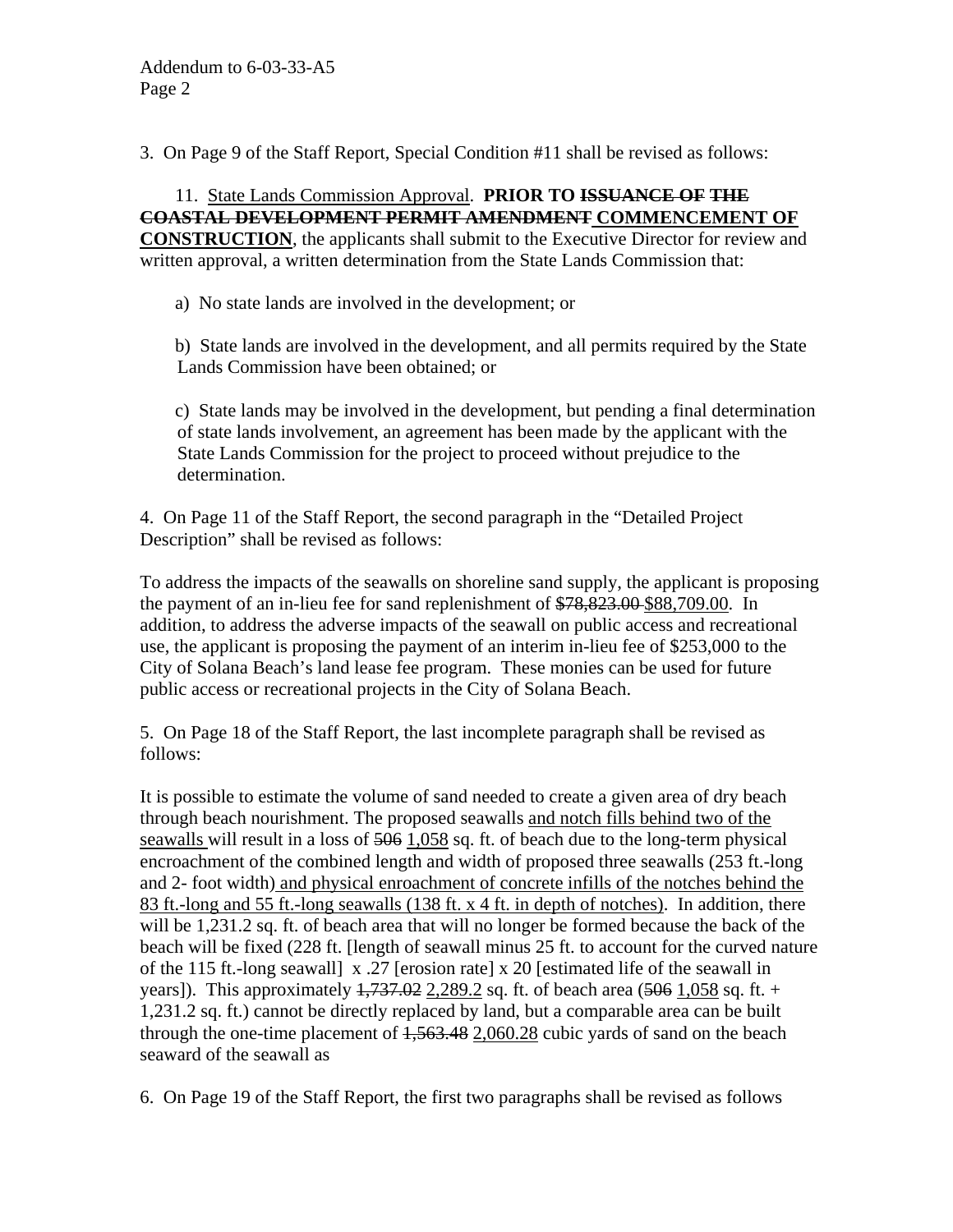3. On Page 9 of the Staff Report, Special Condition #11 shall be revised as follows:

11. <u>State Lands Commission Approval</u>. **PRIOR TO ~~ISSUANCE OF THE COASTAL DEVELOPMENT PERMIT AMENDMENT~~ <u>COMMENCEMENT OF CONSTRUCTION</u>**, the applicants shall submit to the Executive Director for review and written approval, a written determination from the State Lands Commission that:

a) No state lands are involved in the development; or

b) State lands are involved in the development, and all permits required by the State Lands Commission have been obtained; or

c) State lands may be involved in the development, but pending a final determination of state lands involvement, an agreement has been made by the applicant with the State Lands Commission for the project to proceed without prejudice to the determination.

4. On Page 11 of the Staff Report, the second paragraph in the "Detailed Project Description" shall be revised as follows:

To address the impacts of the seawalls on shoreline sand supply, the applicant is proposing the payment of an in-lieu fee for sand replenishment of ~~$78,823.00~~ <u>$88,709.00</u>. In addition, to address the adverse impacts of the seawall on public access and recreational use, the applicant is proposing the payment of an interim in-lieu fee of $253,000 to the City of Solana Beach's land lease fee program. These monies can be used for future public access or recreational projects in the City of Solana Beach.

5. On Page 18 of the Staff Report, the last incomplete paragraph shall be revised as follows:

It is possible to estimate the volume of sand needed to create a given area of dry beach through beach nourishment. The proposed seawalls <u>and notch fills behind two of the seawalls</u> will result in a loss of ~~506~~ <u>1,058</u> sq. ft. of beach due to the long-term physical encroachment of the combined length and width of proposed three seawalls (253 ft.-long and 2- foot width) <u>and physical enroachment of concrete infills of the notches behind the 83 ft.-long and 55 ft.-long seawalls (138 ft. x 4 ft. in depth of notches)</u>. In addition, there will be 1,231.2 sq. ft. of beach area that will no longer be formed because the back of the beach will be fixed (228 ft. [length of seawall minus 25 ft. to account for the curved nature of the 115 ft.-long seawall] x .27 [erosion rate] x 20 [estimated life of the seawall in years]). This approximately ~~1,737.02~~ <u>2,289.2</u> sq. ft. of beach area (~~506~~ <u>1,058</u> sq. ft. + 1,231.2 sq. ft.) cannot be directly replaced by land, but a comparable area can be built through the one-time placement of ~~1,563.48~~ <u>2,060.28</u> cubic yards of sand on the beach seaward of the seawall as

6. On Page 19 of the Staff Report, the first two paragraphs shall be revised as follows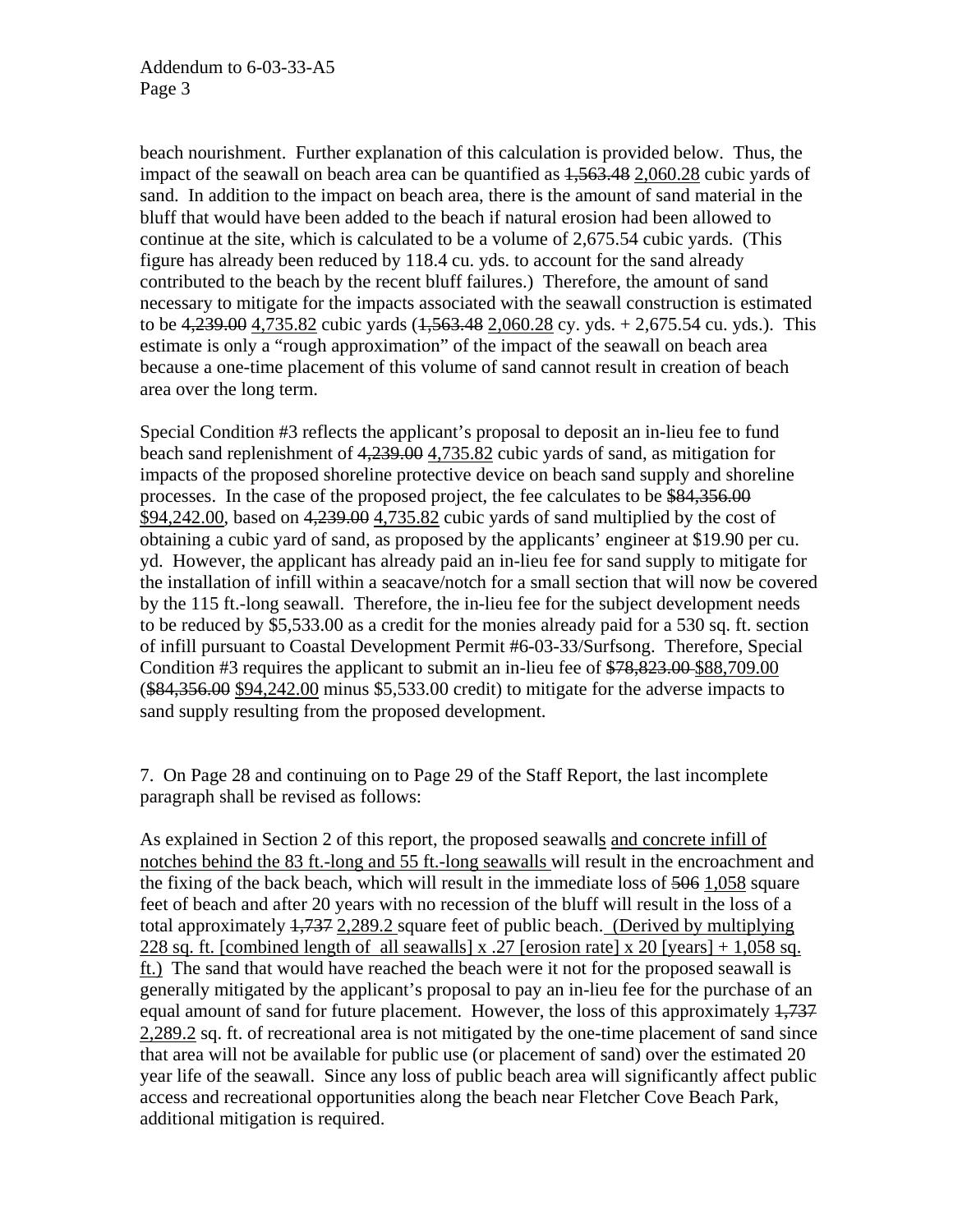beach nourishment. Further explanation of this calculation is provided below. Thus, the impact of the seawall on beach area can be quantified as ~~1,563.48~~ <u>2,060.28</u> cubic yards of sand. In addition to the impact on beach area, there is the amount of sand material in the bluff that would have been added to the beach if natural erosion had been allowed to continue at the site, which is calculated to be a volume of 2,675.54 cubic yards. (This figure has already been reduced by 118.4 cu. yds. to account for the sand already contributed to the beach by the recent bluff failures.) Therefore, the amount of sand necessary to mitigate for the impacts associated with the seawall construction is estimated to be ~~4,239.00~~ <u>4,735.82</u> cubic yards (~~1,563.48~~ <u>2,060.28</u> cy. yds. + 2,675.54 cu. yds.). This estimate is only a "rough approximation" of the impact of the seawall on beach area because a one-time placement of this volume of sand cannot result in creation of beach area over the long term.

Special Condition #3 reflects the applicant's proposal to deposit an in-lieu fee to fund beach sand replenishment of ~~4,239.00~~ <u>4,735.82</u> cubic yards of sand, as mitigation for impacts of the proposed shoreline protective device on beach sand supply and shoreline processes. In the case of the proposed project, the fee calculates to be ~~$84,356.00~~ <u>$94,242.00</u>, based on ~~4,239.00~~ <u>4,735.82</u> cubic yards of sand multiplied by the cost of obtaining a cubic yard of sand, as proposed by the applicants' engineer at $19.90 per cu. yd. However, the applicant has already paid an in-lieu fee for sand supply to mitigate for the installation of infill within a seacave/notch for a small section that will now be covered by the 115 ft.-long seawall. Therefore, the in-lieu fee for the subject development needs to be reduced by $5,533.00 as a credit for the monies already paid for a 530 sq. ft. section of infill pursuant to Coastal Development Permit #6-03-33/Surfsong. Therefore, Special Condition #3 requires the applicant to submit an in-lieu fee of ~~$78,823.00~~ <u>$88,709.00</u> (~~$84,356.00~~ <u>$94,242.00</u> minus $5,533.00 credit) to mitigate for the adverse impacts to sand supply resulting from the proposed development.

7. On Page 28 and continuing on to Page 29 of the Staff Report, the last incomplete paragraph shall be revised as follows:

As explained in Section 2 of this report, the proposed seawall<u>s</u> <u>and concrete infill of notches behind the 83 ft.-long and 55 ft.-long seawalls</u> will result in the encroachment and the fixing of the back beach, which will result in the immediate loss of ~~506~~ <u>1,058</u> square feet of beach and after 20 years with no recession of the bluff will result in the loss of a total approximately ~~1,737~~ <u>2,289.2</u> square feet of public beach. <u>(Derived by multiplying 228 sq. ft. [combined length of all seawalls] x .27 [erosion rate] x 20 [years] + 1,058 sq. ft.)</u> The sand that would have reached the beach were it not for the proposed seawall is generally mitigated by the applicant's proposal to pay an in-lieu fee for the purchase of an equal amount of sand for future placement. However, the loss of this approximately ~~1,737~~ <u>2,289.2</u> sq. ft. of recreational area is not mitigated by the one-time placement of sand since that area will not be available for public use (or placement of sand) over the estimated 20 year life of the seawall. Since any loss of public beach area will significantly affect public access and recreational opportunities along the beach near Fletcher Cove Beach Park, additional mitigation is required.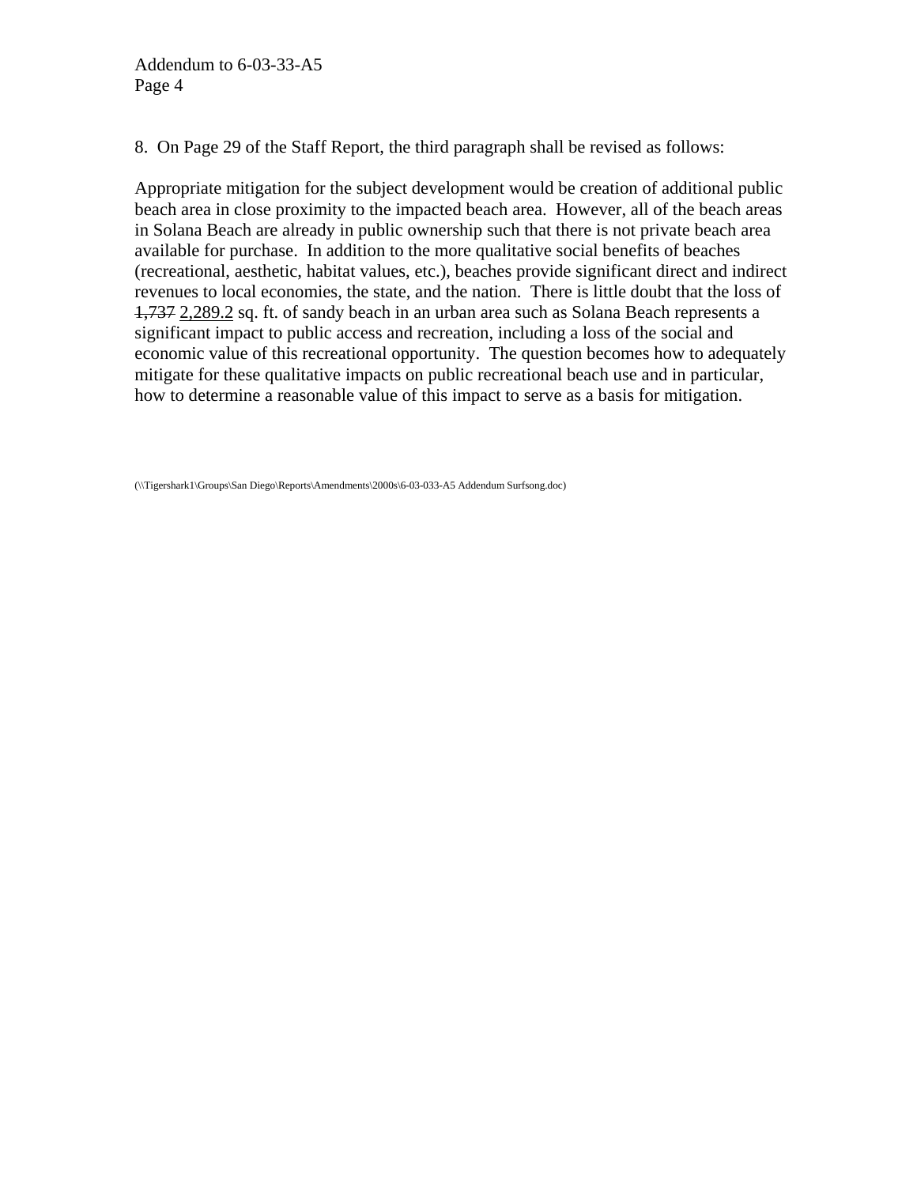8. On Page 29 of the Staff Report, the third paragraph shall be revised as follows:

Appropriate mitigation for the subject development would be creation of additional public beach area in close proximity to the impacted beach area. However, all of the beach areas in Solana Beach are already in public ownership such that there is not private beach area available for purchase. In addition to the more qualitative social benefits of beaches (recreational, aesthetic, habitat values, etc.), beaches provide significant direct and indirect revenues to local economies, the state, and the nation. There is little doubt that the loss of ~~1,737~~ <u>2,289.2</u> sq. ft. of sandy beach in an urban area such as Solana Beach represents a significant impact to public access and recreation, including a loss of the social and economic value of this recreational opportunity. The question becomes how to adequately mitigate for these qualitative impacts on public recreational beach use and in particular, how to determine a reasonable value of this impact to serve as a basis for mitigation.

(\\Tigershark1\Groups\San Diego\Reports\Amendments\2000s\6-03-033-A5 Addendum Surfsong.doc)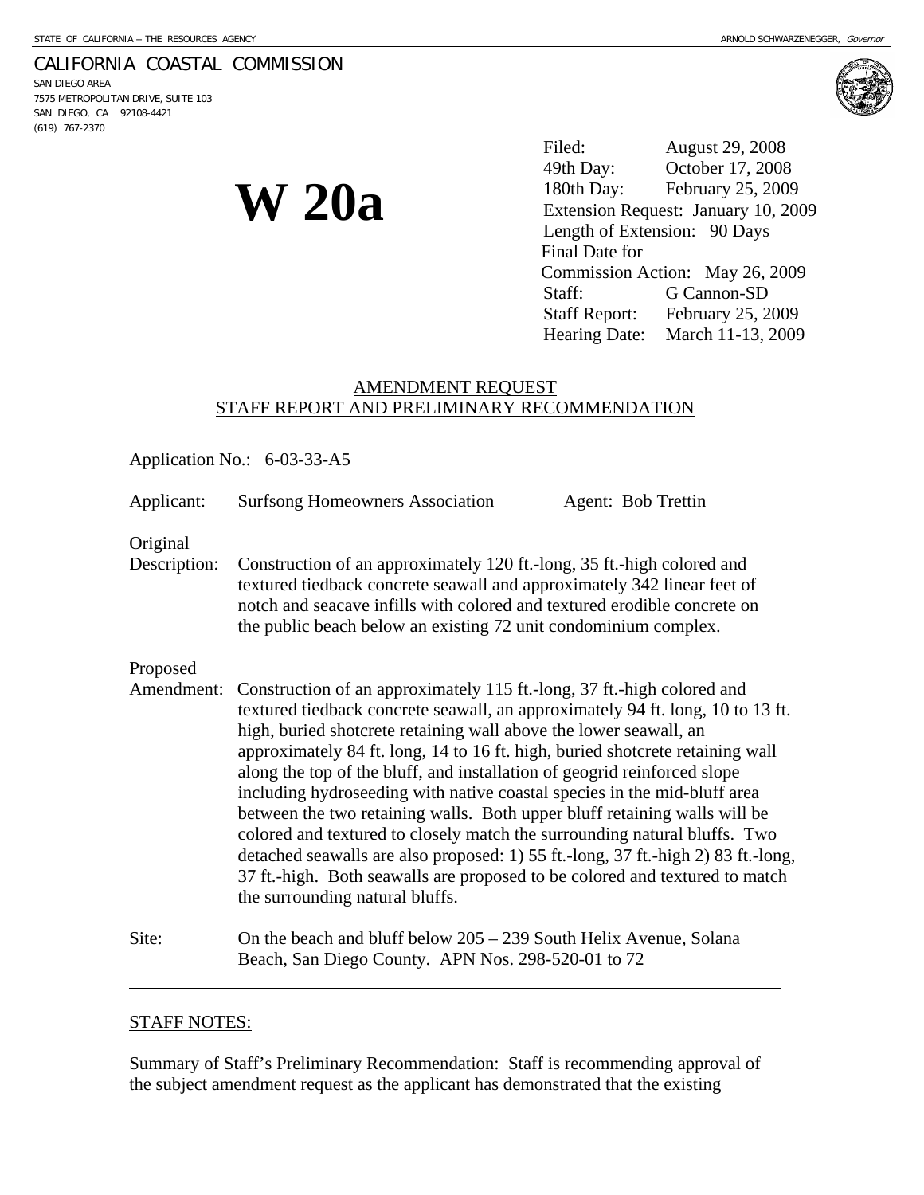STATE OF CALIFORNIA -- THE RESOURCES AGENCY | ARNOLD SCHWARZENEGGER, *Governor*

CALIFORNIA COASTAL COMMISSION
SAN DIEGO AREA
7575 METROPOLITAN DRIVE, SUITE 103
SAN DIEGO, CA 92108-4421
(619) 767-2370

# W 20a

Filed: August 29, 2008
49th Day: October 17, 2008
180th Day: February 25, 2009
Extension Request: January 10, 2009
Length of Extension: 90 Days
Final Date for Commission Action: May 26, 2009
Staff: G Cannon-SD
Staff Report: February 25, 2009
Hearing Date: March 11-13, 2009

## AMENDMENT REQUEST
## STAFF REPORT AND PRELIMINARY RECOMMENDATION

Application No.: 6-03-33-A5

Applicant: Surfsong Homeowners Association    Agent: Bob Trettin

Original Description: Construction of an approximately 120 ft.-long, 35 ft.-high colored and textured tiedback concrete seawall and approximately 342 linear feet of notch and seacave infills with colored and textured erodible concrete on the public beach below an existing 72 unit condominium complex.

Proposed Amendment: Construction of an approximately 115 ft.-long, 37 ft.-high colored and textured tiedback concrete seawall, an approximately 94 ft. long, 10 to 13 ft. high, buried shotcrete retaining wall above the lower seawall, an approximately 84 ft. long, 14 to 16 ft. high, buried shotcrete retaining wall along the top of the bluff, and installation of geogrid reinforced slope including hydroseeding with native coastal species in the mid-bluff area between the two retaining walls. Both upper bluff retaining walls will be colored and textured to closely match the surrounding natural bluffs. Two detached seawalls are also proposed: 1) 55 ft.-long, 37 ft.-high 2) 83 ft.-long, 37 ft.-high. Both seawalls are proposed to be colored and textured to match the surrounding natural bluffs.

Site: On the beach and bluff below 205 – 239 South Helix Avenue, Solana Beach, San Diego County. APN Nos. 298-520-01 to 72

---

STAFF NOTES:

Summary of Staff's Preliminary Recommendation: Staff is recommending approval of the subject amendment request as the applicant has demonstrated that the existing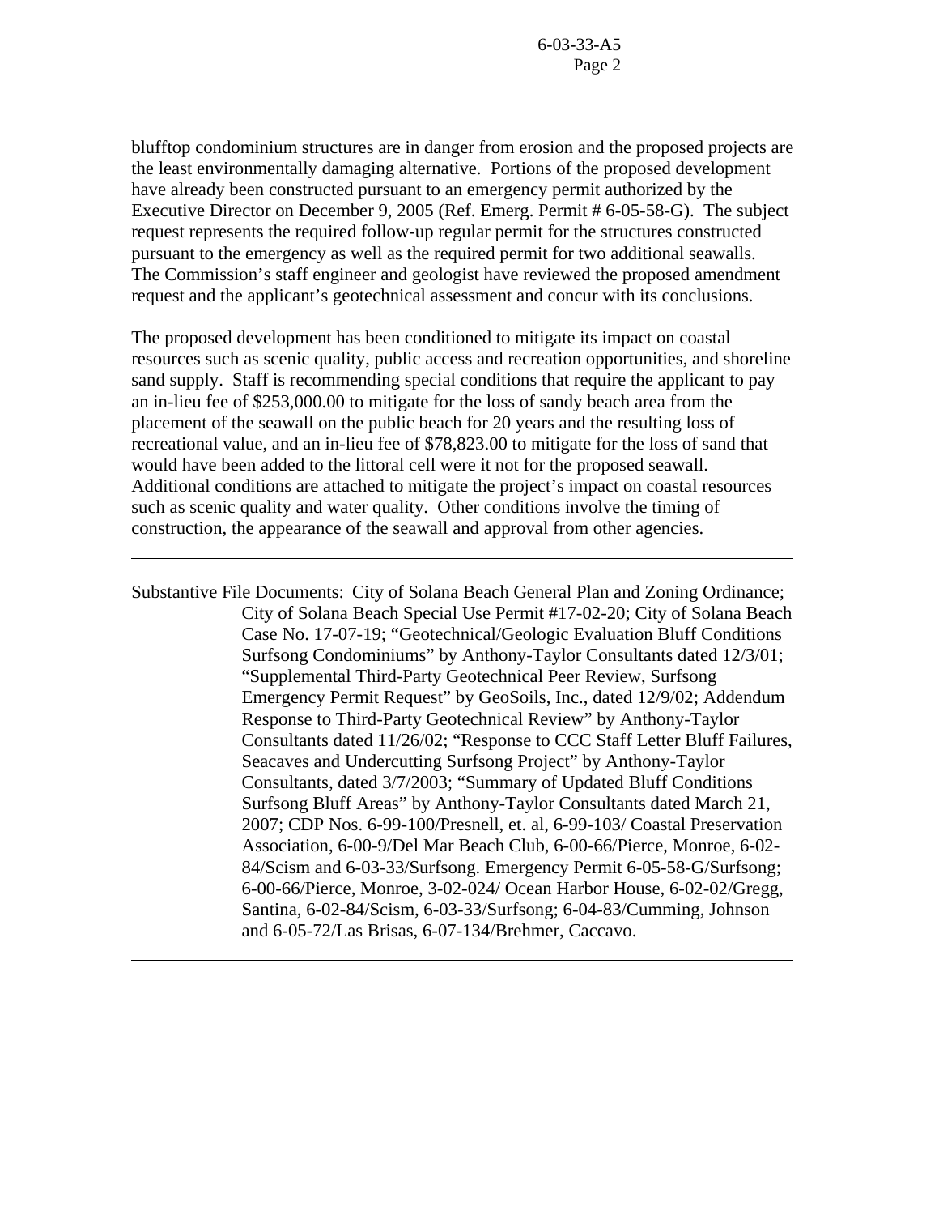blufftop condominium structures are in danger from erosion and the proposed projects are the least environmentally damaging alternative. Portions of the proposed development have already been constructed pursuant to an emergency permit authorized by the Executive Director on December 9, 2005 (Ref. Emerg. Permit # 6-05-58-G). The subject request represents the required follow-up regular permit for the structures constructed pursuant to the emergency as well as the required permit for two additional seawalls. The Commission's staff engineer and geologist have reviewed the proposed amendment request and the applicant's geotechnical assessment and concur with its conclusions.

The proposed development has been conditioned to mitigate its impact on coastal resources such as scenic quality, public access and recreation opportunities, and shoreline sand supply. Staff is recommending special conditions that require the applicant to pay an in-lieu fee of $253,000.00 to mitigate for the loss of sandy beach area from the placement of the seawall on the public beach for 20 years and the resulting loss of recreational value, and an in-lieu fee of $78,823.00 to mitigate for the loss of sand that would have been added to the littoral cell were it not for the proposed seawall. Additional conditions are attached to mitigate the project's impact on coastal resources such as scenic quality and water quality. Other conditions involve the timing of construction, the appearance of the seawall and approval from other agencies.

---

Substantive File Documents: City of Solana Beach General Plan and Zoning Ordinance; City of Solana Beach Special Use Permit #17-02-20; City of Solana Beach Case No. 17-07-19; "Geotechnical/Geologic Evaluation Bluff Conditions Surfsong Condominiums" by Anthony-Taylor Consultants dated 12/3/01; "Supplemental Third-Party Geotechnical Peer Review, Surfsong Emergency Permit Request" by GeoSoils, Inc., dated 12/9/02; Addendum Response to Third-Party Geotechnical Review" by Anthony-Taylor Consultants dated 11/26/02; "Response to CCC Staff Letter Bluff Failures, Seacaves and Undercutting Surfsong Project" by Anthony-Taylor Consultants, dated 3/7/2003; "Summary of Updated Bluff Conditions Surfsong Bluff Areas" by Anthony-Taylor Consultants dated March 21, 2007; CDP Nos. 6-99-100/Presnell, et. al, 6-99-103/ Coastal Preservation Association, 6-00-9/Del Mar Beach Club, 6-00-66/Pierce, Monroe, 6-02-84/Scism and 6-03-33/Surfsong. Emergency Permit 6-05-58-G/Surfsong; 6-00-66/Pierce, Monroe, 3-02-024/ Ocean Harbor House, 6-02-02/Gregg, Santina, 6-02-84/Scism, 6-03-33/Surfsong; 6-04-83/Cumming, Johnson and 6-05-72/Las Brisas, 6-07-134/Brehmer, Caccavo.

---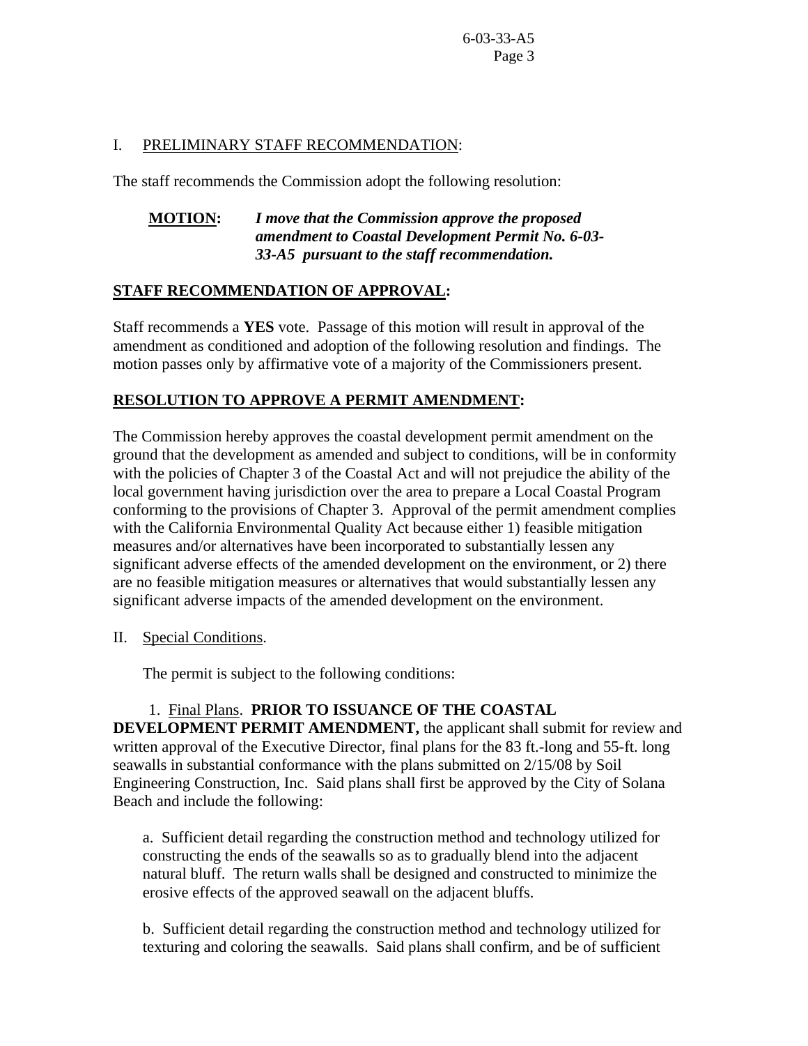## I. PRELIMINARY STAFF RECOMMENDATION:

The staff recommends the Commission adopt the following resolution:

**MOTION:** ***I move that the Commission approve the proposed amendment to Coastal Development Permit No. 6-03-33-A5 pursuant to the staff recommendation.***

**STAFF RECOMMENDATION OF APPROVAL:**

Staff recommends a **YES** vote. Passage of this motion will result in approval of the amendment as conditioned and adoption of the following resolution and findings. The motion passes only by affirmative vote of a majority of the Commissioners present.

**RESOLUTION TO APPROVE A PERMIT AMENDMENT:**

The Commission hereby approves the coastal development permit amendment on the ground that the development as amended and subject to conditions, will be in conformity with the policies of Chapter 3 of the Coastal Act and will not prejudice the ability of the local government having jurisdiction over the area to prepare a Local Coastal Program conforming to the provisions of Chapter 3. Approval of the permit amendment complies with the California Environmental Quality Act because either 1) feasible mitigation measures and/or alternatives have been incorporated to substantially lessen any significant adverse effects of the amended development on the environment, or 2) there are no feasible mitigation measures or alternatives that would substantially lessen any significant adverse impacts of the amended development on the environment.

## II. Special Conditions.

The permit is subject to the following conditions:

1. Final Plans. **PRIOR TO ISSUANCE OF THE COASTAL DEVELOPMENT PERMIT AMENDMENT,** the applicant shall submit for review and written approval of the Executive Director, final plans for the 83 ft.-long and 55-ft. long seawalls in substantial conformance with the plans submitted on 2/15/08 by Soil Engineering Construction, Inc. Said plans shall first be approved by the City of Solana Beach and include the following:

   a. Sufficient detail regarding the construction method and technology utilized for constructing the ends of the seawalls so as to gradually blend into the adjacent natural bluff. The return walls shall be designed and constructed to minimize the erosive effects of the approved seawall on the adjacent bluffs.

   b. Sufficient detail regarding the construction method and technology utilized for texturing and coloring the seawalls. Said plans shall confirm, and be of sufficient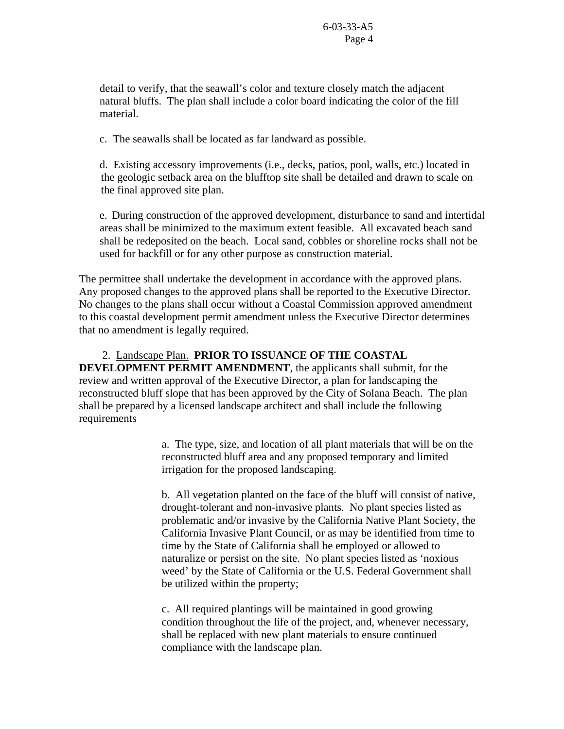detail to verify, that the seawall's color and texture closely match the adjacent natural bluffs. The plan shall include a color board indicating the color of the fill material.

c. The seawalls shall be located as far landward as possible.

d. Existing accessory improvements (i.e., decks, patios, pool, walls, etc.) located in the geologic setback area on the blufftop site shall be detailed and drawn to scale on the final approved site plan.

e. During construction of the approved development, disturbance to sand and intertidal areas shall be minimized to the maximum extent feasible. All excavated beach sand shall be redeposited on the beach. Local sand, cobbles or shoreline rocks shall not be used for backfill or for any other purpose as construction material.

The permittee shall undertake the development in accordance with the approved plans. Any proposed changes to the approved plans shall be reported to the Executive Director. No changes to the plans shall occur without a Coastal Commission approved amendment to this coastal development permit amendment unless the Executive Director determines that no amendment is legally required.

2. Landscape Plan. **PRIOR TO ISSUANCE OF THE COASTAL DEVELOPMENT PERMIT AMENDMENT**, the applicants shall submit, for the review and written approval of the Executive Director, a plan for landscaping the reconstructed bluff slope that has been approved by the City of Solana Beach. The plan shall be prepared by a licensed landscape architect and shall include the following requirements

a. The type, size, and location of all plant materials that will be on the reconstructed bluff area and any proposed temporary and limited irrigation for the proposed landscaping.

b. All vegetation planted on the face of the bluff will consist of native, drought-tolerant and non-invasive plants. No plant species listed as problematic and/or invasive by the California Native Plant Society, the California Invasive Plant Council, or as may be identified from time to time by the State of California shall be employed or allowed to naturalize or persist on the site. No plant species listed as 'noxious weed' by the State of California or the U.S. Federal Government shall be utilized within the property;

c. All required plantings will be maintained in good growing condition throughout the life of the project, and, whenever necessary, shall be replaced with new plant materials to ensure continued compliance with the landscape plan.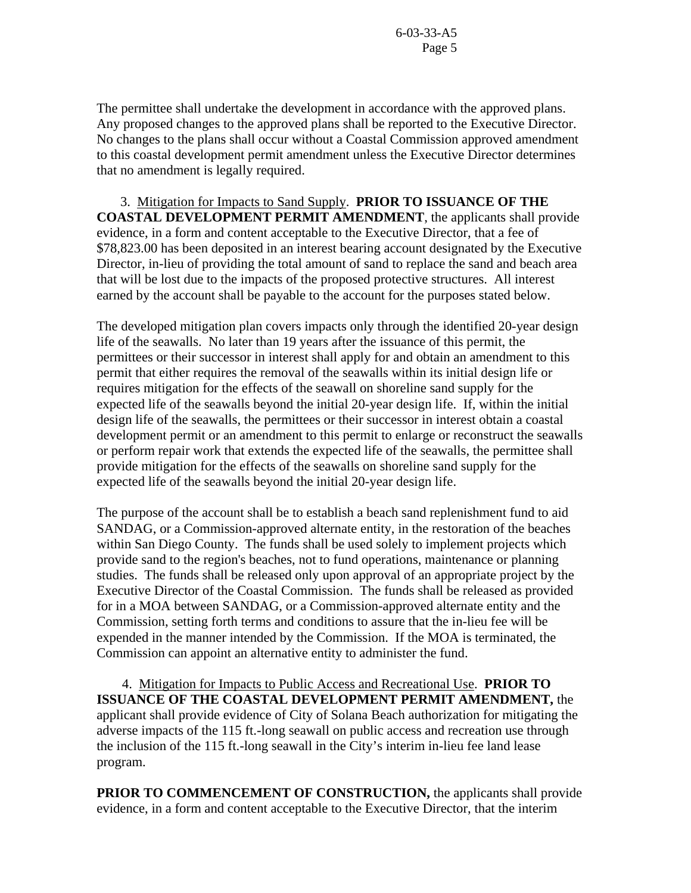The permittee shall undertake the development in accordance with the approved plans. Any proposed changes to the approved plans shall be reported to the Executive Director. No changes to the plans shall occur without a Coastal Commission approved amendment to this coastal development permit amendment unless the Executive Director determines that no amendment is legally required.

3. Mitigation for Impacts to Sand Supply. **PRIOR TO ISSUANCE OF THE COASTAL DEVELOPMENT PERMIT AMENDMENT**, the applicants shall provide evidence, in a form and content acceptable to the Executive Director, that a fee of $78,823.00 has been deposited in an interest bearing account designated by the Executive Director, in-lieu of providing the total amount of sand to replace the sand and beach area that will be lost due to the impacts of the proposed protective structures. All interest earned by the account shall be payable to the account for the purposes stated below.

The developed mitigation plan covers impacts only through the identified 20-year design life of the seawalls. No later than 19 years after the issuance of this permit, the permittees or their successor in interest shall apply for and obtain an amendment to this permit that either requires the removal of the seawalls within its initial design life or requires mitigation for the effects of the seawall on shoreline sand supply for the expected life of the seawalls beyond the initial 20-year design life. If, within the initial design life of the seawalls, the permittees or their successor in interest obtain a coastal development permit or an amendment to this permit to enlarge or reconstruct the seawalls or perform repair work that extends the expected life of the seawalls, the permittee shall provide mitigation for the effects of the seawalls on shoreline sand supply for the expected life of the seawalls beyond the initial 20-year design life.

The purpose of the account shall be to establish a beach sand replenishment fund to aid SANDAG, or a Commission-approved alternate entity, in the restoration of the beaches within San Diego County. The funds shall be used solely to implement projects which provide sand to the region's beaches, not to fund operations, maintenance or planning studies. The funds shall be released only upon approval of an appropriate project by the Executive Director of the Coastal Commission. The funds shall be released as provided for in a MOA between SANDAG, or a Commission-approved alternate entity and the Commission, setting forth terms and conditions to assure that the in-lieu fee will be expended in the manner intended by the Commission. If the MOA is terminated, the Commission can appoint an alternative entity to administer the fund.

4. Mitigation for Impacts to Public Access and Recreational Use. **PRIOR TO ISSUANCE OF THE COASTAL DEVELOPMENT PERMIT AMENDMENT,** the applicant shall provide evidence of City of Solana Beach authorization for mitigating the adverse impacts of the 115 ft.-long seawall on public access and recreation use through the inclusion of the 115 ft.-long seawall in the City's interim in-lieu fee land lease program.

**PRIOR TO COMMENCEMENT OF CONSTRUCTION,** the applicants shall provide evidence, in a form and content acceptable to the Executive Director, that the interim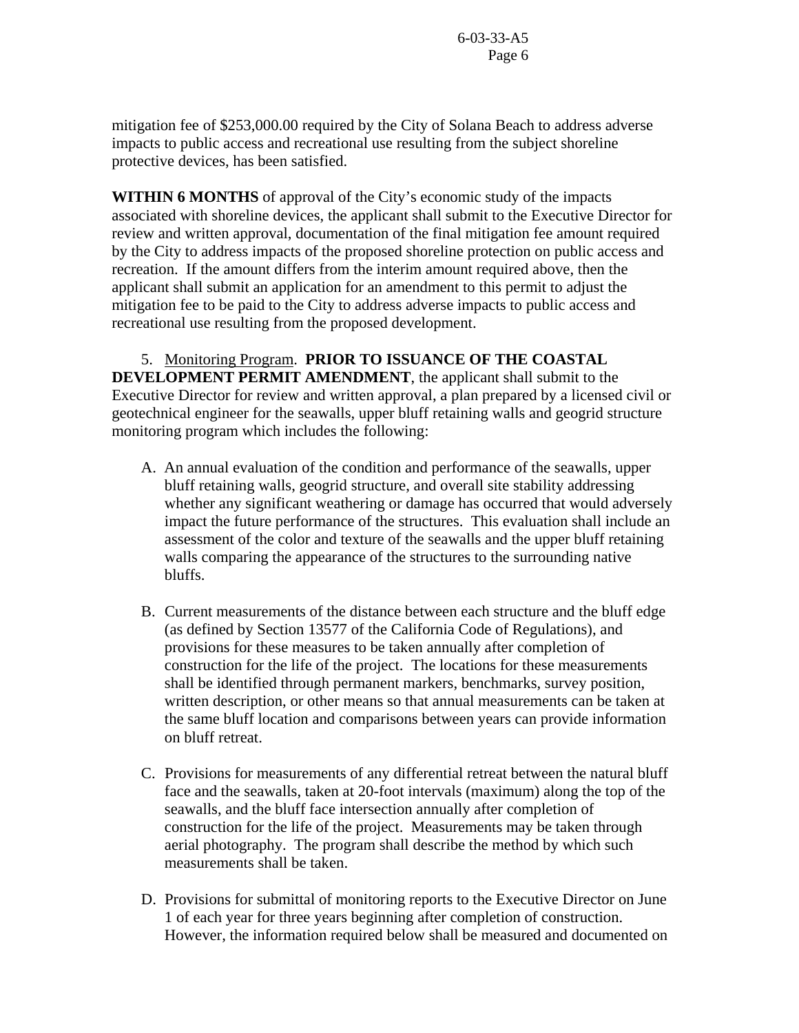mitigation fee of $253,000.00 required by the City of Solana Beach to address adverse impacts to public access and recreational use resulting from the subject shoreline protective devices, has been satisfied.

**WITHIN 6 MONTHS** of approval of the City's economic study of the impacts associated with shoreline devices, the applicant shall submit to the Executive Director for review and written approval, documentation of the final mitigation fee amount required by the City to address impacts of the proposed shoreline protection on public access and recreation. If the amount differs from the interim amount required above, then the applicant shall submit an application for an amendment to this permit to adjust the mitigation fee to be paid to the City to address adverse impacts to public access and recreational use resulting from the proposed development.

5. Monitoring Program. **PRIOR TO ISSUANCE OF THE COASTAL DEVELOPMENT PERMIT AMENDMENT**, the applicant shall submit to the Executive Director for review and written approval, a plan prepared by a licensed civil or geotechnical engineer for the seawalls, upper bluff retaining walls and geogrid structure monitoring program which includes the following:

A. An annual evaluation of the condition and performance of the seawalls, upper bluff retaining walls, geogrid structure, and overall site stability addressing whether any significant weathering or damage has occurred that would adversely impact the future performance of the structures. This evaluation shall include an assessment of the color and texture of the seawalls and the upper bluff retaining walls comparing the appearance of the structures to the surrounding native bluffs.

B. Current measurements of the distance between each structure and the bluff edge (as defined by Section 13577 of the California Code of Regulations), and provisions for these measures to be taken annually after completion of construction for the life of the project. The locations for these measurements shall be identified through permanent markers, benchmarks, survey position, written description, or other means so that annual measurements can be taken at the same bluff location and comparisons between years can provide information on bluff retreat.

C. Provisions for measurements of any differential retreat between the natural bluff face and the seawalls, taken at 20-foot intervals (maximum) along the top of the seawalls, and the bluff face intersection annually after completion of construction for the life of the project. Measurements may be taken through aerial photography. The program shall describe the method by which such measurements shall be taken.

D. Provisions for submittal of monitoring reports to the Executive Director on June 1 of each year for three years beginning after completion of construction. However, the information required below shall be measured and documented on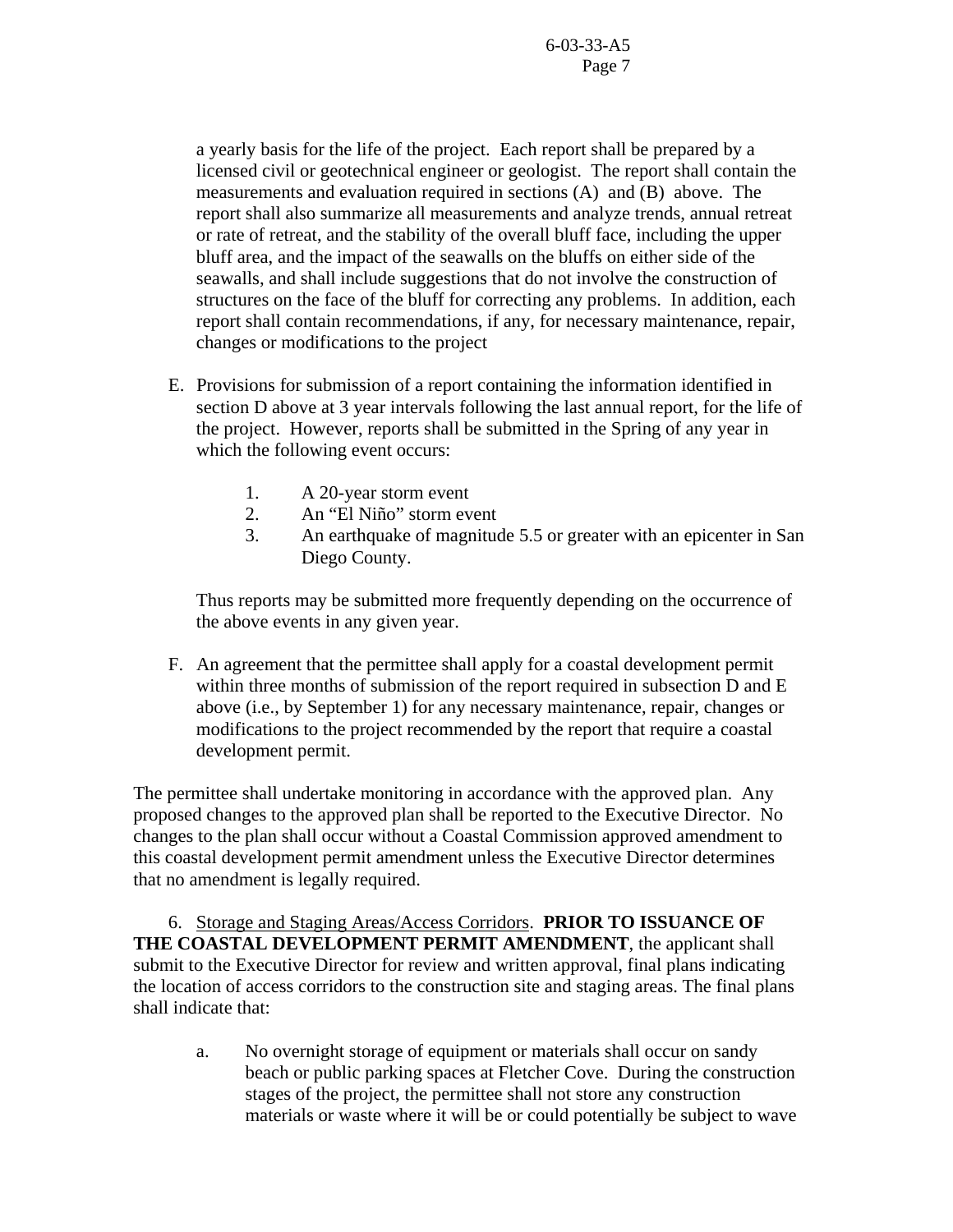a yearly basis for the life of the project. Each report shall be prepared by a licensed civil or geotechnical engineer or geologist. The report shall contain the measurements and evaluation required in sections (A) and (B) above. The report shall also summarize all measurements and analyze trends, annual retreat or rate of retreat, and the stability of the overall bluff face, including the upper bluff area, and the impact of the seawalls on the bluffs on either side of the seawalls, and shall include suggestions that do not involve the construction of structures on the face of the bluff for correcting any problems. In addition, each report shall contain recommendations, if any, for necessary maintenance, repair, changes or modifications to the project

E. Provisions for submission of a report containing the information identified in section D above at 3 year intervals following the last annual report, for the life of the project. However, reports shall be submitted in the Spring of any year in which the following event occurs:

   1. A 20-year storm event
   2. An "El Niño" storm event
   3. An earthquake of magnitude 5.5 or greater with an epicenter in San Diego County.

   Thus reports may be submitted more frequently depending on the occurrence of the above events in any given year.

F. An agreement that the permittee shall apply for a coastal development permit within three months of submission of the report required in subsection D and E above (i.e., by September 1) for any necessary maintenance, repair, changes or modifications to the project recommended by the report that require a coastal development permit.

The permittee shall undertake monitoring in accordance with the approved plan. Any proposed changes to the approved plan shall be reported to the Executive Director. No changes to the plan shall occur without a Coastal Commission approved amendment to this coastal development permit amendment unless the Executive Director determines that no amendment is legally required.

6. Storage and Staging Areas/Access Corridors. **PRIOR TO ISSUANCE OF THE COASTAL DEVELOPMENT PERMIT AMENDMENT**, the applicant shall submit to the Executive Director for review and written approval, final plans indicating the location of access corridors to the construction site and staging areas. The final plans shall indicate that:

   a. No overnight storage of equipment or materials shall occur on sandy beach or public parking spaces at Fletcher Cove. During the construction stages of the project, the permittee shall not store any construction materials or waste where it will be or could potentially be subject to wave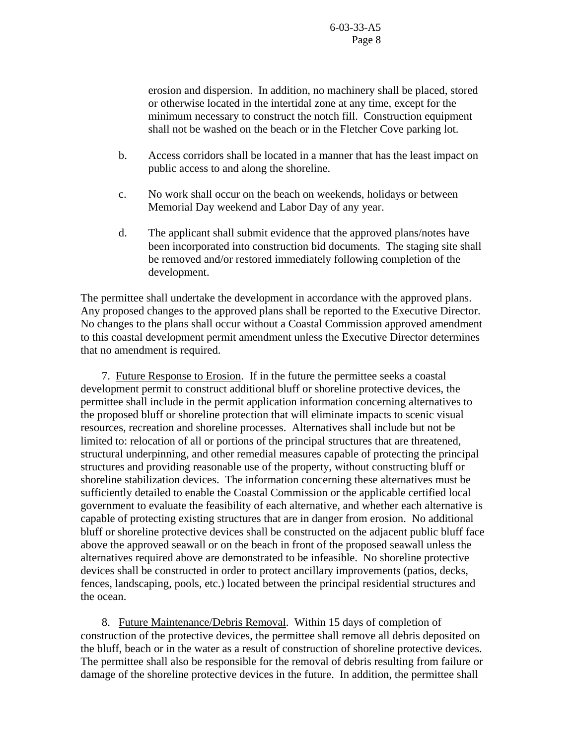erosion and dispersion. In addition, no machinery shall be placed, stored or otherwise located in the intertidal zone at any time, except for the minimum necessary to construct the notch fill. Construction equipment shall not be washed on the beach or in the Fletcher Cove parking lot.

b. Access corridors shall be located in a manner that has the least impact on public access to and along the shoreline.

c. No work shall occur on the beach on weekends, holidays or between Memorial Day weekend and Labor Day of any year.

d. The applicant shall submit evidence that the approved plans/notes have been incorporated into construction bid documents. The staging site shall be removed and/or restored immediately following completion of the development.

The permittee shall undertake the development in accordance with the approved plans. Any proposed changes to the approved plans shall be reported to the Executive Director. No changes to the plans shall occur without a Coastal Commission approved amendment to this coastal development permit amendment unless the Executive Director determines that no amendment is required.

7. Future Response to Erosion. If in the future the permittee seeks a coastal development permit to construct additional bluff or shoreline protective devices, the permittee shall include in the permit application information concerning alternatives to the proposed bluff or shoreline protection that will eliminate impacts to scenic visual resources, recreation and shoreline processes. Alternatives shall include but not be limited to: relocation of all or portions of the principal structures that are threatened, structural underpinning, and other remedial measures capable of protecting the principal structures and providing reasonable use of the property, without constructing bluff or shoreline stabilization devices. The information concerning these alternatives must be sufficiently detailed to enable the Coastal Commission or the applicable certified local government to evaluate the feasibility of each alternative, and whether each alternative is capable of protecting existing structures that are in danger from erosion. No additional bluff or shoreline protective devices shall be constructed on the adjacent public bluff face above the approved seawall or on the beach in front of the proposed seawall unless the alternatives required above are demonstrated to be infeasible. No shoreline protective devices shall be constructed in order to protect ancillary improvements (patios, decks, fences, landscaping, pools, etc.) located between the principal residential structures and the ocean.

8. Future Maintenance/Debris Removal. Within 15 days of completion of construction of the protective devices, the permittee shall remove all debris deposited on the bluff, beach or in the water as a result of construction of shoreline protective devices. The permittee shall also be responsible for the removal of debris resulting from failure or damage of the shoreline protective devices in the future. In addition, the permittee shall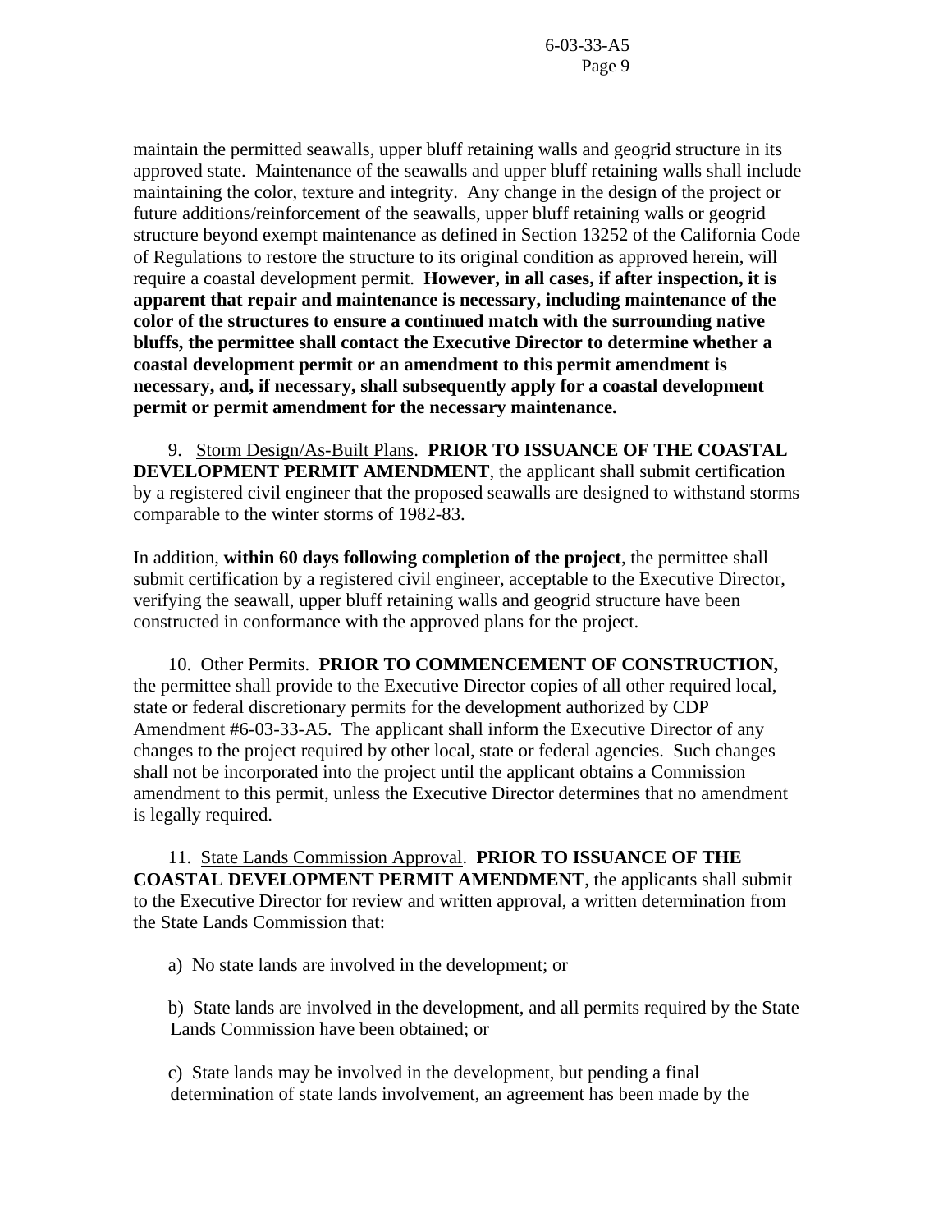maintain the permitted seawalls, upper bluff retaining walls and geogrid structure in its approved state. Maintenance of the seawalls and upper bluff retaining walls shall include maintaining the color, texture and integrity. Any change in the design of the project or future additions/reinforcement of the seawalls, upper bluff retaining walls or geogrid structure beyond exempt maintenance as defined in Section 13252 of the California Code of Regulations to restore the structure to its original condition as approved herein, will require a coastal development permit. **However, in all cases, if after inspection, it is apparent that repair and maintenance is necessary, including maintenance of the color of the structures to ensure a continued match with the surrounding native bluffs, the permittee shall contact the Executive Director to determine whether a coastal development permit or an amendment to this permit amendment is necessary, and, if necessary, shall subsequently apply for a coastal development permit or permit amendment for the necessary maintenance.**

9. Storm Design/As-Built Plans. **PRIOR TO ISSUANCE OF THE COASTAL DEVELOPMENT PERMIT AMENDMENT**, the applicant shall submit certification by a registered civil engineer that the proposed seawalls are designed to withstand storms comparable to the winter storms of 1982-83.

In addition, **within 60 days following completion of the project**, the permittee shall submit certification by a registered civil engineer, acceptable to the Executive Director, verifying the seawall, upper bluff retaining walls and geogrid structure have been constructed in conformance with the approved plans for the project.

10. Other Permits. **PRIOR TO COMMENCEMENT OF CONSTRUCTION,** the permittee shall provide to the Executive Director copies of all other required local, state or federal discretionary permits for the development authorized by CDP Amendment #6-03-33-A5. The applicant shall inform the Executive Director of any changes to the project required by other local, state or federal agencies. Such changes shall not be incorporated into the project until the applicant obtains a Commission amendment to this permit, unless the Executive Director determines that no amendment is legally required.

11. State Lands Commission Approval. **PRIOR TO ISSUANCE OF THE COASTAL DEVELOPMENT PERMIT AMENDMENT**, the applicants shall submit to the Executive Director for review and written approval, a written determination from the State Lands Commission that:

a) No state lands are involved in the development; or

b) State lands are involved in the development, and all permits required by the State Lands Commission have been obtained; or

c) State lands may be involved in the development, but pending a final determination of state lands involvement, an agreement has been made by the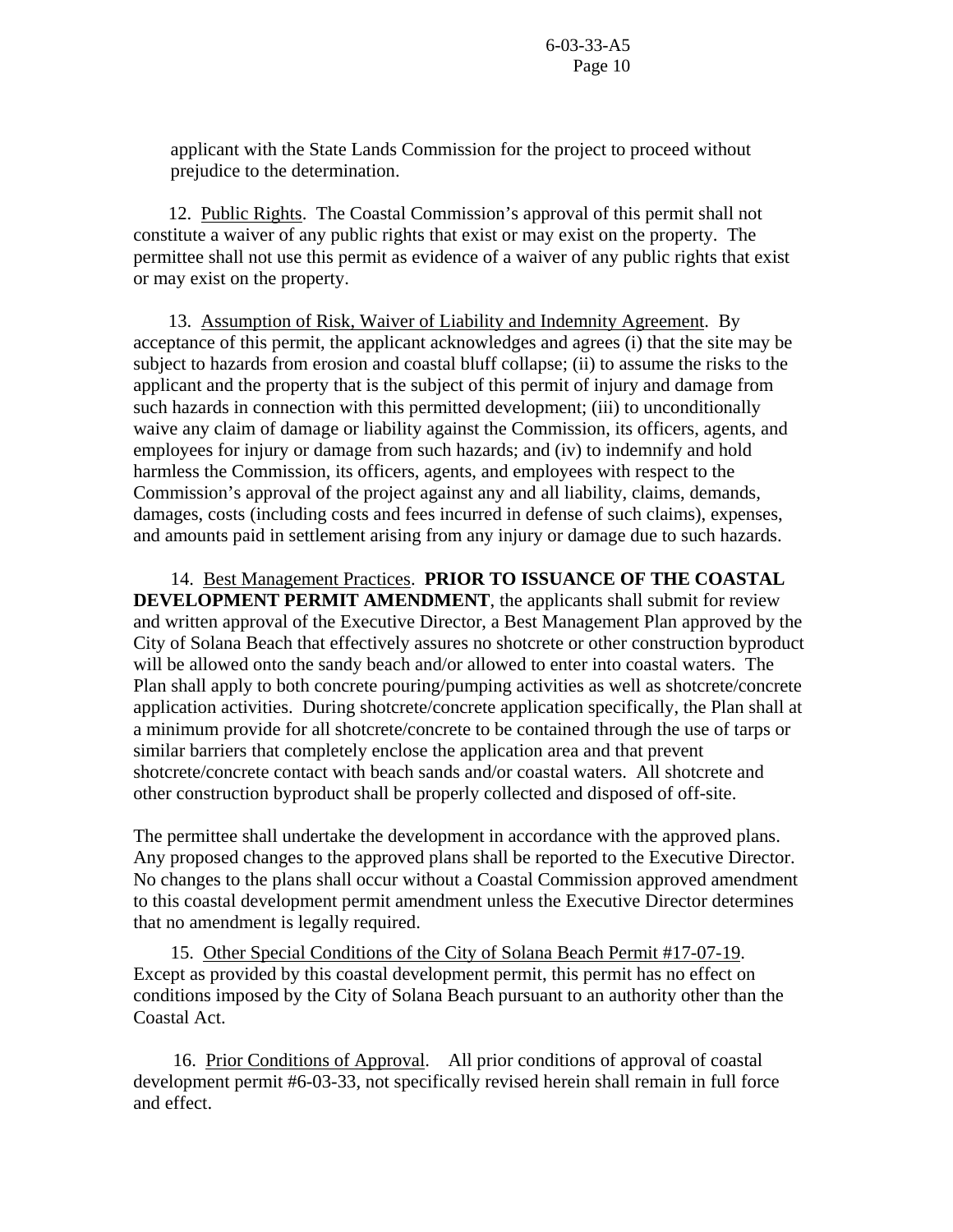applicant with the State Lands Commission for the project to proceed without prejudice to the determination.

12. Public Rights. The Coastal Commission's approval of this permit shall not constitute a waiver of any public rights that exist or may exist on the property. The permittee shall not use this permit as evidence of a waiver of any public rights that exist or may exist on the property.

13. Assumption of Risk, Waiver of Liability and Indemnity Agreement. By acceptance of this permit, the applicant acknowledges and agrees (i) that the site may be subject to hazards from erosion and coastal bluff collapse; (ii) to assume the risks to the applicant and the property that is the subject of this permit of injury and damage from such hazards in connection with this permitted development; (iii) to unconditionally waive any claim of damage or liability against the Commission, its officers, agents, and employees for injury or damage from such hazards; and (iv) to indemnify and hold harmless the Commission, its officers, agents, and employees with respect to the Commission's approval of the project against any and all liability, claims, demands, damages, costs (including costs and fees incurred in defense of such claims), expenses, and amounts paid in settlement arising from any injury or damage due to such hazards.

14. Best Management Practices. **PRIOR TO ISSUANCE OF THE COASTAL DEVELOPMENT PERMIT AMENDMENT**, the applicants shall submit for review and written approval of the Executive Director, a Best Management Plan approved by the City of Solana Beach that effectively assures no shotcrete or other construction byproduct will be allowed onto the sandy beach and/or allowed to enter into coastal waters. The Plan shall apply to both concrete pouring/pumping activities as well as shotcrete/concrete application activities. During shotcrete/concrete application specifically, the Plan shall at a minimum provide for all shotcrete/concrete to be contained through the use of tarps or similar barriers that completely enclose the application area and that prevent shotcrete/concrete contact with beach sands and/or coastal waters. All shotcrete and other construction byproduct shall be properly collected and disposed of off-site.

The permittee shall undertake the development in accordance with the approved plans. Any proposed changes to the approved plans shall be reported to the Executive Director. No changes to the plans shall occur without a Coastal Commission approved amendment to this coastal development permit amendment unless the Executive Director determines that no amendment is legally required.

15. Other Special Conditions of the City of Solana Beach Permit #17-07-19. Except as provided by this coastal development permit, this permit has no effect on conditions imposed by the City of Solana Beach pursuant to an authority other than the Coastal Act.

16. Prior Conditions of Approval. All prior conditions of approval of coastal development permit #6-03-33, not specifically revised herein shall remain in full force and effect.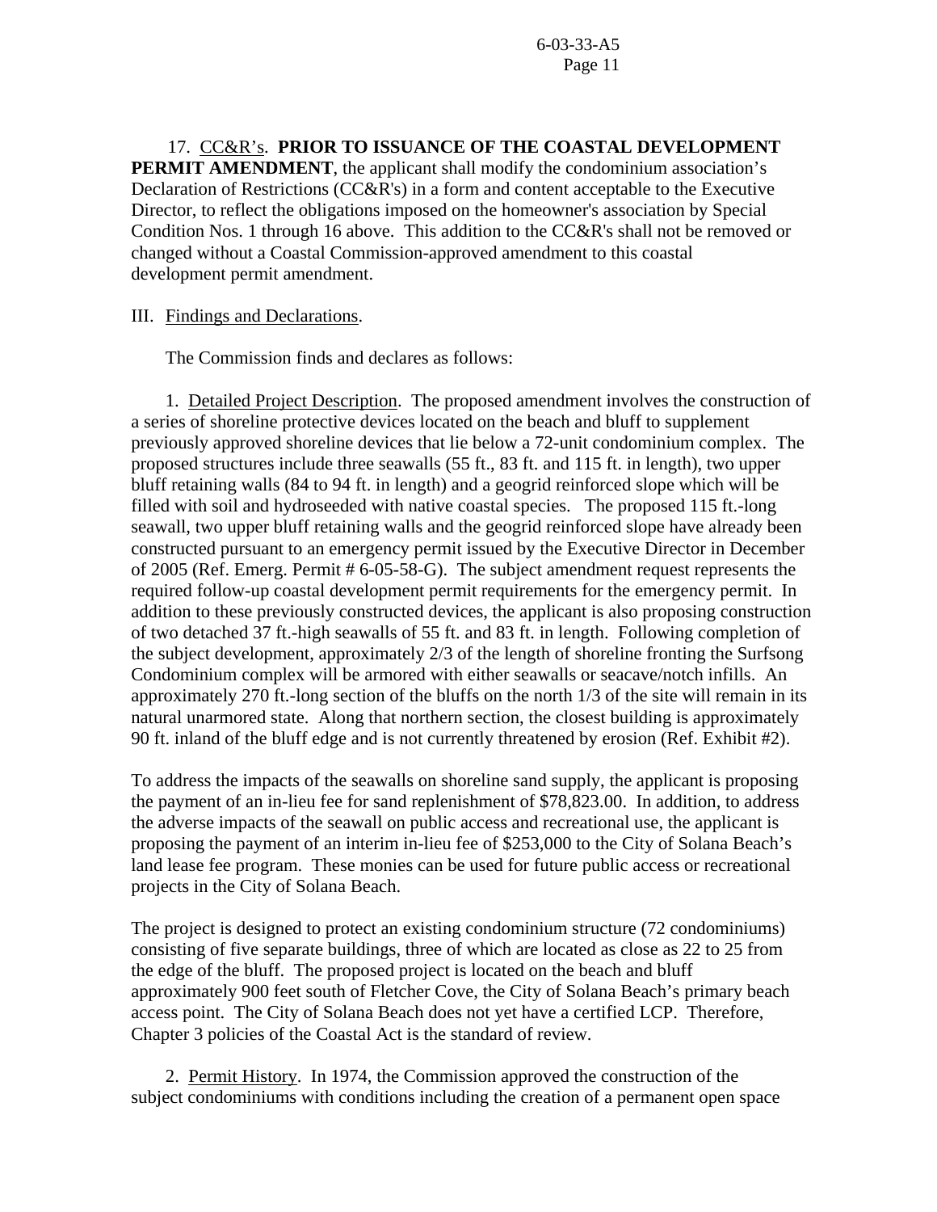17. CC&R's. **PRIOR TO ISSUANCE OF THE COASTAL DEVELOPMENT PERMIT AMENDMENT**, the applicant shall modify the condominium association's Declaration of Restrictions (CC&R's) in a form and content acceptable to the Executive Director, to reflect the obligations imposed on the homeowner's association by Special Condition Nos. 1 through 16 above. This addition to the CC&R's shall not be removed or changed without a Coastal Commission-approved amendment to this coastal development permit amendment.

III. Findings and Declarations.

The Commission finds and declares as follows:

1. Detailed Project Description. The proposed amendment involves the construction of a series of shoreline protective devices located on the beach and bluff to supplement previously approved shoreline devices that lie below a 72-unit condominium complex. The proposed structures include three seawalls (55 ft., 83 ft. and 115 ft. in length), two upper bluff retaining walls (84 to 94 ft. in length) and a geogrid reinforced slope which will be filled with soil and hydroseeded with native coastal species. The proposed 115 ft.-long seawall, two upper bluff retaining walls and the geogrid reinforced slope have already been constructed pursuant to an emergency permit issued by the Executive Director in December of 2005 (Ref. Emerg. Permit # 6-05-58-G). The subject amendment request represents the required follow-up coastal development permit requirements for the emergency permit. In addition to these previously constructed devices, the applicant is also proposing construction of two detached 37 ft.-high seawalls of 55 ft. and 83 ft. in length. Following completion of the subject development, approximately 2/3 of the length of shoreline fronting the Surfsong Condominium complex will be armored with either seawalls or seacave/notch infills. An approximately 270 ft.-long section of the bluffs on the north 1/3 of the site will remain in its natural unarmored state. Along that northern section, the closest building is approximately 90 ft. inland of the bluff edge and is not currently threatened by erosion (Ref. Exhibit #2).

To address the impacts of the seawalls on shoreline sand supply, the applicant is proposing the payment of an in-lieu fee for sand replenishment of $78,823.00. In addition, to address the adverse impacts of the seawall on public access and recreational use, the applicant is proposing the payment of an interim in-lieu fee of $253,000 to the City of Solana Beach's land lease fee program. These monies can be used for future public access or recreational projects in the City of Solana Beach.

The project is designed to protect an existing condominium structure (72 condominiums) consisting of five separate buildings, three of which are located as close as 22 to 25 from the edge of the bluff. The proposed project is located on the beach and bluff approximately 900 feet south of Fletcher Cove, the City of Solana Beach's primary beach access point. The City of Solana Beach does not yet have a certified LCP. Therefore, Chapter 3 policies of the Coastal Act is the standard of review.

2. Permit History. In 1974, the Commission approved the construction of the subject condominiums with conditions including the creation of a permanent open space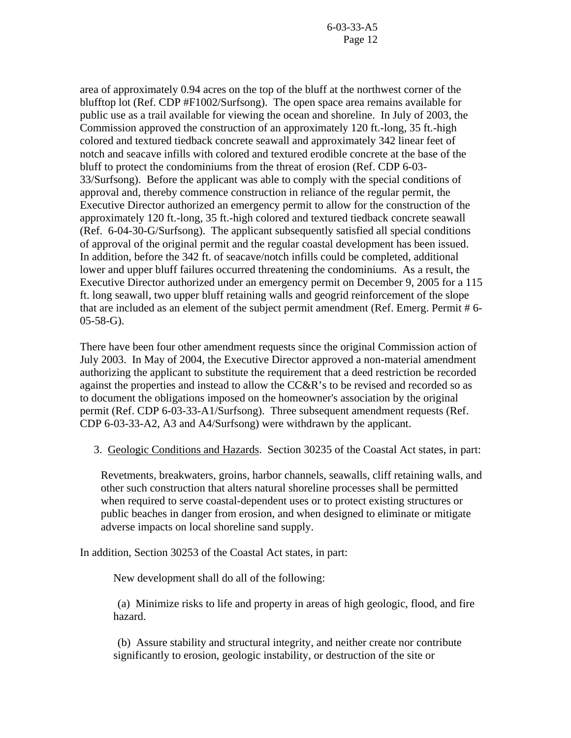area of approximately 0.94 acres on the top of the bluff at the northwest corner of the blufftop lot (Ref. CDP #F1002/Surfsong). The open space area remains available for public use as a trail available for viewing the ocean and shoreline. In July of 2003, the Commission approved the construction of an approximately 120 ft.-long, 35 ft.-high colored and textured tiedback concrete seawall and approximately 342 linear feet of notch and seacave infills with colored and textured erodible concrete at the base of the bluff to protect the condominiums from the threat of erosion (Ref. CDP 6-03-33/Surfsong). Before the applicant was able to comply with the special conditions of approval and, thereby commence construction in reliance of the regular permit, the Executive Director authorized an emergency permit to allow for the construction of the approximately 120 ft.-long, 35 ft.-high colored and textured tiedback concrete seawall (Ref. 6-04-30-G/Surfsong). The applicant subsequently satisfied all special conditions of approval of the original permit and the regular coastal development has been issued. In addition, before the 342 ft. of seacave/notch infills could be completed, additional lower and upper bluff failures occurred threatening the condominiums. As a result, the Executive Director authorized under an emergency permit on December 9, 2005 for a 115 ft. long seawall, two upper bluff retaining walls and geogrid reinforcement of the slope that are included as an element of the subject permit amendment (Ref. Emerg. Permit # 6-05-58-G).

There have been four other amendment requests since the original Commission action of July 2003. In May of 2004, the Executive Director approved a non-material amendment authorizing the applicant to substitute the requirement that a deed restriction be recorded against the properties and instead to allow the CC&R's to be revised and recorded so as to document the obligations imposed on the homeowner's association by the original permit (Ref. CDP 6-03-33-A1/Surfsong). Three subsequent amendment requests (Ref. CDP 6-03-33-A2, A3 and A4/Surfsong) were withdrawn by the applicant.

3. Geologic Conditions and Hazards. Section 30235 of the Coastal Act states, in part:

> Revetments, breakwaters, groins, harbor channels, seawalls, cliff retaining walls, and other such construction that alters natural shoreline processes shall be permitted when required to serve coastal-dependent uses or to protect existing structures or public beaches in danger from erosion, and when designed to eliminate or mitigate adverse impacts on local shoreline sand supply.

In addition, Section 30253 of the Coastal Act states, in part:

> New development shall do all of the following:
>
> (a) Minimize risks to life and property in areas of high geologic, flood, and fire hazard.
>
> (b) Assure stability and structural integrity, and neither create nor contribute significantly to erosion, geologic instability, or destruction of the site or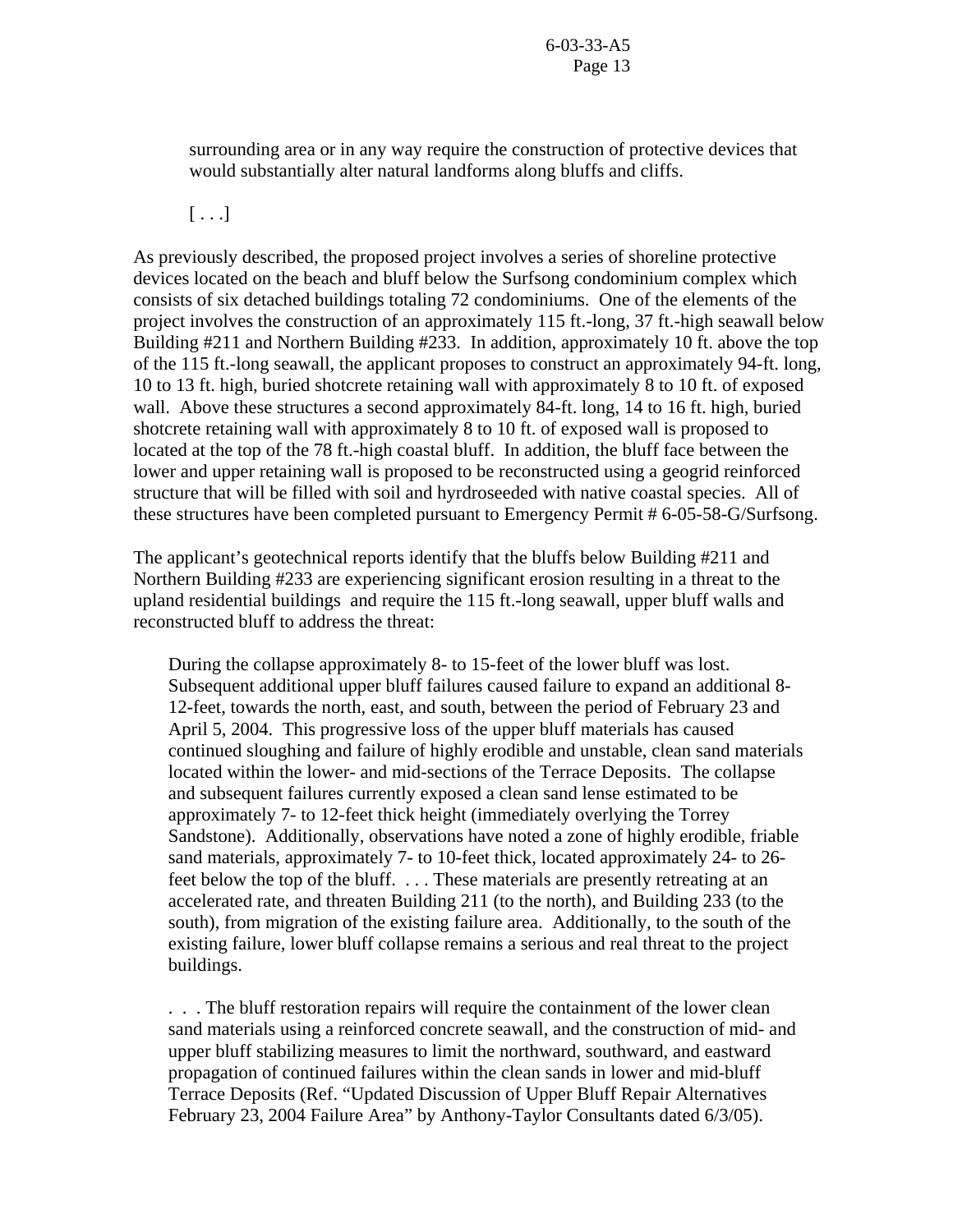> surrounding area or in any way require the construction of protective devices that would substantially alter natural landforms along bluffs and cliffs.
>
> [ . . .]

As previously described, the proposed project involves a series of shoreline protective devices located on the beach and bluff below the Surfsong condominium complex which consists of six detached buildings totaling 72 condominiums. One of the elements of the project involves the construction of an approximately 115 ft.-long, 37 ft.-high seawall below Building #211 and Northern Building #233. In addition, approximately 10 ft. above the top of the 115 ft.-long seawall, the applicant proposes to construct an approximately 94-ft. long, 10 to 13 ft. high, buried shotcrete retaining wall with approximately 8 to 10 ft. of exposed wall. Above these structures a second approximately 84-ft. long, 14 to 16 ft. high, buried shotcrete retaining wall with approximately 8 to 10 ft. of exposed wall is proposed to located at the top of the 78 ft.-high coastal bluff. In addition, the bluff face between the lower and upper retaining wall is proposed to be reconstructed using a geogrid reinforced structure that will be filled with soil and hyrdroseeded with native coastal species. All of these structures have been completed pursuant to Emergency Permit # 6-05-58-G/Surfsong.

The applicant's geotechnical reports identify that the bluffs below Building #211 and Northern Building #233 are experiencing significant erosion resulting in a threat to the upland residential buildings and require the 115 ft.-long seawall, upper bluff walls and reconstructed bluff to address the threat:

> During the collapse approximately 8- to 15-feet of the lower bluff was lost. Subsequent additional upper bluff failures caused failure to expand an additional 8-12-feet, towards the north, east, and south, between the period of February 23 and April 5, 2004. This progressive loss of the upper bluff materials has caused continued sloughing and failure of highly erodible and unstable, clean sand materials located within the lower- and mid-sections of the Terrace Deposits. The collapse and subsequent failures currently exposed a clean sand lense estimated to be approximately 7- to 12-feet thick height (immediately overlying the Torrey Sandstone). Additionally, observations have noted a zone of highly erodible, friable sand materials, approximately 7- to 10-feet thick, located approximately 24- to 26-feet below the top of the bluff. . . . These materials are presently retreating at an accelerated rate, and threaten Building 211 (to the north), and Building 233 (to the south), from migration of the existing failure area. Additionally, to the south of the existing failure, lower bluff collapse remains a serious and real threat to the project buildings.
>
> . . . The bluff restoration repairs will require the containment of the lower clean sand materials using a reinforced concrete seawall, and the construction of mid- and upper bluff stabilizing measures to limit the northward, southward, and eastward propagation of continued failures within the clean sands in lower and mid-bluff Terrace Deposits (Ref. "Updated Discussion of Upper Bluff Repair Alternatives February 23, 2004 Failure Area" by Anthony-Taylor Consultants dated 6/3/05).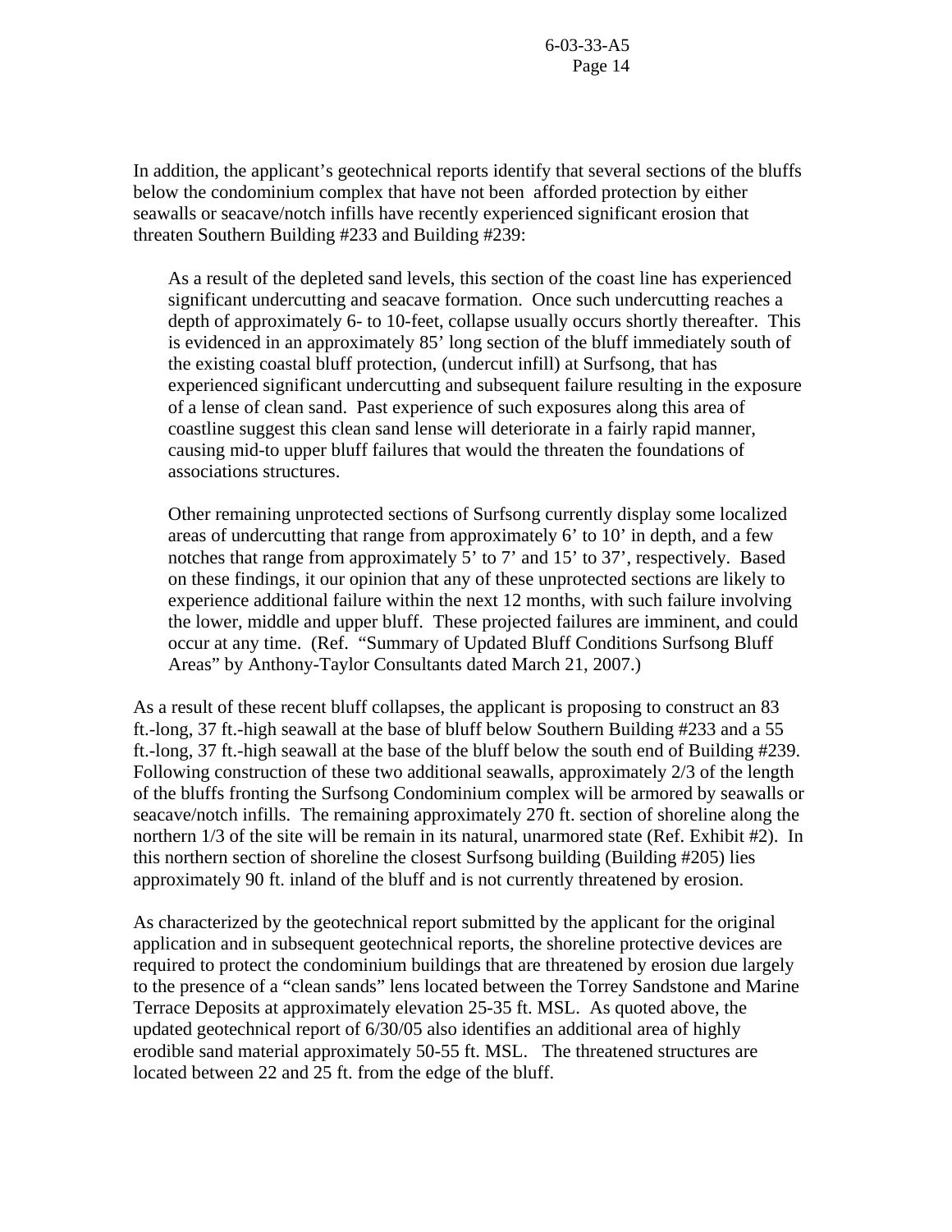In addition, the applicant's geotechnical reports identify that several sections of the bluffs below the condominium complex that have not been  afforded protection by either seawalls or seacave/notch infills have recently experienced significant erosion that threaten Southern Building #233 and Building #239:

> As a result of the depleted sand levels, this section of the coast line has experienced significant undercutting and seacave formation. Once such undercutting reaches a depth of approximately 6- to 10-feet, collapse usually occurs shortly thereafter. This is evidenced in an approximately 85' long section of the bluff immediately south of the existing coastal bluff protection, (undercut infill) at Surfsong, that has experienced significant undercutting and subsequent failure resulting in the exposure of a lense of clean sand. Past experience of such exposures along this area of coastline suggest this clean sand lense will deteriorate in a fairly rapid manner, causing mid-to upper bluff failures that would the threaten the foundations of associations structures.
>
> Other remaining unprotected sections of Surfsong currently display some localized areas of undercutting that range from approximately 6' to 10' in depth, and a few notches that range from approximately 5' to 7' and 15' to 37', respectively. Based on these findings, it our opinion that any of these unprotected sections are likely to experience additional failure within the next 12 months, with such failure involving the lower, middle and upper bluff. These projected failures are imminent, and could occur at any time. (Ref. "Summary of Updated Bluff Conditions Surfsong Bluff Areas" by Anthony-Taylor Consultants dated March 21, 2007.)

As a result of these recent bluff collapses, the applicant is proposing to construct an 83 ft.-long, 37 ft.-high seawall at the base of bluff below Southern Building #233 and a 55 ft.-long, 37 ft.-high seawall at the base of the bluff below the south end of Building #239. Following construction of these two additional seawalls, approximately 2/3 of the length of the bluffs fronting the Surfsong Condominium complex will be armored by seawalls or seacave/notch infills. The remaining approximately 270 ft. section of shoreline along the northern 1/3 of the site will be remain in its natural, unarmored state (Ref. Exhibit #2). In this northern section of shoreline the closest Surfsong building (Building #205) lies approximately 90 ft. inland of the bluff and is not currently threatened by erosion.

As characterized by the geotechnical report submitted by the applicant for the original application and in subsequent geotechnical reports, the shoreline protective devices are required to protect the condominium buildings that are threatened by erosion due largely to the presence of a "clean sands" lens located between the Torrey Sandstone and Marine Terrace Deposits at approximately elevation 25-35 ft. MSL. As quoted above, the updated geotechnical report of 6/30/05 also identifies an additional area of highly erodible sand material approximately 50-55 ft. MSL. The threatened structures are located between 22 and 25 ft. from the edge of the bluff.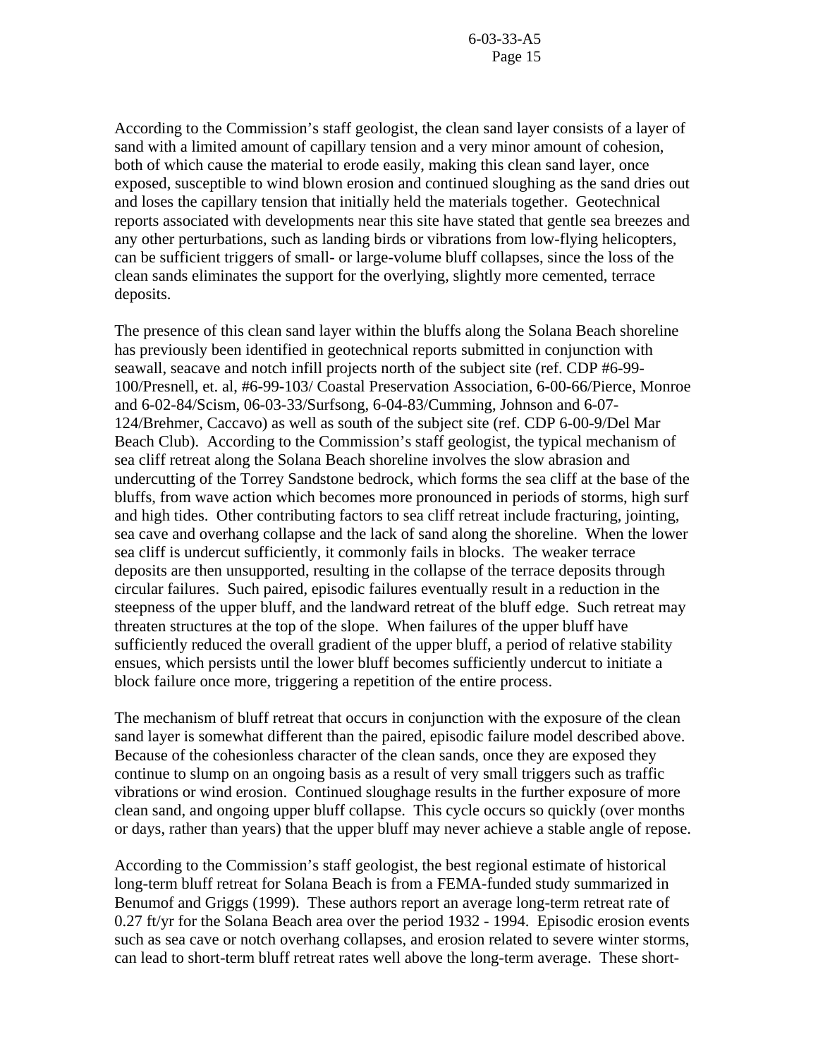According to the Commission's staff geologist, the clean sand layer consists of a layer of sand with a limited amount of capillary tension and a very minor amount of cohesion, both of which cause the material to erode easily, making this clean sand layer, once exposed, susceptible to wind blown erosion and continued sloughing as the sand dries out and loses the capillary tension that initially held the materials together. Geotechnical reports associated with developments near this site have stated that gentle sea breezes and any other perturbations, such as landing birds or vibrations from low-flying helicopters, can be sufficient triggers of small- or large-volume bluff collapses, since the loss of the clean sands eliminates the support for the overlying, slightly more cemented, terrace deposits.

The presence of this clean sand layer within the bluffs along the Solana Beach shoreline has previously been identified in geotechnical reports submitted in conjunction with seawall, seacave and notch infill projects north of the subject site (ref. CDP #6-99-100/Presnell, et. al, #6-99-103/ Coastal Preservation Association, 6-00-66/Pierce, Monroe and 6-02-84/Scism, 06-03-33/Surfsong, 6-04-83/Cumming, Johnson and 6-07-124/Brehmer, Caccavo) as well as south of the subject site (ref. CDP 6-00-9/Del Mar Beach Club). According to the Commission's staff geologist, the typical mechanism of sea cliff retreat along the Solana Beach shoreline involves the slow abrasion and undercutting of the Torrey Sandstone bedrock, which forms the sea cliff at the base of the bluffs, from wave action which becomes more pronounced in periods of storms, high surf and high tides. Other contributing factors to sea cliff retreat include fracturing, jointing, sea cave and overhang collapse and the lack of sand along the shoreline. When the lower sea cliff is undercut sufficiently, it commonly fails in blocks. The weaker terrace deposits are then unsupported, resulting in the collapse of the terrace deposits through circular failures. Such paired, episodic failures eventually result in a reduction in the steepness of the upper bluff, and the landward retreat of the bluff edge. Such retreat may threaten structures at the top of the slope. When failures of the upper bluff have sufficiently reduced the overall gradient of the upper bluff, a period of relative stability ensues, which persists until the lower bluff becomes sufficiently undercut to initiate a block failure once more, triggering a repetition of the entire process.

The mechanism of bluff retreat that occurs in conjunction with the exposure of the clean sand layer is somewhat different than the paired, episodic failure model described above. Because of the cohesionless character of the clean sands, once they are exposed they continue to slump on an ongoing basis as a result of very small triggers such as traffic vibrations or wind erosion. Continued sloughage results in the further exposure of more clean sand, and ongoing upper bluff collapse. This cycle occurs so quickly (over months or days, rather than years) that the upper bluff may never achieve a stable angle of repose.

According to the Commission's staff geologist, the best regional estimate of historical long-term bluff retreat for Solana Beach is from a FEMA-funded study summarized in Benumof and Griggs (1999). These authors report an average long-term retreat rate of 0.27 ft/yr for the Solana Beach area over the period 1932 - 1994. Episodic erosion events such as sea cave or notch overhang collapses, and erosion related to severe winter storms, can lead to short-term bluff retreat rates well above the long-term average. These short-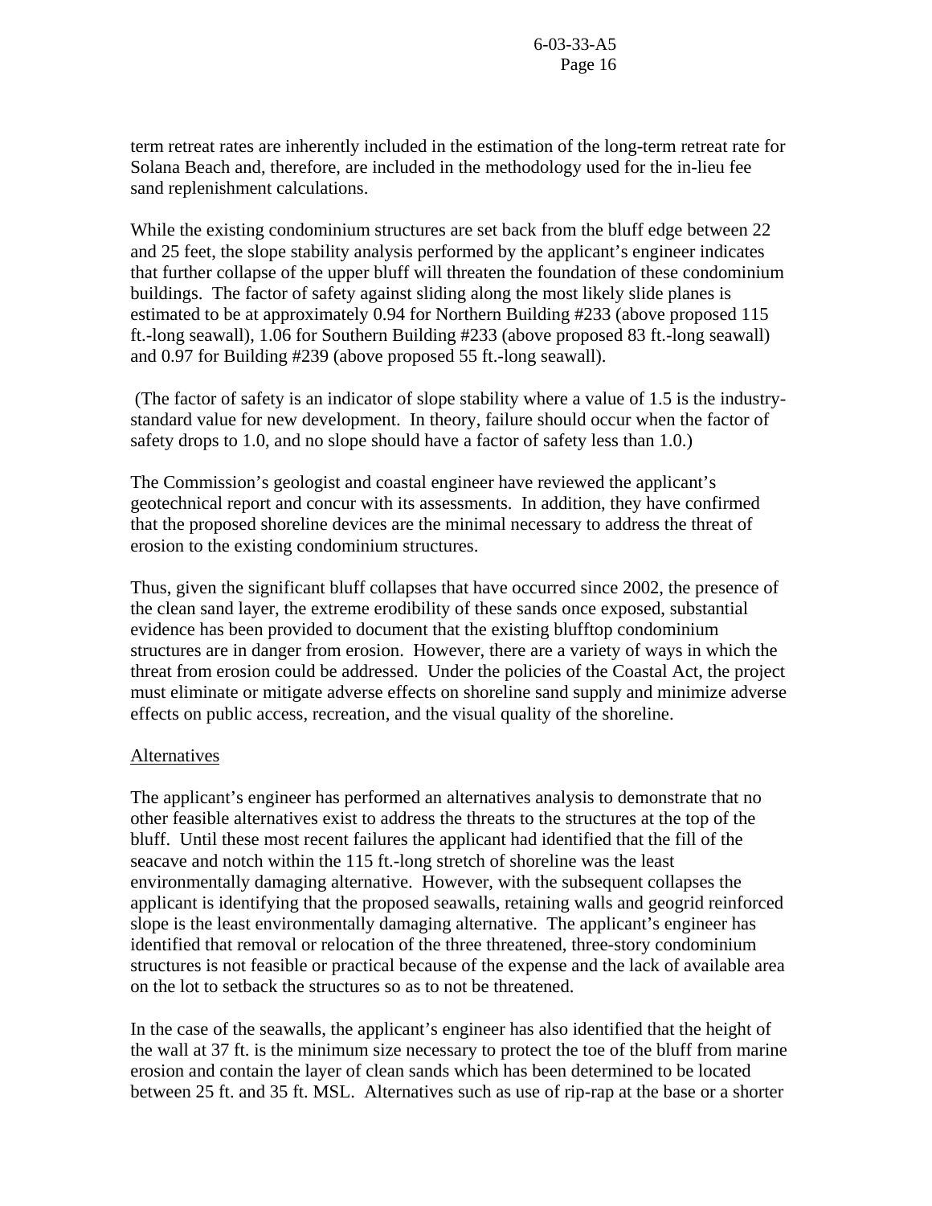term retreat rates are inherently included in the estimation of the long-term retreat rate for Solana Beach and, therefore, are included in the methodology used for the in-lieu fee sand replenishment calculations.

While the existing condominium structures are set back from the bluff edge between 22 and 25 feet, the slope stability analysis performed by the applicant's engineer indicates that further collapse of the upper bluff will threaten the foundation of these condominium buildings. The factor of safety against sliding along the most likely slide planes is estimated to be at approximately 0.94 for Northern Building #233 (above proposed 115 ft.-long seawall), 1.06 for Southern Building #233 (above proposed 83 ft.-long seawall) and 0.97 for Building #239 (above proposed 55 ft.-long seawall).

(The factor of safety is an indicator of slope stability where a value of 1.5 is the industry-standard value for new development. In theory, failure should occur when the factor of safety drops to 1.0, and no slope should have a factor of safety less than 1.0.)

The Commission's geologist and coastal engineer have reviewed the applicant's geotechnical report and concur with its assessments. In addition, they have confirmed that the proposed shoreline devices are the minimal necessary to address the threat of erosion to the existing condominium structures.

Thus, given the significant bluff collapses that have occurred since 2002, the presence of the clean sand layer, the extreme erodibility of these sands once exposed, substantial evidence has been provided to document that the existing blufftop condominium structures are in danger from erosion. However, there are a variety of ways in which the threat from erosion could be addressed. Under the policies of the Coastal Act, the project must eliminate or mitigate adverse effects on shoreline sand supply and minimize adverse effects on public access, recreation, and the visual quality of the shoreline.

Alternatives

The applicant's engineer has performed an alternatives analysis to demonstrate that no other feasible alternatives exist to address the threats to the structures at the top of the bluff. Until these most recent failures the applicant had identified that the fill of the seacave and notch within the 115 ft.-long stretch of shoreline was the least environmentally damaging alternative. However, with the subsequent collapses the applicant is identifying that the proposed seawalls, retaining walls and geogrid reinforced slope is the least environmentally damaging alternative. The applicant's engineer has identified that removal or relocation of the three threatened, three-story condominium structures is not feasible or practical because of the expense and the lack of available area on the lot to setback the structures so as to not be threatened.

In the case of the seawalls, the applicant's engineer has also identified that the height of the wall at 37 ft. is the minimum size necessary to protect the toe of the bluff from marine erosion and contain the layer of clean sands which has been determined to be located between 25 ft. and 35 ft. MSL. Alternatives such as use of rip-rap at the base or a shorter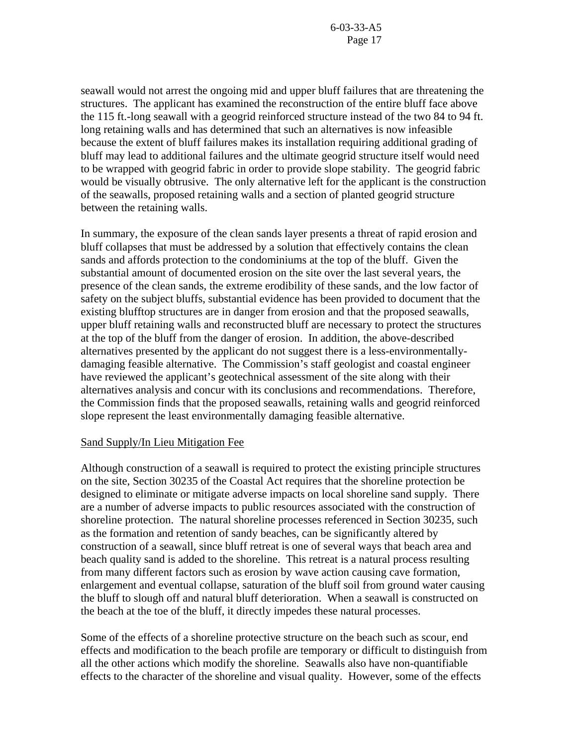seawall would not arrest the ongoing mid and upper bluff failures that are threatening the structures. The applicant has examined the reconstruction of the entire bluff face above the 115 ft.-long seawall with a geogrid reinforced structure instead of the two 84 to 94 ft. long retaining walls and has determined that such an alternatives is now infeasible because the extent of bluff failures makes its installation requiring additional grading of bluff may lead to additional failures and the ultimate geogrid structure itself would need to be wrapped with geogrid fabric in order to provide slope stability. The geogrid fabric would be visually obtrusive. The only alternative left for the applicant is the construction of the seawalls, proposed retaining walls and a section of planted geogrid structure between the retaining walls.

In summary, the exposure of the clean sands layer presents a threat of rapid erosion and bluff collapses that must be addressed by a solution that effectively contains the clean sands and affords protection to the condominiums at the top of the bluff. Given the substantial amount of documented erosion on the site over the last several years, the presence of the clean sands, the extreme erodibility of these sands, and the low factor of safety on the subject bluffs, substantial evidence has been provided to document that the existing blufftop structures are in danger from erosion and that the proposed seawalls, upper bluff retaining walls and reconstructed bluff are necessary to protect the structures at the top of the bluff from the danger of erosion. In addition, the above-described alternatives presented by the applicant do not suggest there is a less-environmentally-damaging feasible alternative. The Commission's staff geologist and coastal engineer have reviewed the applicant's geotechnical assessment of the site along with their alternatives analysis and concur with its conclusions and recommendations. Therefore, the Commission finds that the proposed seawalls, retaining walls and geogrid reinforced slope represent the least environmentally damaging feasible alternative.

<u>Sand Supply/In Lieu Mitigation Fee</u>

Although construction of a seawall is required to protect the existing principle structures on the site, Section 30235 of the Coastal Act requires that the shoreline protection be designed to eliminate or mitigate adverse impacts on local shoreline sand supply. There are a number of adverse impacts to public resources associated with the construction of shoreline protection. The natural shoreline processes referenced in Section 30235, such as the formation and retention of sandy beaches, can be significantly altered by construction of a seawall, since bluff retreat is one of several ways that beach area and beach quality sand is added to the shoreline. This retreat is a natural process resulting from many different factors such as erosion by wave action causing cave formation, enlargement and eventual collapse, saturation of the bluff soil from ground water causing the bluff to slough off and natural bluff deterioration. When a seawall is constructed on the beach at the toe of the bluff, it directly impedes these natural processes.

Some of the effects of a shoreline protective structure on the beach such as scour, end effects and modification to the beach profile are temporary or difficult to distinguish from all the other actions which modify the shoreline. Seawalls also have non-quantifiable effects to the character of the shoreline and visual quality. However, some of the effects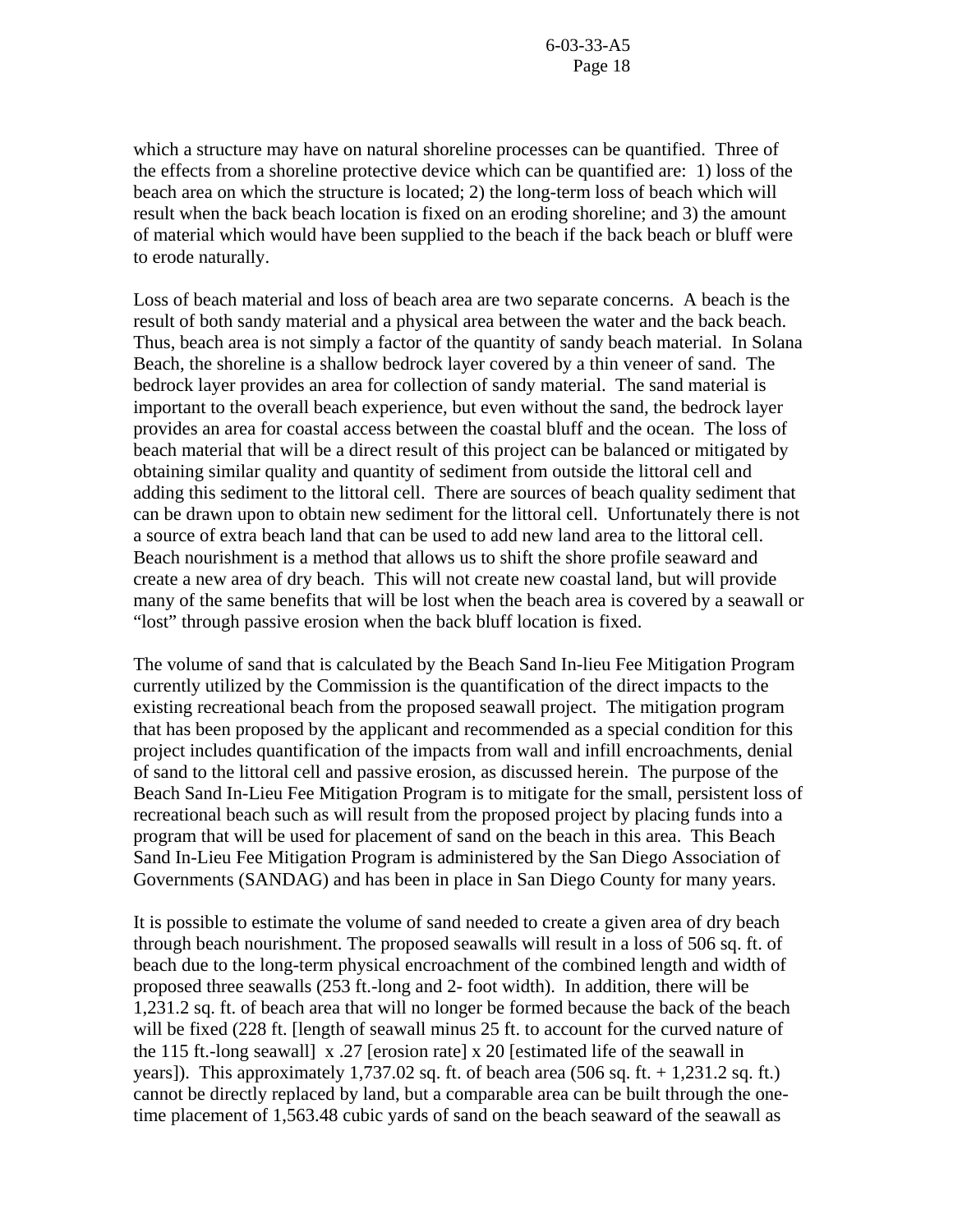which a structure may have on natural shoreline processes can be quantified. Three of the effects from a shoreline protective device which can be quantified are: 1) loss of the beach area on which the structure is located; 2) the long-term loss of beach which will result when the back beach location is fixed on an eroding shoreline; and 3) the amount of material which would have been supplied to the beach if the back beach or bluff were to erode naturally.

Loss of beach material and loss of beach area are two separate concerns. A beach is the result of both sandy material and a physical area between the water and the back beach. Thus, beach area is not simply a factor of the quantity of sandy beach material. In Solana Beach, the shoreline is a shallow bedrock layer covered by a thin veneer of sand. The bedrock layer provides an area for collection of sandy material. The sand material is important to the overall beach experience, but even without the sand, the bedrock layer provides an area for coastal access between the coastal bluff and the ocean. The loss of beach material that will be a direct result of this project can be balanced or mitigated by obtaining similar quality and quantity of sediment from outside the littoral cell and adding this sediment to the littoral cell. There are sources of beach quality sediment that can be drawn upon to obtain new sediment for the littoral cell. Unfortunately there is not a source of extra beach land that can be used to add new land area to the littoral cell. Beach nourishment is a method that allows us to shift the shore profile seaward and create a new area of dry beach. This will not create new coastal land, but will provide many of the same benefits that will be lost when the beach area is covered by a seawall or "lost" through passive erosion when the back bluff location is fixed.

The volume of sand that is calculated by the Beach Sand In-lieu Fee Mitigation Program currently utilized by the Commission is the quantification of the direct impacts to the existing recreational beach from the proposed seawall project. The mitigation program that has been proposed by the applicant and recommended as a special condition for this project includes quantification of the impacts from wall and infill encroachments, denial of sand to the littoral cell and passive erosion, as discussed herein. The purpose of the Beach Sand In-Lieu Fee Mitigation Program is to mitigate for the small, persistent loss of recreational beach such as will result from the proposed project by placing funds into a program that will be used for placement of sand on the beach in this area. This Beach Sand In-Lieu Fee Mitigation Program is administered by the San Diego Association of Governments (SANDAG) and has been in place in San Diego County for many years.

It is possible to estimate the volume of sand needed to create a given area of dry beach through beach nourishment. The proposed seawalls will result in a loss of 506 sq. ft. of beach due to the long-term physical encroachment of the combined length and width of proposed three seawalls (253 ft.-long and 2- foot width). In addition, there will be 1,231.2 sq. ft. of beach area that will no longer be formed because the back of the beach will be fixed (228 ft. [length of seawall minus 25 ft. to account for the curved nature of the 115 ft.-long seawall] x .27 [erosion rate] x 20 [estimated life of the seawall in years]). This approximately 1,737.02 sq. ft. of beach area (506 sq. ft. + 1,231.2 sq. ft.) cannot be directly replaced by land, but a comparable area can be built through the one-time placement of 1,563.48 cubic yards of sand on the beach seaward of the seawall as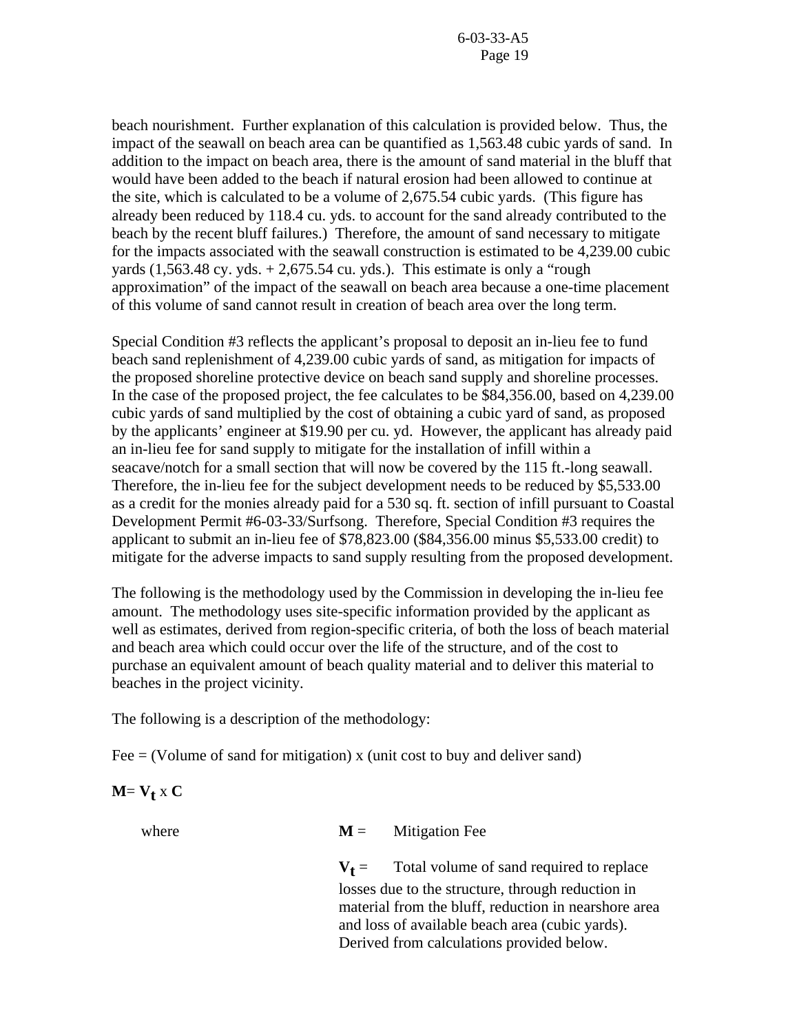beach nourishment. Further explanation of this calculation is provided below. Thus, the impact of the seawall on beach area can be quantified as 1,563.48 cubic yards of sand. In addition to the impact on beach area, there is the amount of sand material in the bluff that would have been added to the beach if natural erosion had been allowed to continue at the site, which is calculated to be a volume of 2,675.54 cubic yards. (This figure has already been reduced by 118.4 cu. yds. to account for the sand already contributed to the beach by the recent bluff failures.) Therefore, the amount of sand necessary to mitigate for the impacts associated with the seawall construction is estimated to be 4,239.00 cubic yards (1,563.48 cy. yds. + 2,675.54 cu. yds.). This estimate is only a "rough approximation" of the impact of the seawall on beach area because a one-time placement of this volume of sand cannot result in creation of beach area over the long term.

Special Condition #3 reflects the applicant's proposal to deposit an in-lieu fee to fund beach sand replenishment of 4,239.00 cubic yards of sand, as mitigation for impacts of the proposed shoreline protective device on beach sand supply and shoreline processes. In the case of the proposed project, the fee calculates to be $84,356.00, based on 4,239.00 cubic yards of sand multiplied by the cost of obtaining a cubic yard of sand, as proposed by the applicants' engineer at $19.90 per cu. yd. However, the applicant has already paid an in-lieu fee for sand supply to mitigate for the installation of infill within a seacave/notch for a small section that will now be covered by the 115 ft.-long seawall. Therefore, the in-lieu fee for the subject development needs to be reduced by $5,533.00 as a credit for the monies already paid for a 530 sq. ft. section of infill pursuant to Coastal Development Permit #6-03-33/Surfsong. Therefore, Special Condition #3 requires the applicant to submit an in-lieu fee of $78,823.00 ($84,356.00 minus $5,533.00 credit) to mitigate for the adverse impacts to sand supply resulting from the proposed development.

The following is the methodology used by the Commission in developing the in-lieu fee amount. The methodology uses site-specific information provided by the applicant as well as estimates, derived from region-specific criteria, of both the loss of beach material and beach area which could occur over the life of the structure, and of the cost to purchase an equivalent amount of beach quality material and to deliver this material to beaches in the project vicinity.

The following is a description of the methodology:

Fee = (Volume of sand for mitigation) x (unit cost to buy and deliver sand)

$$\mathbf{M} = \mathbf{V_t} \times \mathbf{C}$$

where

**M** = Mitigation Fee

$\mathbf{V_t}$ = Total volume of sand required to replace losses due to the structure, through reduction in material from the bluff, reduction in nearshore area and loss of available beach area (cubic yards). Derived from calculations provided below.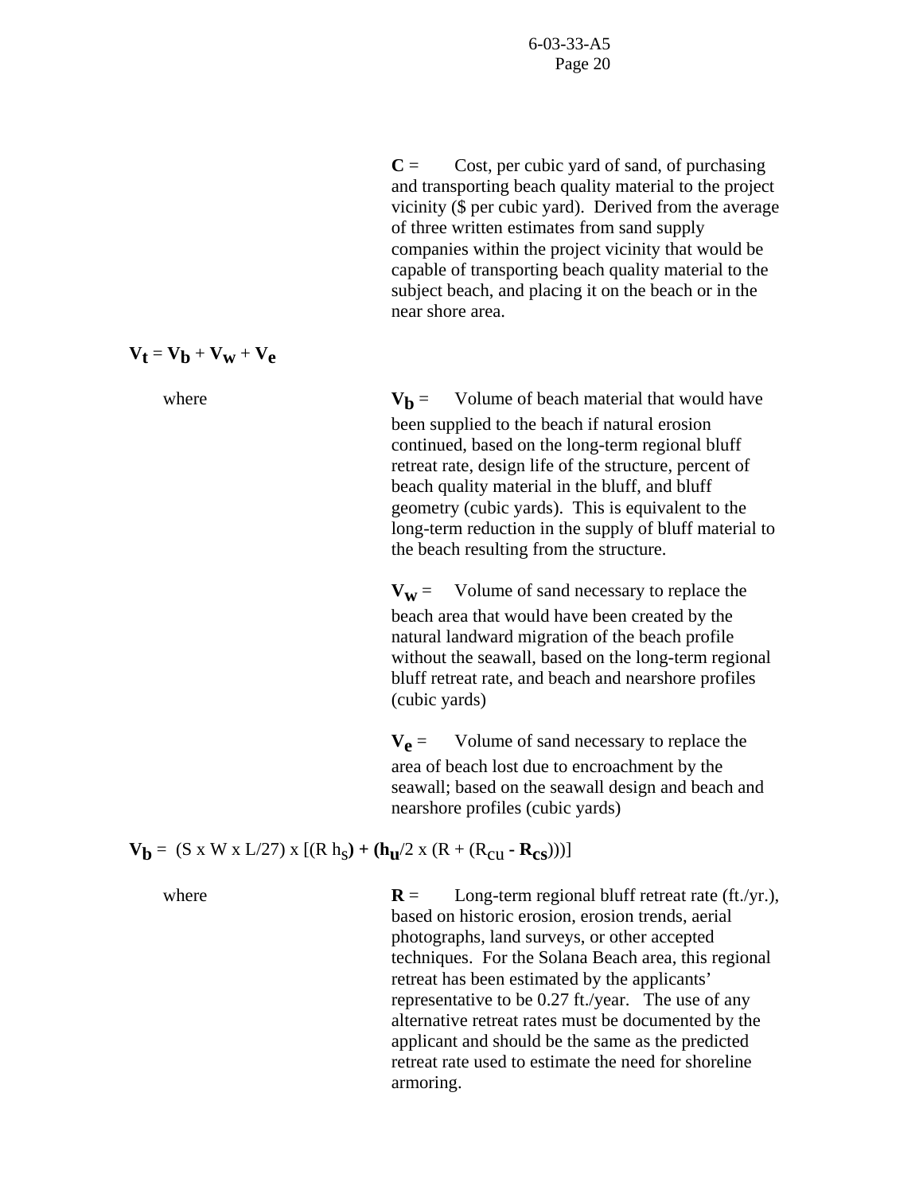**C** = Cost, per cubic yard of sand, of purchasing and transporting beach quality material to the project vicinity ($ per cubic yard). Derived from the average of three written estimates from sand supply companies within the project vicinity that would be capable of transporting beach quality material to the subject beach, and placing it on the beach or in the near shore area.

$\mathbf{V_t} = \mathbf{V_b} + \mathbf{V_w} + \mathbf{V_e}$

where

$\mathbf{V_b}$ = Volume of beach material that would have been supplied to the beach if natural erosion continued, based on the long-term regional bluff retreat rate, design life of the structure, percent of beach quality material in the bluff, and bluff geometry (cubic yards). This is equivalent to the long-term reduction in the supply of bluff material to the beach resulting from the structure.

$\mathbf{V_w}$ = Volume of sand necessary to replace the beach area that would have been created by the natural landward migration of the beach profile without the seawall, based on the long-term regional bluff retreat rate, and beach and nearshore profiles (cubic yards)

$\mathbf{V_e}$ = Volume of sand necessary to replace the area of beach lost due to encroachment by the seawall; based on the seawall design and beach and nearshore profiles (cubic yards)

$\mathbf{V_b} = (S \times W \times L/27) \times [(R\,h_s) + (h_u/2 \times (R + (R_{cu} - R_{cs})))]$

where

**R** = Long-term regional bluff retreat rate (ft./yr.), based on historic erosion, erosion trends, aerial photographs, land surveys, or other accepted techniques. For the Solana Beach area, this regional retreat has been estimated by the applicants' representative to be 0.27 ft./year. The use of any alternative retreat rates must be documented by the applicant and should be the same as the predicted retreat rate used to estimate the need for shoreline armoring.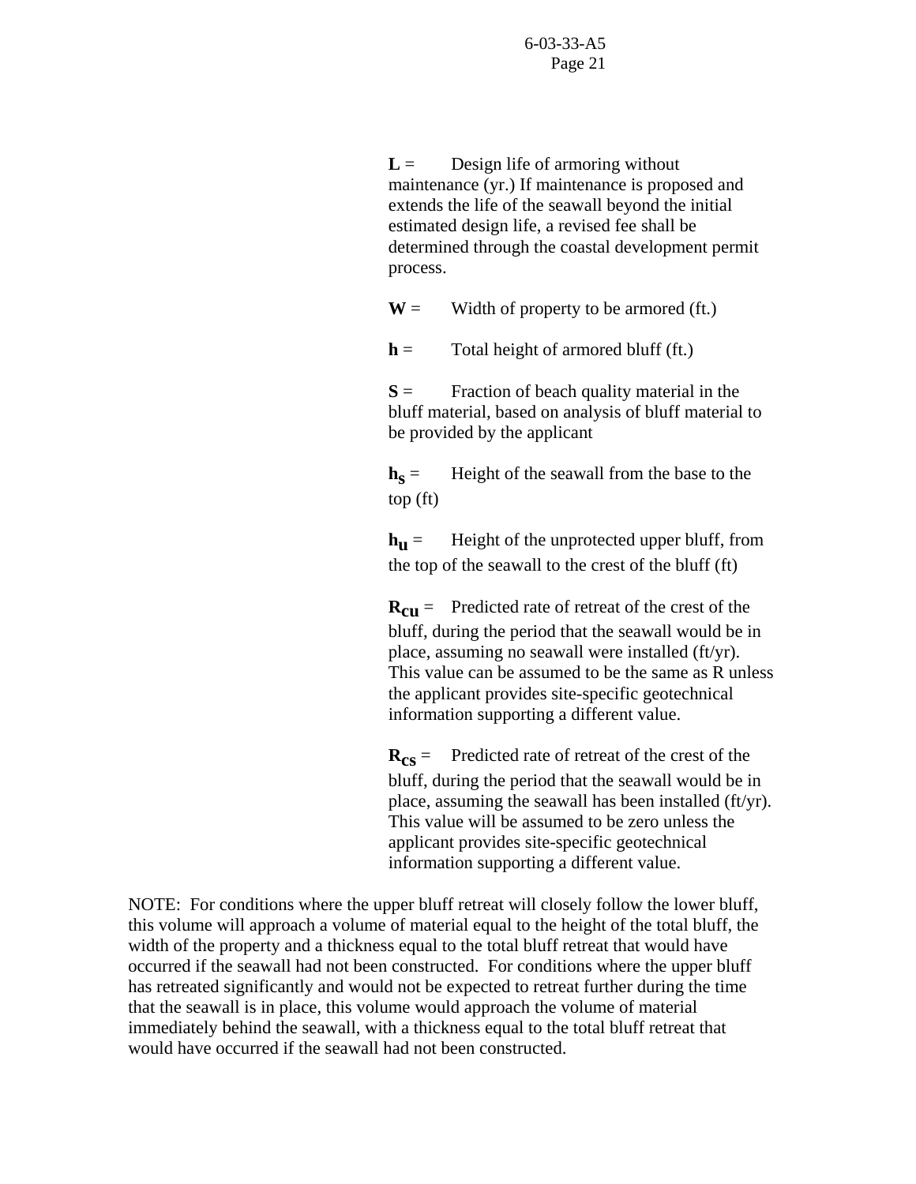**L** = Design life of armoring without maintenance (yr.) If maintenance is proposed and extends the life of the seawall beyond the initial estimated design life, a revised fee shall be determined through the coastal development permit process.

**W** = Width of property to be armored (ft.)

**h** = Total height of armored bluff (ft.)

**S** = Fraction of beach quality material in the bluff material, based on analysis of bluff material to be provided by the applicant

$\mathbf{h_s}$ = Height of the seawall from the base to the top (ft)

$\mathbf{h_u}$ = Height of the unprotected upper bluff, from the top of the seawall to the crest of the bluff (ft)

$\mathbf{R_{cu}}$ = Predicted rate of retreat of the crest of the bluff, during the period that the seawall would be in place, assuming no seawall were installed (ft/yr). This value can be assumed to be the same as R unless the applicant provides site-specific geotechnical information supporting a different value.

$\mathbf{R_{cs}}$ = Predicted rate of retreat of the crest of the bluff, during the period that the seawall would be in place, assuming the seawall has been installed (ft/yr). This value will be assumed to be zero unless the applicant provides site-specific geotechnical information supporting a different value.

NOTE: For conditions where the upper bluff retreat will closely follow the lower bluff, this volume will approach a volume of material equal to the height of the total bluff, the width of the property and a thickness equal to the total bluff retreat that would have occurred if the seawall had not been constructed. For conditions where the upper bluff has retreated significantly and would not be expected to retreat further during the time that the seawall is in place, this volume would approach the volume of material immediately behind the seawall, with a thickness equal to the total bluff retreat that would have occurred if the seawall had not been constructed.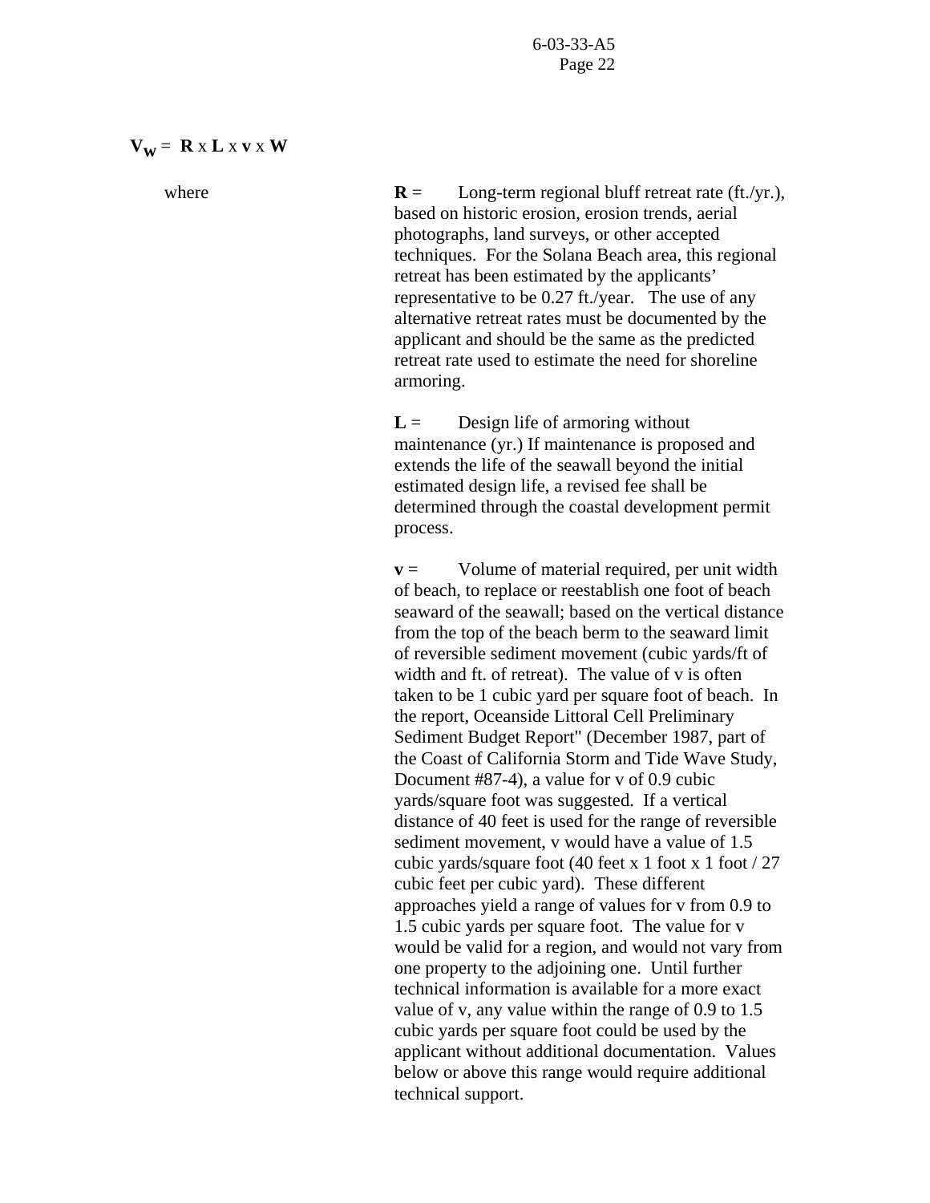$V_W$ = **R** x **L** x **v** x **W**

where

**R** = Long-term regional bluff retreat rate (ft./yr.), based on historic erosion, erosion trends, aerial photographs, land surveys, or other accepted techniques. For the Solana Beach area, this regional retreat has been estimated by the applicants' representative to be 0.27 ft./year. The use of any alternative retreat rates must be documented by the applicant and should be the same as the predicted retreat rate used to estimate the need for shoreline armoring.

**L** = Design life of armoring without maintenance (yr.) If maintenance is proposed and extends the life of the seawall beyond the initial estimated design life, a revised fee shall be determined through the coastal development permit process.

**v** = Volume of material required, per unit width of beach, to replace or reestablish one foot of beach seaward of the seawall; based on the vertical distance from the top of the beach berm to the seaward limit of reversible sediment movement (cubic yards/ft of width and ft. of retreat). The value of v is often taken to be 1 cubic yard per square foot of beach. In the report, Oceanside Littoral Cell Preliminary Sediment Budget Report" (December 1987, part of the Coast of California Storm and Tide Wave Study, Document #87-4), a value for v of 0.9 cubic yards/square foot was suggested. If a vertical distance of 40 feet is used for the range of reversible sediment movement, v would have a value of 1.5 cubic yards/square foot (40 feet x 1 foot x 1 foot / 27 cubic feet per cubic yard). These different approaches yield a range of values for v from 0.9 to 1.5 cubic yards per square foot. The value for v would be valid for a region, and would not vary from one property to the adjoining one. Until further technical information is available for a more exact value of v, any value within the range of 0.9 to 1.5 cubic yards per square foot could be used by the applicant without additional documentation. Values below or above this range would require additional technical support.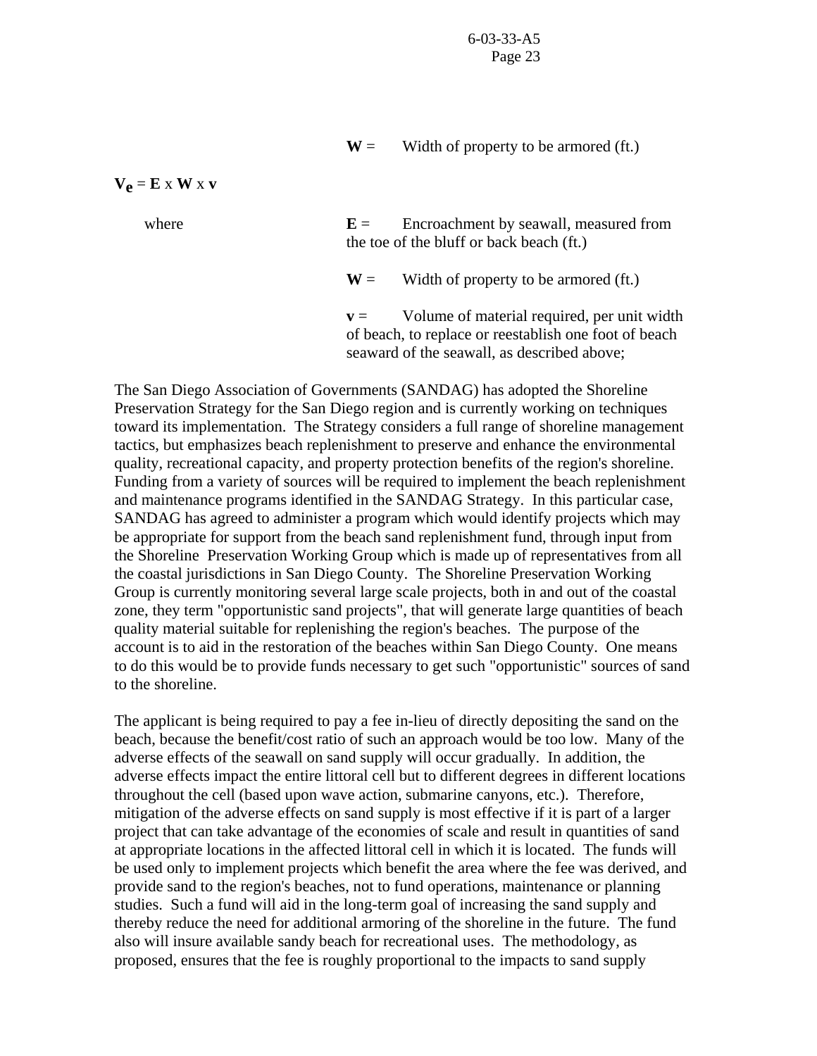**W** = Width of property to be armored (ft.)

$\mathbf{V_e} = \mathbf{E} \times \mathbf{W} \times \mathbf{v}$

where

**E** = Encroachment by seawall, measured from the toe of the bluff or back beach (ft.)

**W** = Width of property to be armored (ft.)

**v** = Volume of material required, per unit width of beach, to replace or reestablish one foot of beach seaward of the seawall, as described above;

The San Diego Association of Governments (SANDAG) has adopted the Shoreline Preservation Strategy for the San Diego region and is currently working on techniques toward its implementation. The Strategy considers a full range of shoreline management tactics, but emphasizes beach replenishment to preserve and enhance the environmental quality, recreational capacity, and property protection benefits of the region's shoreline. Funding from a variety of sources will be required to implement the beach replenishment and maintenance programs identified in the SANDAG Strategy. In this particular case, SANDAG has agreed to administer a program which would identify projects which may be appropriate for support from the beach sand replenishment fund, through input from the Shoreline Preservation Working Group which is made up of representatives from all the coastal jurisdictions in San Diego County. The Shoreline Preservation Working Group is currently monitoring several large scale projects, both in and out of the coastal zone, they term "opportunistic sand projects", that will generate large quantities of beach quality material suitable for replenishing the region's beaches. The purpose of the account is to aid in the restoration of the beaches within San Diego County. One means to do this would be to provide funds necessary to get such "opportunistic" sources of sand to the shoreline.

The applicant is being required to pay a fee in-lieu of directly depositing the sand on the beach, because the benefit/cost ratio of such an approach would be too low. Many of the adverse effects of the seawall on sand supply will occur gradually. In addition, the adverse effects impact the entire littoral cell but to different degrees in different locations throughout the cell (based upon wave action, submarine canyons, etc.). Therefore, mitigation of the adverse effects on sand supply is most effective if it is part of a larger project that can take advantage of the economies of scale and result in quantities of sand at appropriate locations in the affected littoral cell in which it is located. The funds will be used only to implement projects which benefit the area where the fee was derived, and provide sand to the region's beaches, not to fund operations, maintenance or planning studies. Such a fund will aid in the long-term goal of increasing the sand supply and thereby reduce the need for additional armoring of the shoreline in the future. The fund also will insure available sandy beach for recreational uses. The methodology, as proposed, ensures that the fee is roughly proportional to the impacts to sand supply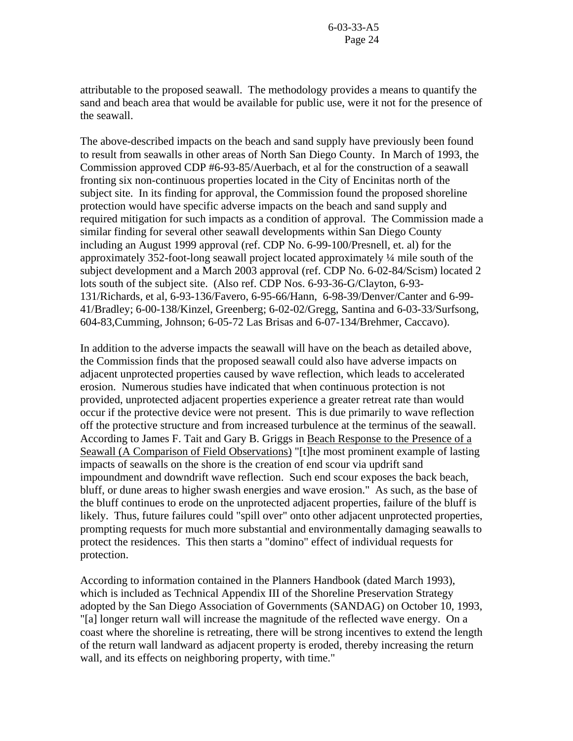attributable to the proposed seawall. The methodology provides a means to quantify the sand and beach area that would be available for public use, were it not for the presence of the seawall.

The above-described impacts on the beach and sand supply have previously been found to result from seawalls in other areas of North San Diego County. In March of 1993, the Commission approved CDP #6-93-85/Auerbach, et al for the construction of a seawall fronting six non-continuous properties located in the City of Encinitas north of the subject site. In its finding for approval, the Commission found the proposed shoreline protection would have specific adverse impacts on the beach and sand supply and required mitigation for such impacts as a condition of approval. The Commission made a similar finding for several other seawall developments within San Diego County including an August 1999 approval (ref. CDP No. 6-99-100/Presnell, et. al) for the approximately 352-foot-long seawall project located approximately ¼ mile south of the subject development and a March 2003 approval (ref. CDP No. 6-02-84/Scism) located 2 lots south of the subject site. (Also ref. CDP Nos. 6-93-36-G/Clayton, 6-93-131/Richards, et al, 6-93-136/Favero, 6-95-66/Hann, 6-98-39/Denver/Canter and 6-99-41/Bradley; 6-00-138/Kinzel, Greenberg; 6-02-02/Gregg, Santina and 6-03-33/Surfsong, 604-83,Cumming, Johnson; 6-05-72 Las Brisas and 6-07-134/Brehmer, Caccavo).

In addition to the adverse impacts the seawall will have on the beach as detailed above, the Commission finds that the proposed seawall could also have adverse impacts on adjacent unprotected properties caused by wave reflection, which leads to accelerated erosion. Numerous studies have indicated that when continuous protection is not provided, unprotected adjacent properties experience a greater retreat rate than would occur if the protective device were not present. This is due primarily to wave reflection off the protective structure and from increased turbulence at the terminus of the seawall. According to James F. Tait and Gary B. Griggs in Beach Response to the Presence of a Seawall (A Comparison of Field Observations) "[t]he most prominent example of lasting impacts of seawalls on the shore is the creation of end scour via updrift sand impoundment and downdrift wave reflection. Such end scour exposes the back beach, bluff, or dune areas to higher swash energies and wave erosion." As such, as the base of the bluff continues to erode on the unprotected adjacent properties, failure of the bluff is likely. Thus, future failures could "spill over" onto other adjacent unprotected properties, prompting requests for much more substantial and environmentally damaging seawalls to protect the residences. This then starts a "domino" effect of individual requests for protection.

According to information contained in the Planners Handbook (dated March 1993), which is included as Technical Appendix III of the Shoreline Preservation Strategy adopted by the San Diego Association of Governments (SANDAG) on October 10, 1993, "[a] longer return wall will increase the magnitude of the reflected wave energy. On a coast where the shoreline is retreating, there will be strong incentives to extend the length of the return wall landward as adjacent property is eroded, thereby increasing the return wall, and its effects on neighboring property, with time."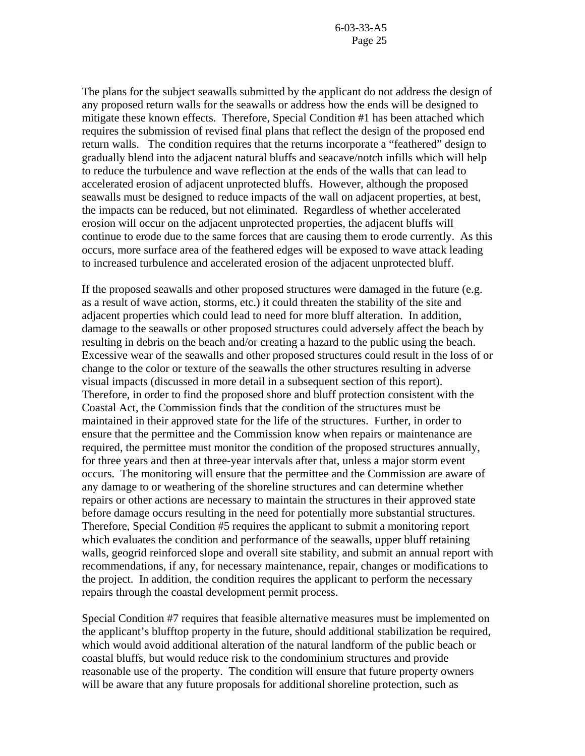The plans for the subject seawalls submitted by the applicant do not address the design of any proposed return walls for the seawalls or address how the ends will be designed to mitigate these known effects. Therefore, Special Condition #1 has been attached which requires the submission of revised final plans that reflect the design of the proposed end return walls. The condition requires that the returns incorporate a "feathered" design to gradually blend into the adjacent natural bluffs and seacave/notch infills which will help to reduce the turbulence and wave reflection at the ends of the walls that can lead to accelerated erosion of adjacent unprotected bluffs. However, although the proposed seawalls must be designed to reduce impacts of the wall on adjacent properties, at best, the impacts can be reduced, but not eliminated. Regardless of whether accelerated erosion will occur on the adjacent unprotected properties, the adjacent bluffs will continue to erode due to the same forces that are causing them to erode currently. As this occurs, more surface area of the feathered edges will be exposed to wave attack leading to increased turbulence and accelerated erosion of the adjacent unprotected bluff.

If the proposed seawalls and other proposed structures were damaged in the future (e.g. as a result of wave action, storms, etc.) it could threaten the stability of the site and adjacent properties which could lead to need for more bluff alteration. In addition, damage to the seawalls or other proposed structures could adversely affect the beach by resulting in debris on the beach and/or creating a hazard to the public using the beach. Excessive wear of the seawalls and other proposed structures could result in the loss of or change to the color or texture of the seawalls the other structures resulting in adverse visual impacts (discussed in more detail in a subsequent section of this report). Therefore, in order to find the proposed shore and bluff protection consistent with the Coastal Act, the Commission finds that the condition of the structures must be maintained in their approved state for the life of the structures. Further, in order to ensure that the permittee and the Commission know when repairs or maintenance are required, the permittee must monitor the condition of the proposed structures annually, for three years and then at three-year intervals after that, unless a major storm event occurs. The monitoring will ensure that the permittee and the Commission are aware of any damage to or weathering of the shoreline structures and can determine whether repairs or other actions are necessary to maintain the structures in their approved state before damage occurs resulting in the need for potentially more substantial structures. Therefore, Special Condition #5 requires the applicant to submit a monitoring report which evaluates the condition and performance of the seawalls, upper bluff retaining walls, geogrid reinforced slope and overall site stability, and submit an annual report with recommendations, if any, for necessary maintenance, repair, changes or modifications to the project. In addition, the condition requires the applicant to perform the necessary repairs through the coastal development permit process.

Special Condition #7 requires that feasible alternative measures must be implemented on the applicant's blufftop property in the future, should additional stabilization be required, which would avoid additional alteration of the natural landform of the public beach or coastal bluffs, but would reduce risk to the condominium structures and provide reasonable use of the property. The condition will ensure that future property owners will be aware that any future proposals for additional shoreline protection, such as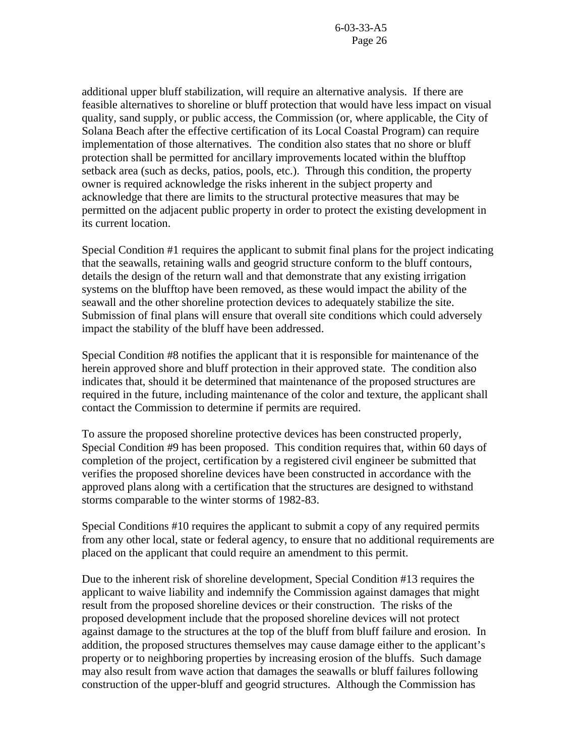additional upper bluff stabilization, will require an alternative analysis. If there are feasible alternatives to shoreline or bluff protection that would have less impact on visual quality, sand supply, or public access, the Commission (or, where applicable, the City of Solana Beach after the effective certification of its Local Coastal Program) can require implementation of those alternatives. The condition also states that no shore or bluff protection shall be permitted for ancillary improvements located within the blufftop setback area (such as decks, patios, pools, etc.). Through this condition, the property owner is required acknowledge the risks inherent in the subject property and acknowledge that there are limits to the structural protective measures that may be permitted on the adjacent public property in order to protect the existing development in its current location.

Special Condition #1 requires the applicant to submit final plans for the project indicating that the seawalls, retaining walls and geogrid structure conform to the bluff contours, details the design of the return wall and that demonstrate that any existing irrigation systems on the blufftop have been removed, as these would impact the ability of the seawall and the other shoreline protection devices to adequately stabilize the site. Submission of final plans will ensure that overall site conditions which could adversely impact the stability of the bluff have been addressed.

Special Condition #8 notifies the applicant that it is responsible for maintenance of the herein approved shore and bluff protection in their approved state. The condition also indicates that, should it be determined that maintenance of the proposed structures are required in the future, including maintenance of the color and texture, the applicant shall contact the Commission to determine if permits are required.

To assure the proposed shoreline protective devices has been constructed properly, Special Condition #9 has been proposed. This condition requires that, within 60 days of completion of the project, certification by a registered civil engineer be submitted that verifies the proposed shoreline devices have been constructed in accordance with the approved plans along with a certification that the structures are designed to withstand storms comparable to the winter storms of 1982-83.

Special Conditions #10 requires the applicant to submit a copy of any required permits from any other local, state or federal agency, to ensure that no additional requirements are placed on the applicant that could require an amendment to this permit.

Due to the inherent risk of shoreline development, Special Condition #13 requires the applicant to waive liability and indemnify the Commission against damages that might result from the proposed shoreline devices or their construction. The risks of the proposed development include that the proposed shoreline devices will not protect against damage to the structures at the top of the bluff from bluff failure and erosion. In addition, the proposed structures themselves may cause damage either to the applicant's property or to neighboring properties by increasing erosion of the bluffs. Such damage may also result from wave action that damages the seawalls or bluff failures following construction of the upper-bluff and geogrid structures. Although the Commission has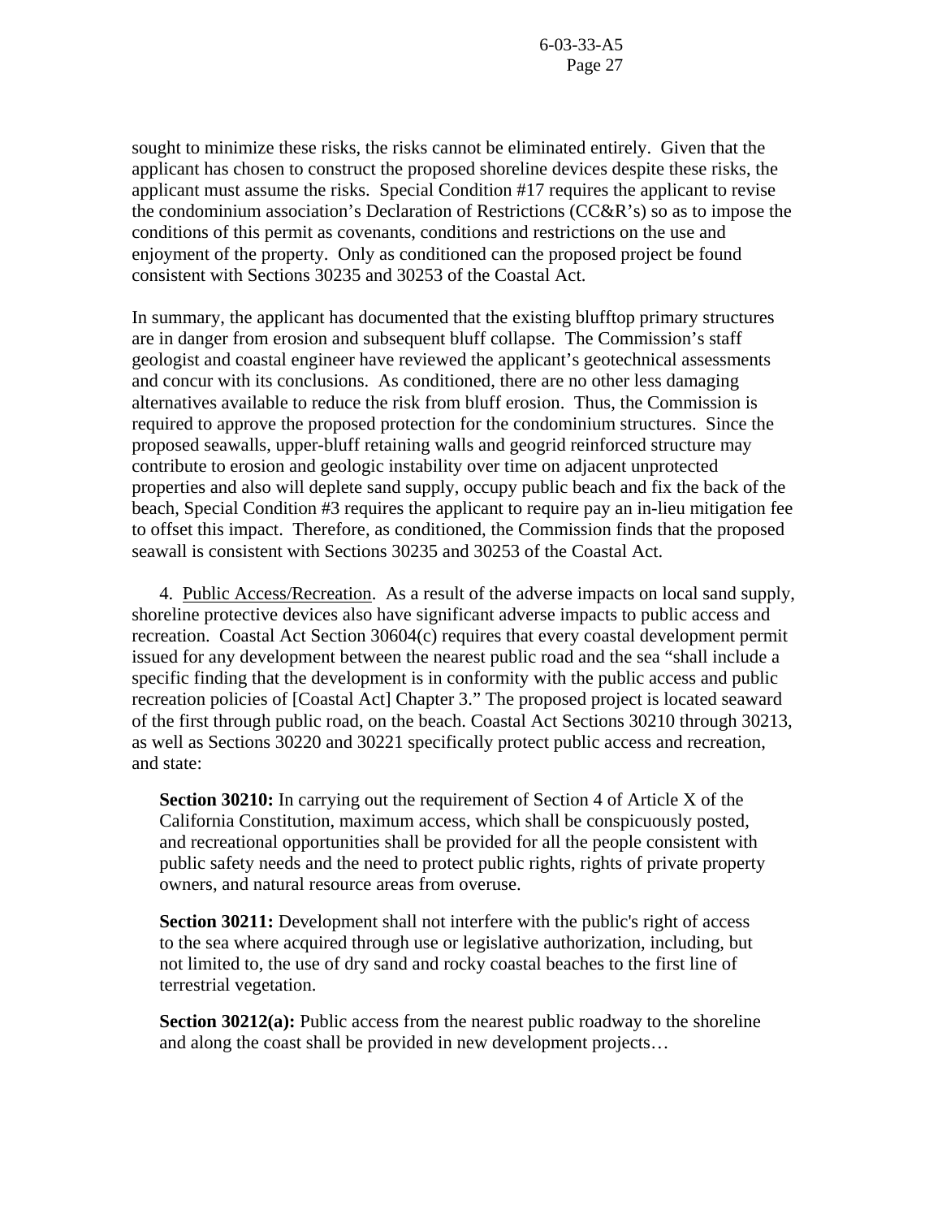sought to minimize these risks, the risks cannot be eliminated entirely. Given that the applicant has chosen to construct the proposed shoreline devices despite these risks, the applicant must assume the risks. Special Condition #17 requires the applicant to revise the condominium association's Declaration of Restrictions (CC&R's) so as to impose the conditions of this permit as covenants, conditions and restrictions on the use and enjoyment of the property. Only as conditioned can the proposed project be found consistent with Sections 30235 and 30253 of the Coastal Act.

In summary, the applicant has documented that the existing blufftop primary structures are in danger from erosion and subsequent bluff collapse. The Commission's staff geologist and coastal engineer have reviewed the applicant's geotechnical assessments and concur with its conclusions. As conditioned, there are no other less damaging alternatives available to reduce the risk from bluff erosion. Thus, the Commission is required to approve the proposed protection for the condominium structures. Since the proposed seawalls, upper-bluff retaining walls and geogrid reinforced structure may contribute to erosion and geologic instability over time on adjacent unprotected properties and also will deplete sand supply, occupy public beach and fix the back of the beach, Special Condition #3 requires the applicant to require pay an in-lieu mitigation fee to offset this impact. Therefore, as conditioned, the Commission finds that the proposed seawall is consistent with Sections 30235 and 30253 of the Coastal Act.

4. Public Access/Recreation. As a result of the adverse impacts on local sand supply, shoreline protective devices also have significant adverse impacts to public access and recreation. Coastal Act Section 30604(c) requires that every coastal development permit issued for any development between the nearest public road and the sea "shall include a specific finding that the development is in conformity with the public access and public recreation policies of [Coastal Act] Chapter 3." The proposed project is located seaward of the first through public road, on the beach. Coastal Act Sections 30210 through 30213, as well as Sections 30220 and 30221 specifically protect public access and recreation, and state:

> **Section 30210:** In carrying out the requirement of Section 4 of Article X of the California Constitution, maximum access, which shall be conspicuously posted, and recreational opportunities shall be provided for all the people consistent with public safety needs and the need to protect public rights, rights of private property owners, and natural resource areas from overuse.
>
> **Section 30211:** Development shall not interfere with the public's right of access to the sea where acquired through use or legislative authorization, including, but not limited to, the use of dry sand and rocky coastal beaches to the first line of terrestrial vegetation.
>
> **Section 30212(a):** Public access from the nearest public roadway to the shoreline and along the coast shall be provided in new development projects…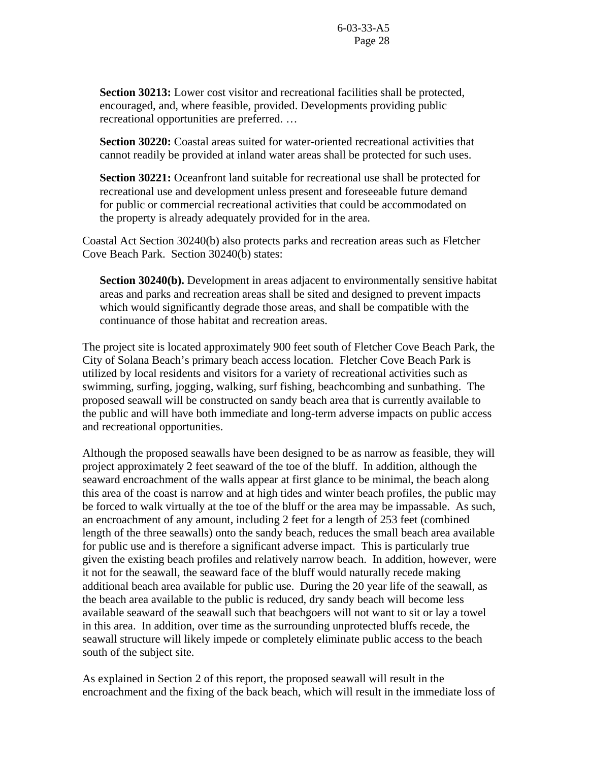> **Section 30213:** Lower cost visitor and recreational facilities shall be protected, encouraged, and, where feasible, provided. Developments providing public recreational opportunities are preferred. …
>
> **Section 30220:** Coastal areas suited for water-oriented recreational activities that cannot readily be provided at inland water areas shall be protected for such uses.
>
> **Section 30221:** Oceanfront land suitable for recreational use shall be protected for recreational use and development unless present and foreseeable future demand for public or commercial recreational activities that could be accommodated on the property is already adequately provided for in the area.

Coastal Act Section 30240(b) also protects parks and recreation areas such as Fletcher Cove Beach Park. Section 30240(b) states:

> **Section 30240(b).** Development in areas adjacent to environmentally sensitive habitat areas and parks and recreation areas shall be sited and designed to prevent impacts which would significantly degrade those areas, and shall be compatible with the continuance of those habitat and recreation areas.

The project site is located approximately 900 feet south of Fletcher Cove Beach Park, the City of Solana Beach's primary beach access location. Fletcher Cove Beach Park is utilized by local residents and visitors for a variety of recreational activities such as swimming, surfing, jogging, walking, surf fishing, beachcombing and sunbathing. The proposed seawall will be constructed on sandy beach area that is currently available to the public and will have both immediate and long-term adverse impacts on public access and recreational opportunities.

Although the proposed seawalls have been designed to be as narrow as feasible, they will project approximately 2 feet seaward of the toe of the bluff. In addition, although the seaward encroachment of the walls appear at first glance to be minimal, the beach along this area of the coast is narrow and at high tides and winter beach profiles, the public may be forced to walk virtually at the toe of the bluff or the area may be impassable. As such, an encroachment of any amount, including 2 feet for a length of 253 feet (combined length of the three seawalls) onto the sandy beach, reduces the small beach area available for public use and is therefore a significant adverse impact. This is particularly true given the existing beach profiles and relatively narrow beach. In addition, however, were it not for the seawall, the seaward face of the bluff would naturally recede making additional beach area available for public use. During the 20 year life of the seawall, as the beach area available to the public is reduced, dry sandy beach will become less available seaward of the seawall such that beachgoers will not want to sit or lay a towel in this area. In addition, over time as the surrounding unprotected bluffs recede, the seawall structure will likely impede or completely eliminate public access to the beach south of the subject site.

As explained in Section 2 of this report, the proposed seawall will result in the encroachment and the fixing of the back beach, which will result in the immediate loss of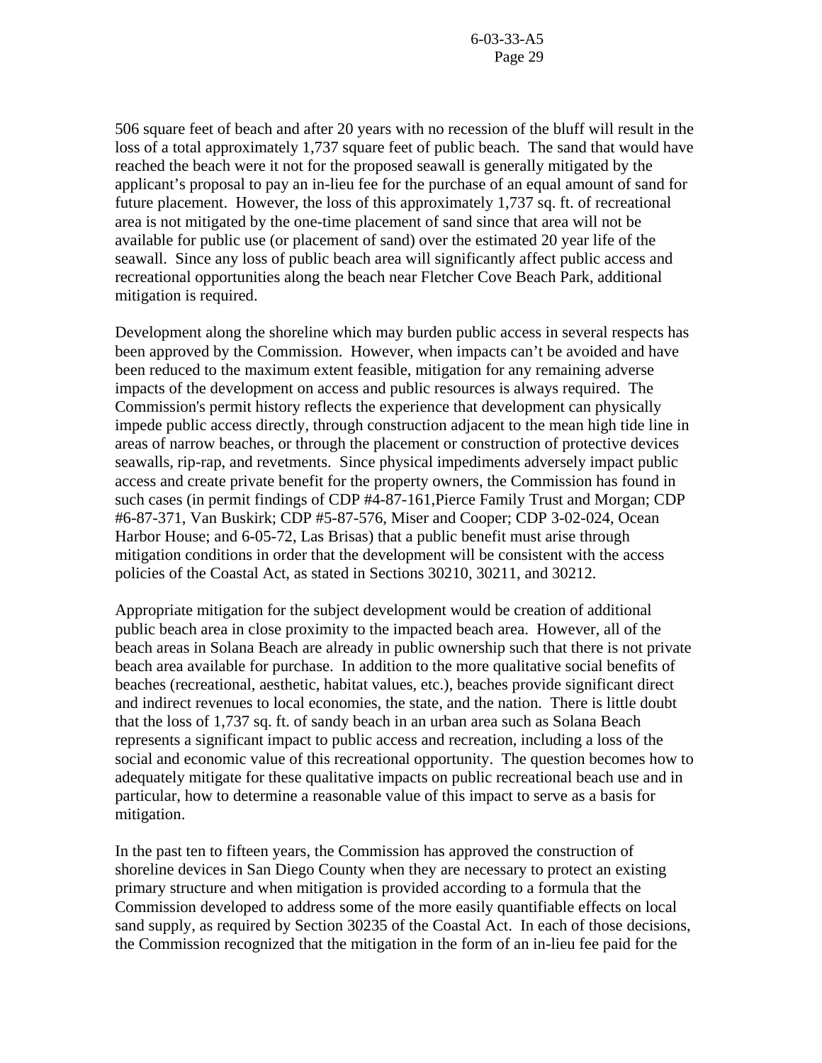506 square feet of beach and after 20 years with no recession of the bluff will result in the loss of a total approximately 1,737 square feet of public beach. The sand that would have reached the beach were it not for the proposed seawall is generally mitigated by the applicant's proposal to pay an in-lieu fee for the purchase of an equal amount of sand for future placement. However, the loss of this approximately 1,737 sq. ft. of recreational area is not mitigated by the one-time placement of sand since that area will not be available for public use (or placement of sand) over the estimated 20 year life of the seawall. Since any loss of public beach area will significantly affect public access and recreational opportunities along the beach near Fletcher Cove Beach Park, additional mitigation is required.

Development along the shoreline which may burden public access in several respects has been approved by the Commission. However, when impacts can't be avoided and have been reduced to the maximum extent feasible, mitigation for any remaining adverse impacts of the development on access and public resources is always required. The Commission's permit history reflects the experience that development can physically impede public access directly, through construction adjacent to the mean high tide line in areas of narrow beaches, or through the placement or construction of protective devices seawalls, rip-rap, and revetments. Since physical impediments adversely impact public access and create private benefit for the property owners, the Commission has found in such cases (in permit findings of CDP #4-87-161,Pierce Family Trust and Morgan; CDP #6-87-371, Van Buskirk; CDP #5-87-576, Miser and Cooper; CDP 3-02-024, Ocean Harbor House; and 6-05-72, Las Brisas) that a public benefit must arise through mitigation conditions in order that the development will be consistent with the access policies of the Coastal Act, as stated in Sections 30210, 30211, and 30212.

Appropriate mitigation for the subject development would be creation of additional public beach area in close proximity to the impacted beach area. However, all of the beach areas in Solana Beach are already in public ownership such that there is not private beach area available for purchase. In addition to the more qualitative social benefits of beaches (recreational, aesthetic, habitat values, etc.), beaches provide significant direct and indirect revenues to local economies, the state, and the nation. There is little doubt that the loss of 1,737 sq. ft. of sandy beach in an urban area such as Solana Beach represents a significant impact to public access and recreation, including a loss of the social and economic value of this recreational opportunity. The question becomes how to adequately mitigate for these qualitative impacts on public recreational beach use and in particular, how to determine a reasonable value of this impact to serve as a basis for mitigation.

In the past ten to fifteen years, the Commission has approved the construction of shoreline devices in San Diego County when they are necessary to protect an existing primary structure and when mitigation is provided according to a formula that the Commission developed to address some of the more easily quantifiable effects on local sand supply, as required by Section 30235 of the Coastal Act. In each of those decisions, the Commission recognized that the mitigation in the form of an in-lieu fee paid for the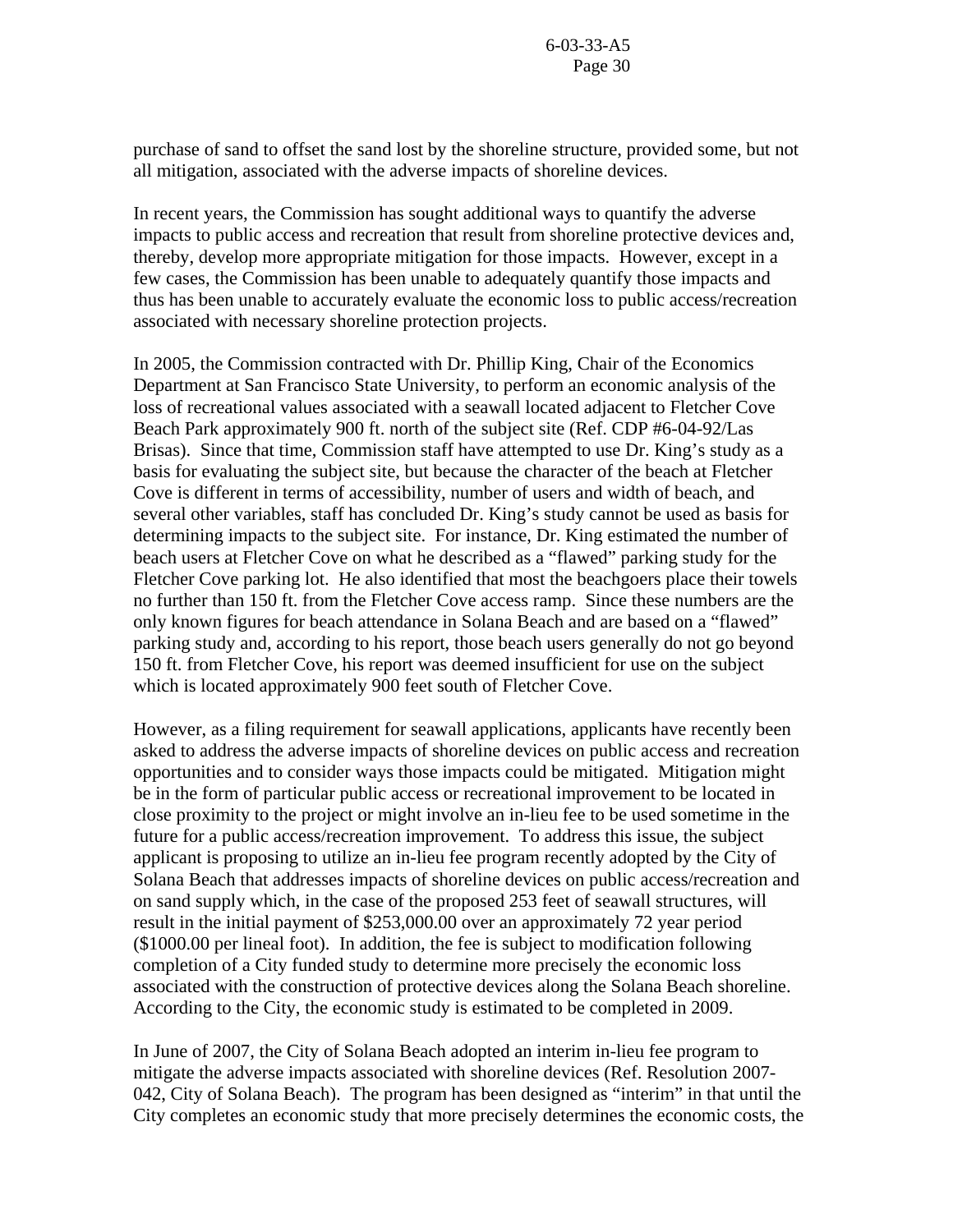purchase of sand to offset the sand lost by the shoreline structure, provided some, but not all mitigation, associated with the adverse impacts of shoreline devices.

In recent years, the Commission has sought additional ways to quantify the adverse impacts to public access and recreation that result from shoreline protective devices and, thereby, develop more appropriate mitigation for those impacts. However, except in a few cases, the Commission has been unable to adequately quantify those impacts and thus has been unable to accurately evaluate the economic loss to public access/recreation associated with necessary shoreline protection projects.

In 2005, the Commission contracted with Dr. Phillip King, Chair of the Economics Department at San Francisco State University, to perform an economic analysis of the loss of recreational values associated with a seawall located adjacent to Fletcher Cove Beach Park approximately 900 ft. north of the subject site (Ref. CDP #6-04-92/Las Brisas). Since that time, Commission staff have attempted to use Dr. King's study as a basis for evaluating the subject site, but because the character of the beach at Fletcher Cove is different in terms of accessibility, number of users and width of beach, and several other variables, staff has concluded Dr. King's study cannot be used as basis for determining impacts to the subject site. For instance, Dr. King estimated the number of beach users at Fletcher Cove on what he described as a "flawed" parking study for the Fletcher Cove parking lot. He also identified that most the beachgoers place their towels no further than 150 ft. from the Fletcher Cove access ramp. Since these numbers are the only known figures for beach attendance in Solana Beach and are based on a "flawed" parking study and, according to his report, those beach users generally do not go beyond 150 ft. from Fletcher Cove, his report was deemed insufficient for use on the subject which is located approximately 900 feet south of Fletcher Cove.

However, as a filing requirement for seawall applications, applicants have recently been asked to address the adverse impacts of shoreline devices on public access and recreation opportunities and to consider ways those impacts could be mitigated. Mitigation might be in the form of particular public access or recreational improvement to be located in close proximity to the project or might involve an in-lieu fee to be used sometime in the future for a public access/recreation improvement. To address this issue, the subject applicant is proposing to utilize an in-lieu fee program recently adopted by the City of Solana Beach that addresses impacts of shoreline devices on public access/recreation and on sand supply which, in the case of the proposed 253 feet of seawall structures, will result in the initial payment of $253,000.00 over an approximately 72 year period ($1000.00 per lineal foot). In addition, the fee is subject to modification following completion of a City funded study to determine more precisely the economic loss associated with the construction of protective devices along the Solana Beach shoreline. According to the City, the economic study is estimated to be completed in 2009.

In June of 2007, the City of Solana Beach adopted an interim in-lieu fee program to mitigate the adverse impacts associated with shoreline devices (Ref. Resolution 2007-042, City of Solana Beach). The program has been designed as "interim" in that until the City completes an economic study that more precisely determines the economic costs, the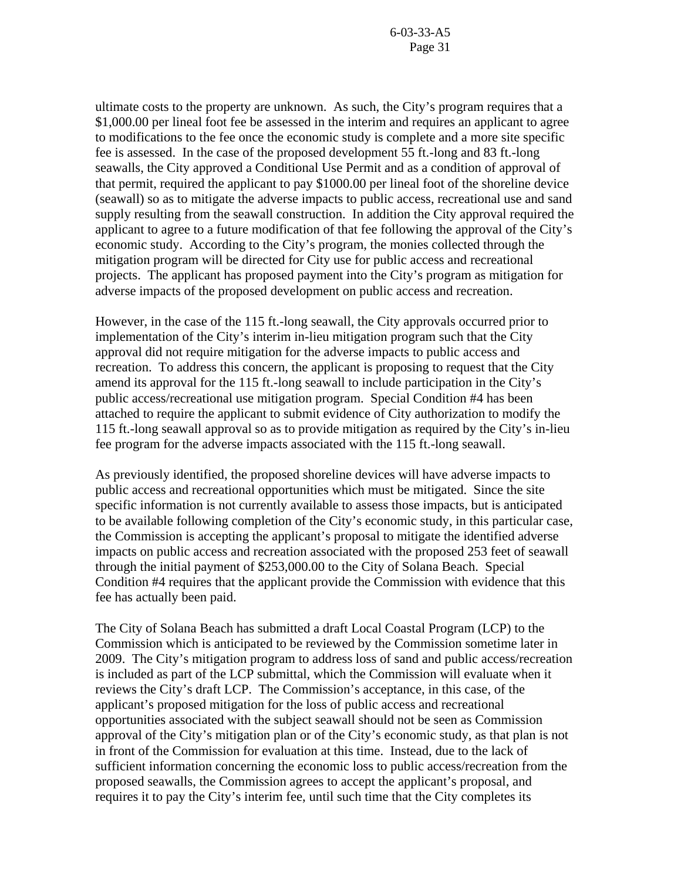ultimate costs to the property are unknown. As such, the City's program requires that a $1,000.00 per lineal foot fee be assessed in the interim and requires an applicant to agree to modifications to the fee once the economic study is complete and a more site specific fee is assessed. In the case of the proposed development 55 ft.-long and 83 ft.-long seawalls, the City approved a Conditional Use Permit and as a condition of approval of that permit, required the applicant to pay $1000.00 per lineal foot of the shoreline device (seawall) so as to mitigate the adverse impacts to public access, recreational use and sand supply resulting from the seawall construction. In addition the City approval required the applicant to agree to a future modification of that fee following the approval of the City's economic study. According to the City's program, the monies collected through the mitigation program will be directed for City use for public access and recreational projects. The applicant has proposed payment into the City's program as mitigation for adverse impacts of the proposed development on public access and recreation.

However, in the case of the 115 ft.-long seawall, the City approvals occurred prior to implementation of the City's interim in-lieu mitigation program such that the City approval did not require mitigation for the adverse impacts to public access and recreation. To address this concern, the applicant is proposing to request that the City amend its approval for the 115 ft.-long seawall to include participation in the City's public access/recreational use mitigation program. Special Condition #4 has been attached to require the applicant to submit evidence of City authorization to modify the 115 ft.-long seawall approval so as to provide mitigation as required by the City's in-lieu fee program for the adverse impacts associated with the 115 ft.-long seawall.

As previously identified, the proposed shoreline devices will have adverse impacts to public access and recreational opportunities which must be mitigated. Since the site specific information is not currently available to assess those impacts, but is anticipated to be available following completion of the City's economic study, in this particular case, the Commission is accepting the applicant's proposal to mitigate the identified adverse impacts on public access and recreation associated with the proposed 253 feet of seawall through the initial payment of $253,000.00 to the City of Solana Beach. Special Condition #4 requires that the applicant provide the Commission with evidence that this fee has actually been paid.

The City of Solana Beach has submitted a draft Local Coastal Program (LCP) to the Commission which is anticipated to be reviewed by the Commission sometime later in 2009. The City's mitigation program to address loss of sand and public access/recreation is included as part of the LCP submittal, which the Commission will evaluate when it reviews the City's draft LCP. The Commission's acceptance, in this case, of the applicant's proposed mitigation for the loss of public access and recreational opportunities associated with the subject seawall should not be seen as Commission approval of the City's mitigation plan or of the City's economic study, as that plan is not in front of the Commission for evaluation at this time. Instead, due to the lack of sufficient information concerning the economic loss to public access/recreation from the proposed seawalls, the Commission agrees to accept the applicant's proposal, and requires it to pay the City's interim fee, until such time that the City completes its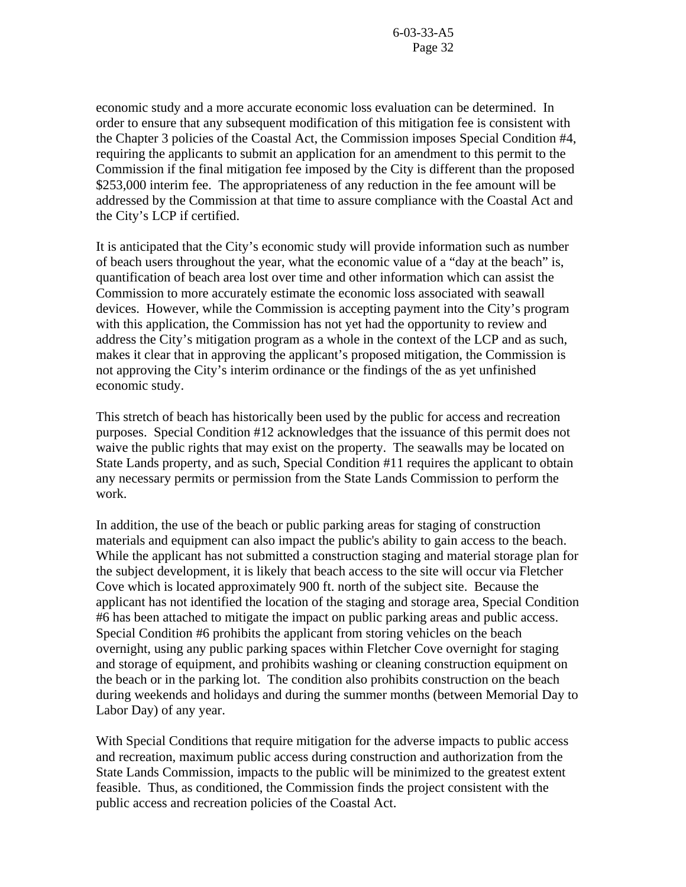economic study and a more accurate economic loss evaluation can be determined. In order to ensure that any subsequent modification of this mitigation fee is consistent with the Chapter 3 policies of the Coastal Act, the Commission imposes Special Condition #4, requiring the applicants to submit an application for an amendment to this permit to the Commission if the final mitigation fee imposed by the City is different than the proposed $253,000 interim fee. The appropriateness of any reduction in the fee amount will be addressed by the Commission at that time to assure compliance with the Coastal Act and the City's LCP if certified.

It is anticipated that the City's economic study will provide information such as number of beach users throughout the year, what the economic value of a "day at the beach" is, quantification of beach area lost over time and other information which can assist the Commission to more accurately estimate the economic loss associated with seawall devices. However, while the Commission is accepting payment into the City's program with this application, the Commission has not yet had the opportunity to review and address the City's mitigation program as a whole in the context of the LCP and as such, makes it clear that in approving the applicant's proposed mitigation, the Commission is not approving the City's interim ordinance or the findings of the as yet unfinished economic study.

This stretch of beach has historically been used by the public for access and recreation purposes. Special Condition #12 acknowledges that the issuance of this permit does not waive the public rights that may exist on the property. The seawalls may be located on State Lands property, and as such, Special Condition #11 requires the applicant to obtain any necessary permits or permission from the State Lands Commission to perform the work.

In addition, the use of the beach or public parking areas for staging of construction materials and equipment can also impact the public's ability to gain access to the beach. While the applicant has not submitted a construction staging and material storage plan for the subject development, it is likely that beach access to the site will occur via Fletcher Cove which is located approximately 900 ft. north of the subject site. Because the applicant has not identified the location of the staging and storage area, Special Condition #6 has been attached to mitigate the impact on public parking areas and public access. Special Condition #6 prohibits the applicant from storing vehicles on the beach overnight, using any public parking spaces within Fletcher Cove overnight for staging and storage of equipment, and prohibits washing or cleaning construction equipment on the beach or in the parking lot. The condition also prohibits construction on the beach during weekends and holidays and during the summer months (between Memorial Day to Labor Day) of any year.

With Special Conditions that require mitigation for the adverse impacts to public access and recreation, maximum public access during construction and authorization from the State Lands Commission, impacts to the public will be minimized to the greatest extent feasible. Thus, as conditioned, the Commission finds the project consistent with the public access and recreation policies of the Coastal Act.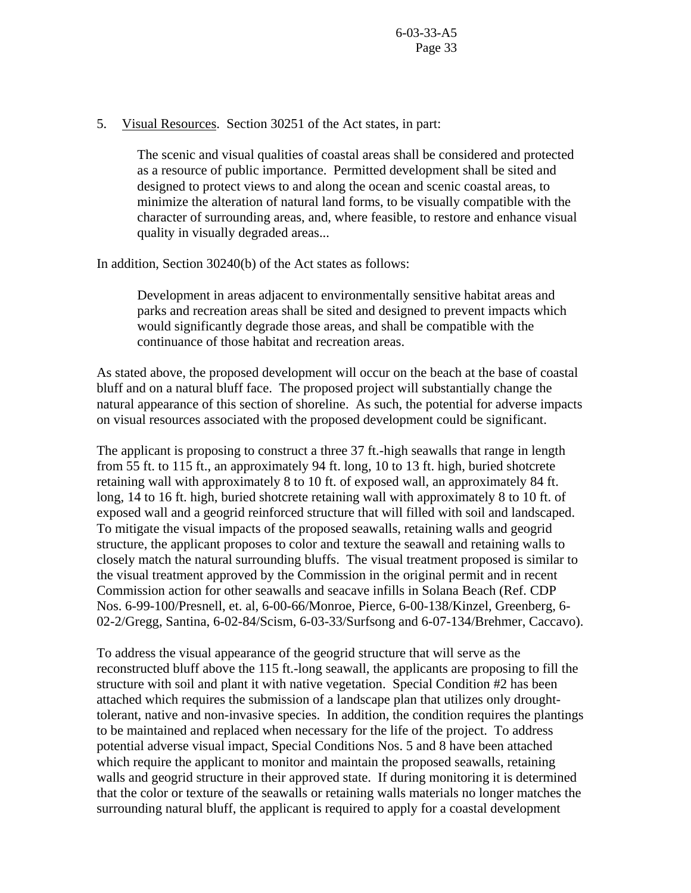5. Visual Resources. Section 30251 of the Act states, in part:

> The scenic and visual qualities of coastal areas shall be considered and protected as a resource of public importance. Permitted development shall be sited and designed to protect views to and along the ocean and scenic coastal areas, to minimize the alteration of natural land forms, to be visually compatible with the character of surrounding areas, and, where feasible, to restore and enhance visual quality in visually degraded areas...

In addition, Section 30240(b) of the Act states as follows:

> Development in areas adjacent to environmentally sensitive habitat areas and parks and recreation areas shall be sited and designed to prevent impacts which would significantly degrade those areas, and shall be compatible with the continuance of those habitat and recreation areas.

As stated above, the proposed development will occur on the beach at the base of coastal bluff and on a natural bluff face. The proposed project will substantially change the natural appearance of this section of shoreline. As such, the potential for adverse impacts on visual resources associated with the proposed development could be significant.

The applicant is proposing to construct a three 37 ft.-high seawalls that range in length from 55 ft. to 115 ft., an approximately 94 ft. long, 10 to 13 ft. high, buried shotcrete retaining wall with approximately 8 to 10 ft. of exposed wall, an approximately 84 ft. long, 14 to 16 ft. high, buried shotcrete retaining wall with approximately 8 to 10 ft. of exposed wall and a geogrid reinforced structure that will filled with soil and landscaped. To mitigate the visual impacts of the proposed seawalls, retaining walls and geogrid structure, the applicant proposes to color and texture the seawall and retaining walls to closely match the natural surrounding bluffs. The visual treatment proposed is similar to the visual treatment approved by the Commission in the original permit and in recent Commission action for other seawalls and seacave infills in Solana Beach (Ref. CDP Nos. 6-99-100/Presnell, et. al, 6-00-66/Monroe, Pierce, 6-00-138/Kinzel, Greenberg, 6-02-2/Gregg, Santina, 6-02-84/Scism, 6-03-33/Surfsong and 6-07-134/Brehmer, Caccavo).

To address the visual appearance of the geogrid structure that will serve as the reconstructed bluff above the 115 ft.-long seawall, the applicants are proposing to fill the structure with soil and plant it with native vegetation. Special Condition #2 has been attached which requires the submission of a landscape plan that utilizes only drought-tolerant, native and non-invasive species. In addition, the condition requires the plantings to be maintained and replaced when necessary for the life of the project. To address potential adverse visual impact, Special Conditions Nos. 5 and 8 have been attached which require the applicant to monitor and maintain the proposed seawalls, retaining walls and geogrid structure in their approved state. If during monitoring it is determined that the color or texture of the seawalls or retaining walls materials no longer matches the surrounding natural bluff, the applicant is required to apply for a coastal development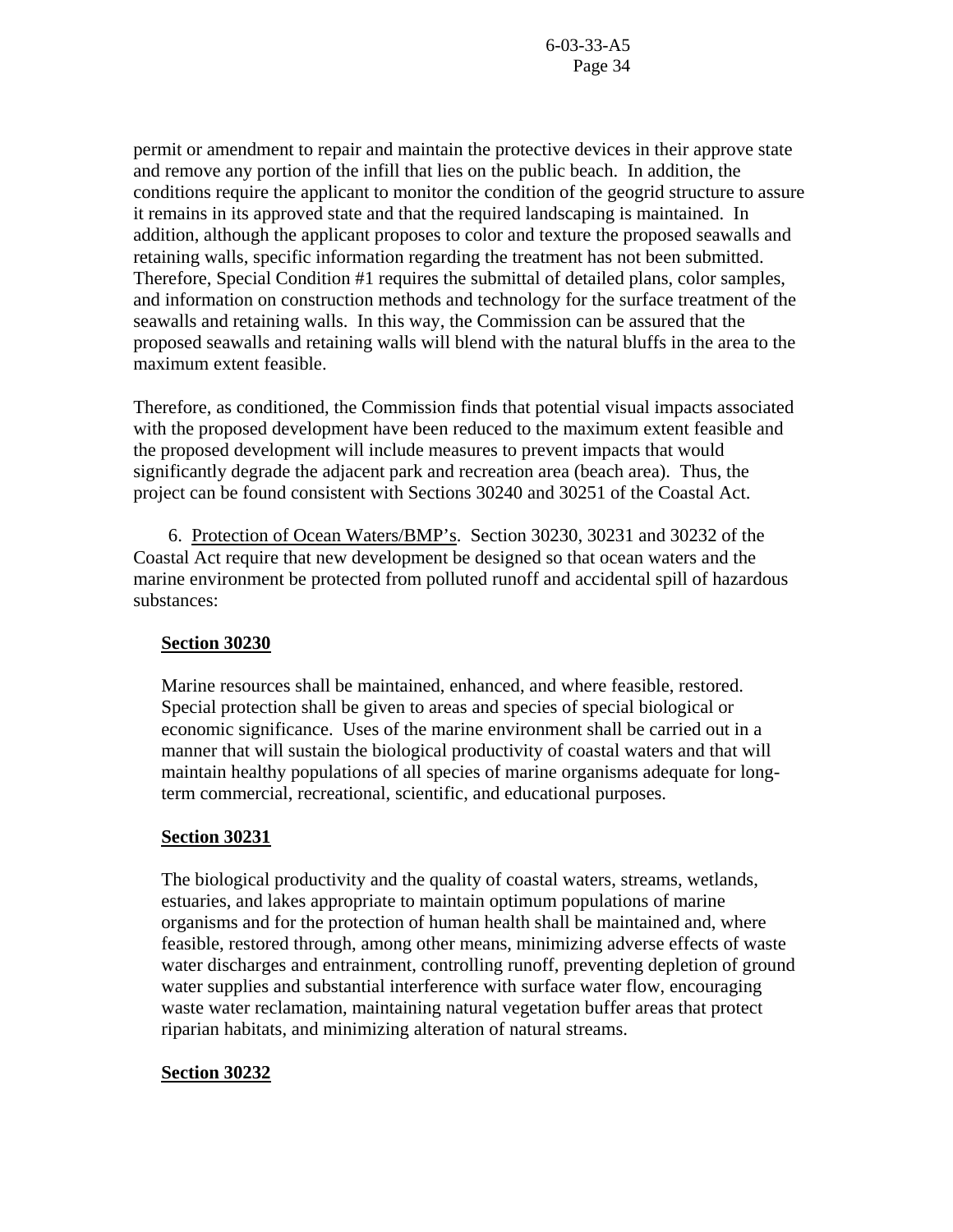permit or amendment to repair and maintain the protective devices in their approve state and remove any portion of the infill that lies on the public beach. In addition, the conditions require the applicant to monitor the condition of the geogrid structure to assure it remains in its approved state and that the required landscaping is maintained. In addition, although the applicant proposes to color and texture the proposed seawalls and retaining walls, specific information regarding the treatment has not been submitted. Therefore, Special Condition #1 requires the submittal of detailed plans, color samples, and information on construction methods and technology for the surface treatment of the seawalls and retaining walls. In this way, the Commission can be assured that the proposed seawalls and retaining walls will blend with the natural bluffs in the area to the maximum extent feasible.

Therefore, as conditioned, the Commission finds that potential visual impacts associated with the proposed development have been reduced to the maximum extent feasible and the proposed development will include measures to prevent impacts that would significantly degrade the adjacent park and recreation area (beach area). Thus, the project can be found consistent with Sections 30240 and 30251 of the Coastal Act.

6. Protection of Ocean Waters/BMP's. Section 30230, 30231 and 30232 of the Coastal Act require that new development be designed so that ocean waters and the marine environment be protected from polluted runoff and accidental spill of hazardous substances:

**Section 30230**

Marine resources shall be maintained, enhanced, and where feasible, restored. Special protection shall be given to areas and species of special biological or economic significance. Uses of the marine environment shall be carried out in a manner that will sustain the biological productivity of coastal waters and that will maintain healthy populations of all species of marine organisms adequate for long-term commercial, recreational, scientific, and educational purposes.

**Section 30231**

The biological productivity and the quality of coastal waters, streams, wetlands, estuaries, and lakes appropriate to maintain optimum populations of marine organisms and for the protection of human health shall be maintained and, where feasible, restored through, among other means, minimizing adverse effects of waste water discharges and entrainment, controlling runoff, preventing depletion of ground water supplies and substantial interference with surface water flow, encouraging waste water reclamation, maintaining natural vegetation buffer areas that protect riparian habitats, and minimizing alteration of natural streams.

**Section 30232**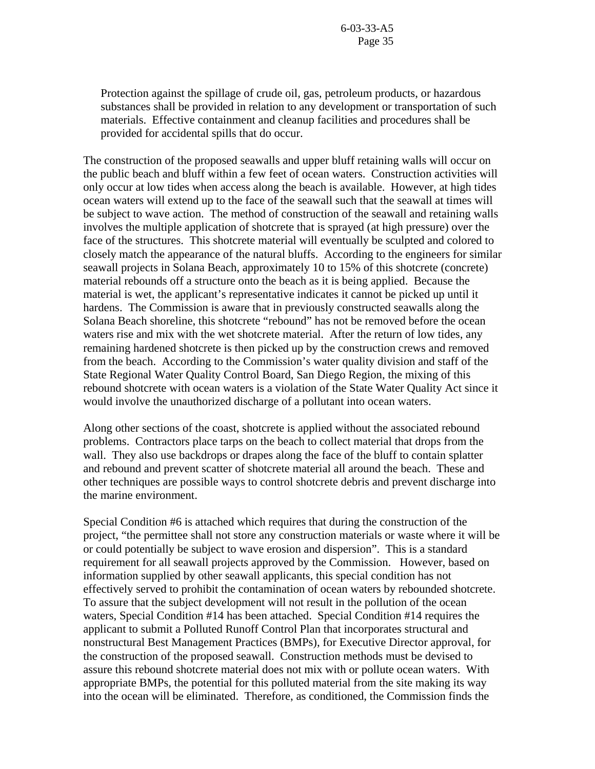Protection against the spillage of crude oil, gas, petroleum products, or hazardous substances shall be provided in relation to any development or transportation of such materials. Effective containment and cleanup facilities and procedures shall be provided for accidental spills that do occur.

The construction of the proposed seawalls and upper bluff retaining walls will occur on the public beach and bluff within a few feet of ocean waters. Construction activities will only occur at low tides when access along the beach is available. However, at high tides ocean waters will extend up to the face of the seawall such that the seawall at times will be subject to wave action. The method of construction of the seawall and retaining walls involves the multiple application of shotcrete that is sprayed (at high pressure) over the face of the structures. This shotcrete material will eventually be sculpted and colored to closely match the appearance of the natural bluffs. According to the engineers for similar seawall projects in Solana Beach, approximately 10 to 15% of this shotcrete (concrete) material rebounds off a structure onto the beach as it is being applied. Because the material is wet, the applicant's representative indicates it cannot be picked up until it hardens. The Commission is aware that in previously constructed seawalls along the Solana Beach shoreline, this shotcrete "rebound" has not be removed before the ocean waters rise and mix with the wet shotcrete material. After the return of low tides, any remaining hardened shotcrete is then picked up by the construction crews and removed from the beach. According to the Commission's water quality division and staff of the State Regional Water Quality Control Board, San Diego Region, the mixing of this rebound shotcrete with ocean waters is a violation of the State Water Quality Act since it would involve the unauthorized discharge of a pollutant into ocean waters.

Along other sections of the coast, shotcrete is applied without the associated rebound problems. Contractors place tarps on the beach to collect material that drops from the wall. They also use backdrops or drapes along the face of the bluff to contain splatter and rebound and prevent scatter of shotcrete material all around the beach. These and other techniques are possible ways to control shotcrete debris and prevent discharge into the marine environment.

Special Condition #6 is attached which requires that during the construction of the project, "the permittee shall not store any construction materials or waste where it will be or could potentially be subject to wave erosion and dispersion". This is a standard requirement for all seawall projects approved by the Commission. However, based on information supplied by other seawall applicants, this special condition has not effectively served to prohibit the contamination of ocean waters by rebounded shotcrete. To assure that the subject development will not result in the pollution of the ocean waters, Special Condition #14 has been attached. Special Condition #14 requires the applicant to submit a Polluted Runoff Control Plan that incorporates structural and nonstructural Best Management Practices (BMPs), for Executive Director approval, for the construction of the proposed seawall. Construction methods must be devised to assure this rebound shotcrete material does not mix with or pollute ocean waters. With appropriate BMPs, the potential for this polluted material from the site making its way into the ocean will be eliminated. Therefore, as conditioned, the Commission finds the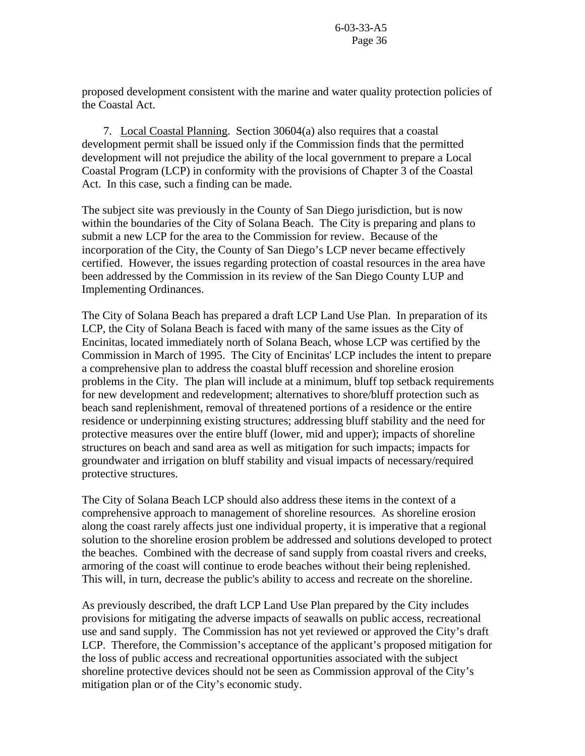proposed development consistent with the marine and water quality protection policies of the Coastal Act.

7. Local Coastal Planning. Section 30604(a) also requires that a coastal development permit shall be issued only if the Commission finds that the permitted development will not prejudice the ability of the local government to prepare a Local Coastal Program (LCP) in conformity with the provisions of Chapter 3 of the Coastal Act. In this case, such a finding can be made.

The subject site was previously in the County of San Diego jurisdiction, but is now within the boundaries of the City of Solana Beach. The City is preparing and plans to submit a new LCP for the area to the Commission for review. Because of the incorporation of the City, the County of San Diego's LCP never became effectively certified. However, the issues regarding protection of coastal resources in the area have been addressed by the Commission in its review of the San Diego County LUP and Implementing Ordinances.

The City of Solana Beach has prepared a draft LCP Land Use Plan. In preparation of its LCP, the City of Solana Beach is faced with many of the same issues as the City of Encinitas, located immediately north of Solana Beach, whose LCP was certified by the Commission in March of 1995. The City of Encinitas' LCP includes the intent to prepare a comprehensive plan to address the coastal bluff recession and shoreline erosion problems in the City. The plan will include at a minimum, bluff top setback requirements for new development and redevelopment; alternatives to shore/bluff protection such as beach sand replenishment, removal of threatened portions of a residence or the entire residence or underpinning existing structures; addressing bluff stability and the need for protective measures over the entire bluff (lower, mid and upper); impacts of shoreline structures on beach and sand area as well as mitigation for such impacts; impacts for groundwater and irrigation on bluff stability and visual impacts of necessary/required protective structures.

The City of Solana Beach LCP should also address these items in the context of a comprehensive approach to management of shoreline resources. As shoreline erosion along the coast rarely affects just one individual property, it is imperative that a regional solution to the shoreline erosion problem be addressed and solutions developed to protect the beaches. Combined with the decrease of sand supply from coastal rivers and creeks, armoring of the coast will continue to erode beaches without their being replenished. This will, in turn, decrease the public's ability to access and recreate on the shoreline.

As previously described, the draft LCP Land Use Plan prepared by the City includes provisions for mitigating the adverse impacts of seawalls on public access, recreational use and sand supply. The Commission has not yet reviewed or approved the City's draft LCP. Therefore, the Commission's acceptance of the applicant's proposed mitigation for the loss of public access and recreational opportunities associated with the subject shoreline protective devices should not be seen as Commission approval of the City's mitigation plan or of the City's economic study.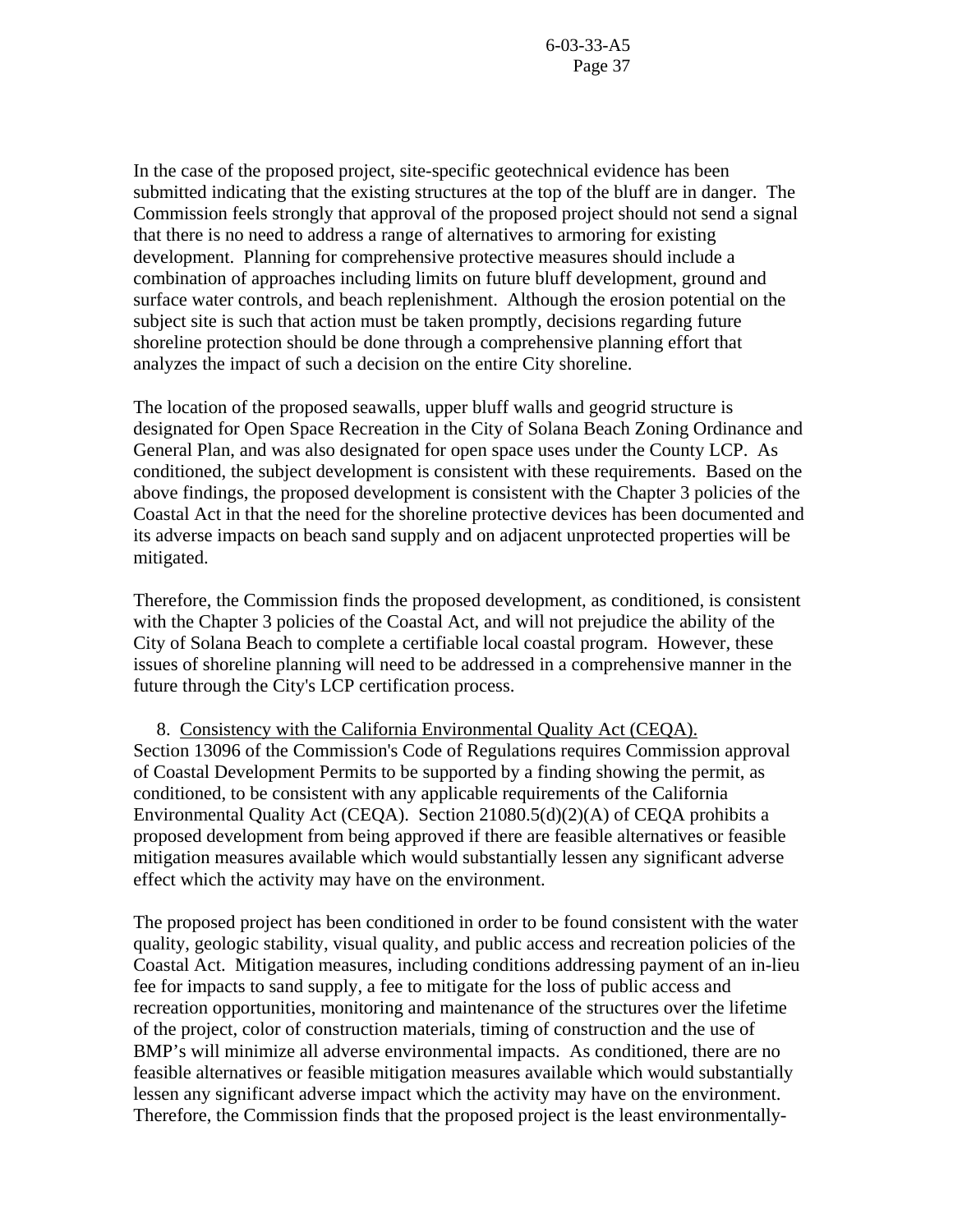In the case of the proposed project, site-specific geotechnical evidence has been submitted indicating that the existing structures at the top of the bluff are in danger. The Commission feels strongly that approval of the proposed project should not send a signal that there is no need to address a range of alternatives to armoring for existing development. Planning for comprehensive protective measures should include a combination of approaches including limits on future bluff development, ground and surface water controls, and beach replenishment. Although the erosion potential on the subject site is such that action must be taken promptly, decisions regarding future shoreline protection should be done through a comprehensive planning effort that analyzes the impact of such a decision on the entire City shoreline.

The location of the proposed seawalls, upper bluff walls and geogrid structure is designated for Open Space Recreation in the City of Solana Beach Zoning Ordinance and General Plan, and was also designated for open space uses under the County LCP. As conditioned, the subject development is consistent with these requirements. Based on the above findings, the proposed development is consistent with the Chapter 3 policies of the Coastal Act in that the need for the shoreline protective devices has been documented and its adverse impacts on beach sand supply and on adjacent unprotected properties will be mitigated.

Therefore, the Commission finds the proposed development, as conditioned, is consistent with the Chapter 3 policies of the Coastal Act, and will not prejudice the ability of the City of Solana Beach to complete a certifiable local coastal program. However, these issues of shoreline planning will need to be addressed in a comprehensive manner in the future through the City's LCP certification process.

8. Consistency with the California Environmental Quality Act (CEQA). Section 13096 of the Commission's Code of Regulations requires Commission approval of Coastal Development Permits to be supported by a finding showing the permit, as conditioned, to be consistent with any applicable requirements of the California Environmental Quality Act (CEQA). Section 21080.5(d)(2)(A) of CEQA prohibits a proposed development from being approved if there are feasible alternatives or feasible mitigation measures available which would substantially lessen any significant adverse effect which the activity may have on the environment.

The proposed project has been conditioned in order to be found consistent with the water quality, geologic stability, visual quality, and public access and recreation policies of the Coastal Act. Mitigation measures, including conditions addressing payment of an in-lieu fee for impacts to sand supply, a fee to mitigate for the loss of public access and recreation opportunities, monitoring and maintenance of the structures over the lifetime of the project, color of construction materials, timing of construction and the use of BMP's will minimize all adverse environmental impacts. As conditioned, there are no feasible alternatives or feasible mitigation measures available which would substantially lessen any significant adverse impact which the activity may have on the environment. Therefore, the Commission finds that the proposed project is the least environmentally-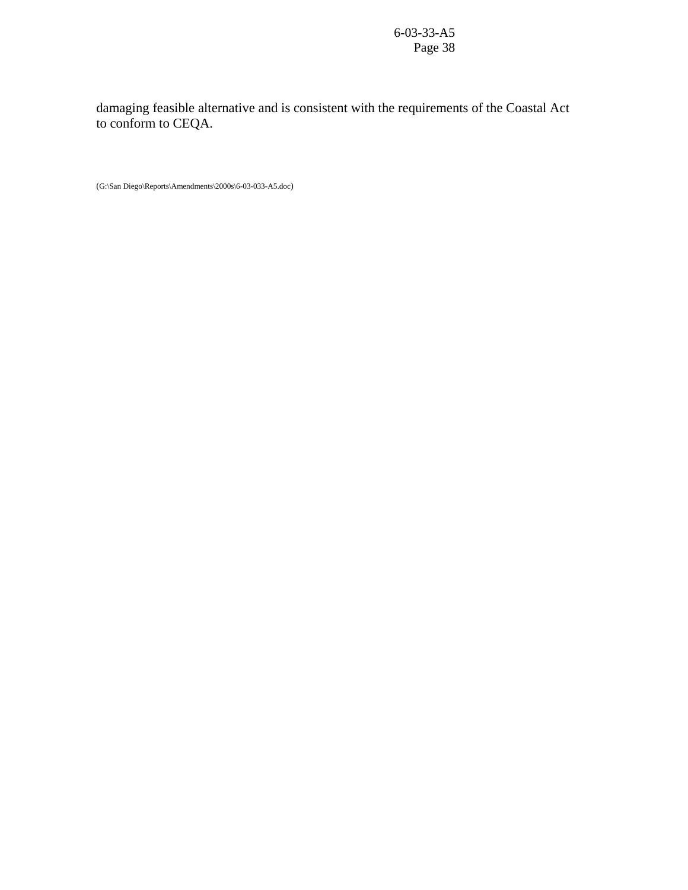damaging feasible alternative and is consistent with the requirements of the Coastal Act to conform to CEQA.

(G:\San Diego\Reports\Amendments\2000s\6-03-033-A5.doc)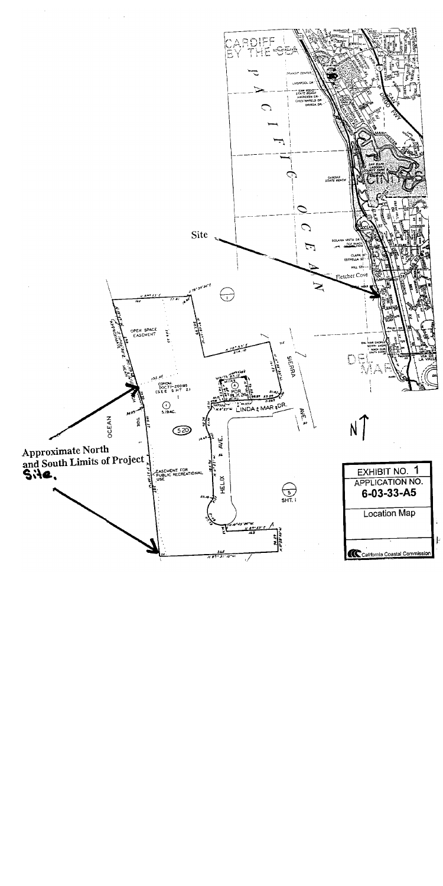Site

Approximate North and South Limits of Project Site.

N

EXHIBIT NO. 1

APPLICATION NO.

6-03-33-A5

Location Map

California Coastal Commission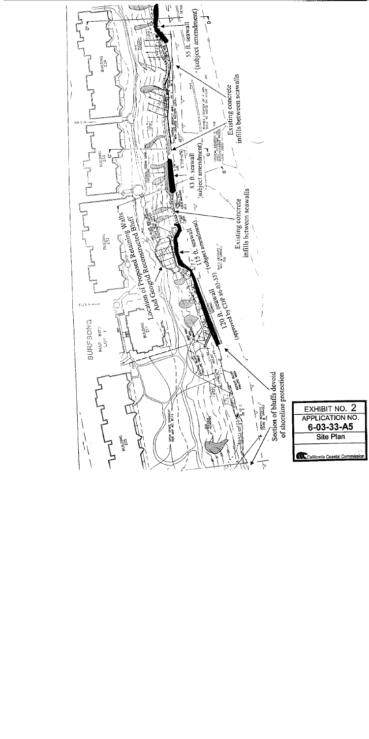55 ft. seawall
(subject amendment)

Existing concrete
infills between seawalls

83 ft. seawall
(subject amendment)

Existing concrete
infills between seawalls

Location of Proposed Retaining Walls
And Geogrid Reconstructed Bluff

115 ft. seawall
(subject amendment)

120 ft. seawall
(approved by CDP #6-03-33)

Section of bluffs devoid
of shoreline protection

BUILDING 239

BUILDING 235

BUILDING 233

SURFSONG
MAP 8175
LOT 1

BUILDING 211

BUILDING 205

OPEN SPACE EASEMENT PER MAP NO. 8175

BEACH DEPOSITS (SAND & GRAVEL)

| EXHIBIT NO. 2 |
| --- |
| APPLICATION NO. |
| 6-03-33-A5 |
| Site Plan |
| California Coastal Commission |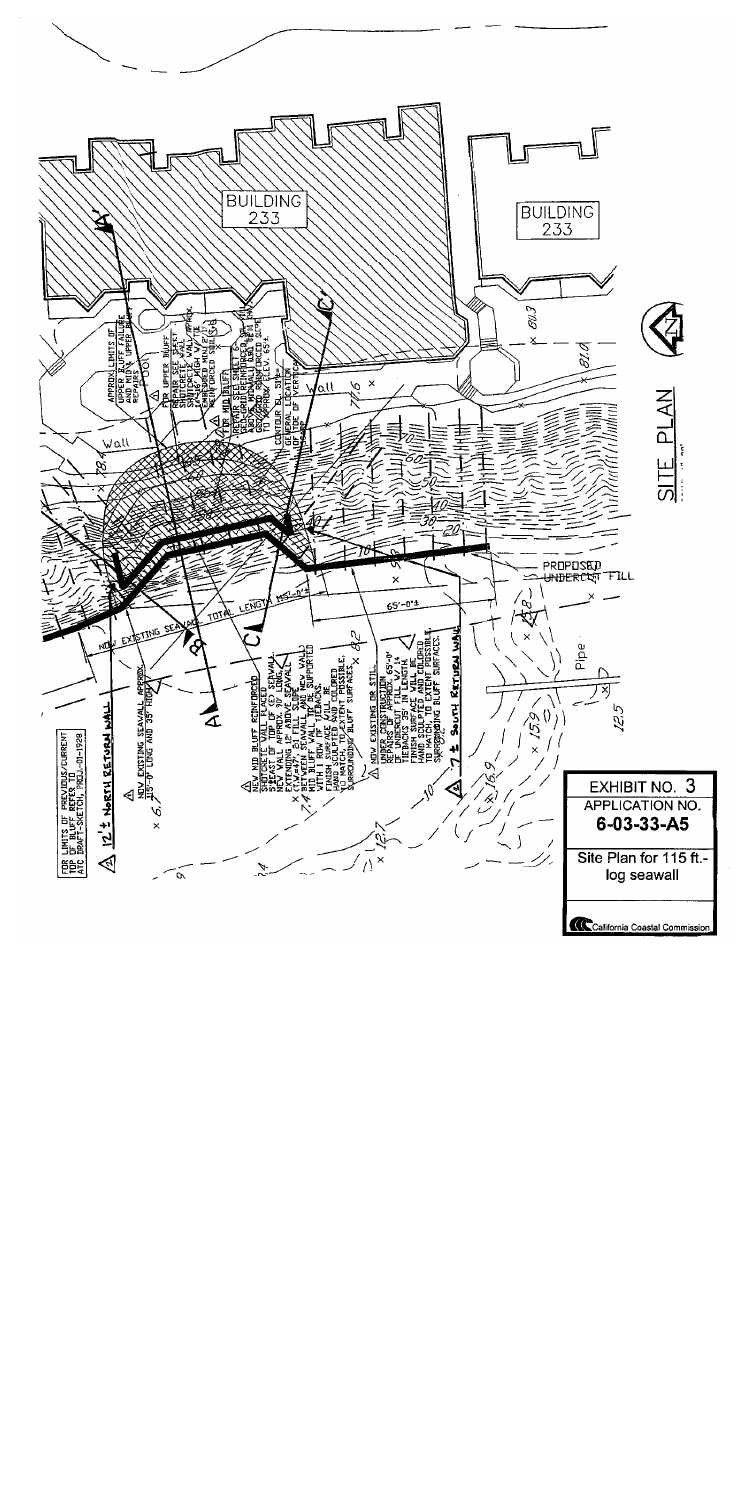BUILDING 233

BUILDING 233

SITE PLAN

FOR LIMITS OF PREVIOUS/CURRENT TOP OF BLUFF REFER ATC DRAFT SKETCH, PROJ.-01-1928

12'± NORTH RETURN WALL

NEW EXISTING SEAWALL APPROX. 115'-0" LONG AND 35' HIGH

NEW EXISTING SEAWALL TOTAL LENGTH 185'-0"±

65'-0"±

NEW MID BLUFF REINFORCED SHOTCRETE WALL LOCATED 5'-EAST OF TOP OF (E) SEAWALL. NEW WALL APPROX. 70' LONG EXTENDING 12' ABOVE SEAWALL. REPLACE FILL BETWEEN SEAWALL AND NEW WALL. MID-BLUFF WALL TO BE SUPPORTED WITH 1 ROW OF TIEBACKS. FINISH SURFACE WILL BE HAND SCULPTED AND COLORED TO MATCH, TO EXTENT POSSIBLE, SURROUNDING BLUFF SURFACES.

NOW EXISTING OR STILL UNDER CONSTRUCTION REPAIRS OF APPROX. 65'-0" OF UNDERCUT FILL W/ 14 TIEBACKS 35' IN LENGTH. FINISH SURFACE WILL BE HAND SCULPTED AND COLORED TO MATCH, TO EXTENT POSSIBLE, SURROUNDING BLUFF SURFACES.

7'± SOUTH RETURN WALL

APPROX. LIMITS OF UPPER BLUFF FAILURE AND MID & UPPER BLUFF REPAIR

FOR UPPER BLUFF REPAIR SEE SHEET SHOTCRETE WALL APPROX.

FOR MID BLUFF REPAIR SEE SHEET GEOGRID REINFORCED WALL

CONTOUR EL. 51±

GENERAL LOCATION

PROPOSED UNDERCUT FILL

Pipe

Wall

EXHIBIT NO. 3

APPLICATION NO. 6-03-33-A5

Site Plan for 115 ft.-log seawall

California Coastal Commission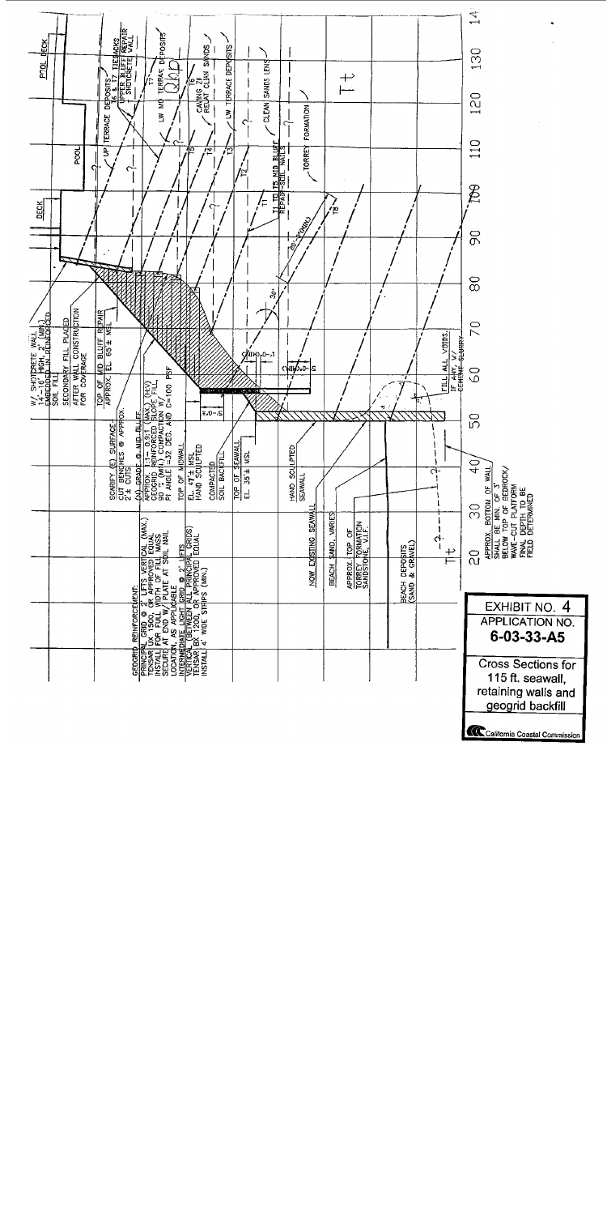GEOGRID REINFORCEMENT:
PRINCIPAL GRID @ 2' LIFTS VERTICAL (MAX.) TENSAR UX 1500, OR APPROVED EQUAL. INSTALL FOR FULL WIDTH OF FILL MASS. SECURE AT END W/ PLATE AT SOIL NAIL LOCATION, AS APPLICABLE.
INTERMEDIATE GRID @ 2' LIFTS VERTICAL (BETWEEN ALL PRINCIPAL GRIDS) TENSAR BX 1200, OR APPROVED EQUAL. INSTALL 4' WIDE STRIPS (MIN.)

SCARIFY (E) SURFACE, CUT BENCHES @ APPROX. 2'± CUTS

(N) GRADE @ MID-BLUFF. APPROX. (1 - 0.9) (MAX) (H:V) GEOGRID REINFORCED SLOPE FILL, 90% (MIN.) COMPACTION W/ PI ANGLE =32 DEG. AND C=100 PSF

TOP OF MIDWALL EL. 47'± MSL HAND SCULPTED

COMPACTED SOIL BACKFILL

TOP OF SEAWALL EL. 35'± MSL

HAND SCULPTED SEAWALL

NOW EXISTING SEAWALL

BEACH SAND, VARIES

APPROX. TOP OF TORREY FORMATION SANDSTONE, V.I.F.

BEACH DEPOSITS (SAND & GRAVEL)

APPROX. BOTTOM OF WALL SHALL BE MIN. OF 3' BELOW TOP OF BEDROCK/ WAVE-CUT PLATFORM FINAL DEPTH TO BE FIELD DETERMINED

W/ SHOTCRETE WALL 14'-16' HIGH, 2' (MIN.) EMBEDDED IN REINFORCED SOIL FILL

SECONDARY FILL PLACED AFTER WALL CONSTRUCTION FOR COVERAGE

TOP OF MID BLUFF REPAIR APPROX. EL. 65'± MSL

FILL ALL VOIDS, IF ANY, W/ CEMENT SLURRY

POOL DECK

POOL

DECK

UPPER BLUFF REPAIR SHOTCRETE WALL

UP TERRACE DEPOSITS

LW MID TERRACE DEPOSITS

CAVING ZONE REAT CLEAN SANDS

LW TERRACE DEPOSITS

CLEAN SANDS LENS

TORREY FORMATION

T1 TO T5 MID BLUFF REPAIR - SOIL NAILS

20 30 40 50 60 70 80 90 100 110 120 130 140

EXHIBIT NO. 4
APPLICATION NO.
6-03-33-A5

Cross Sections for 115 ft. seawall, retaining walls and geogrid backfill

California Coastal Commission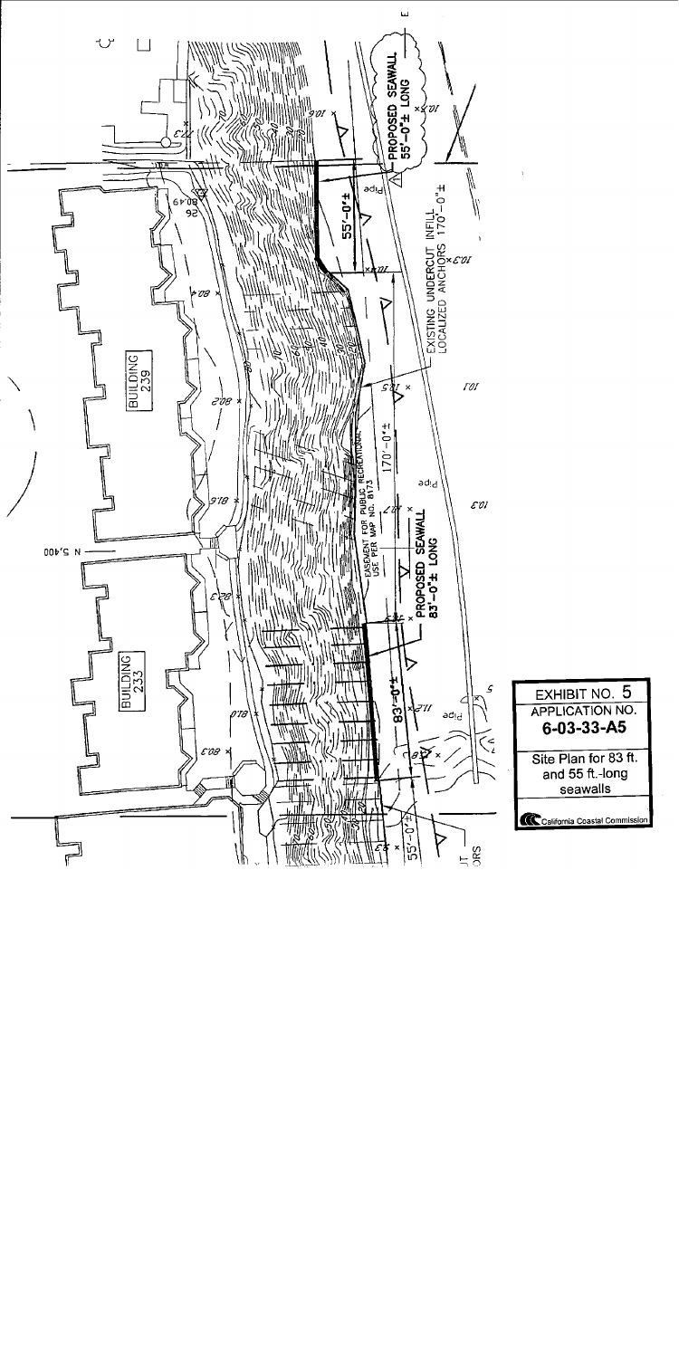PROPOSED SEAWALL 55'-0"± LONG

55'-0"±

EXISTING UNDERCUT INFILL LOCALIZED ANCHORS 170'-0"±

170'-0"±

BUILDING 239

EASEMENT FOR PUBLIC RECREATIONAL USE PER MAP NO. 8173

PROPOSED SEAWALL 83'-0"± LONG

83'-0"±

N 5,400

BUILDING 233

55'-0"±

EXHIBIT NO. 5

APPLICATION NO. 6-03-33-A5

Site Plan for 83 ft. and 55 ft.-long seawalls

California Coastal Commission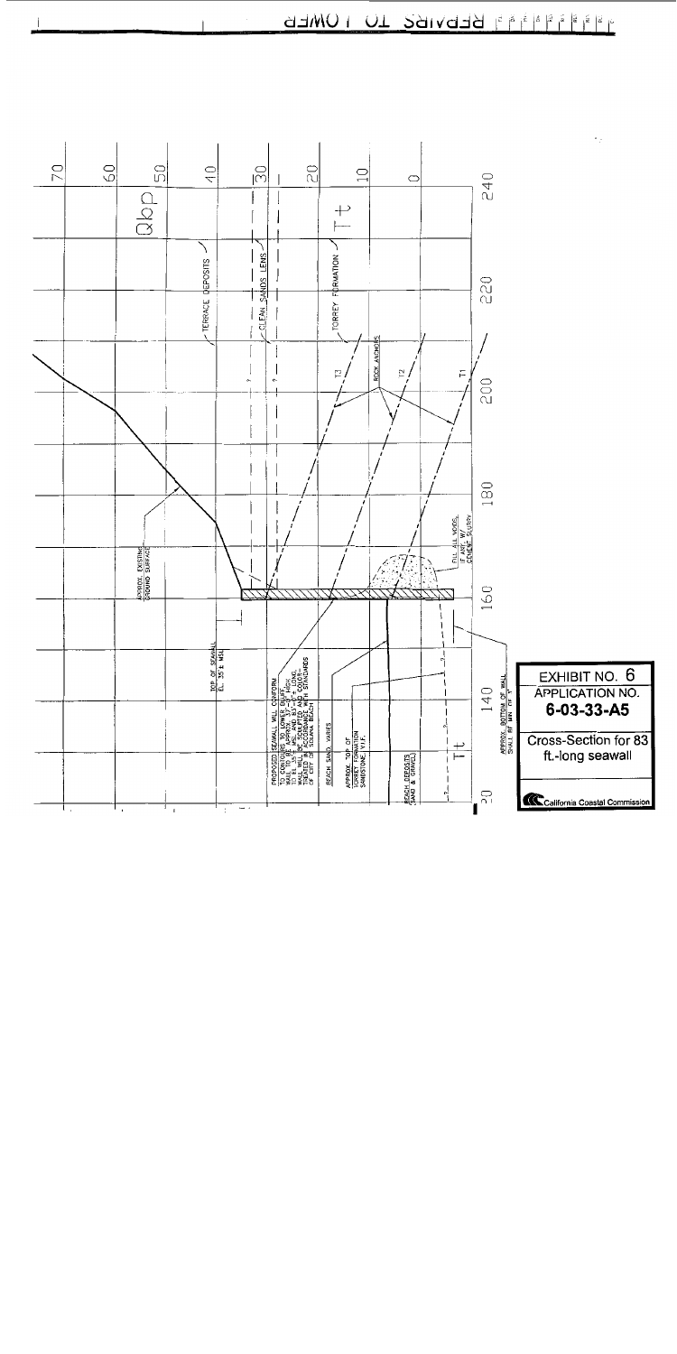EXHIBIT NO. 6

APPLICATION NO.

**6-03-33-A5**

Cross-Section for 83 ft.-long seawall

California Coastal Commission

REPAIRS TO TOWER

Qbp

Tt

TERRACE DEPOSITS

CLEAN SANDS LENS

TORREY FORMATION

ROCK ANCHORS

T3

T2

T1

APPROX. EXISTING GROUND SURFACE

FILL ALL VOIDS, IF ANY, W/ CEMENT SLURRY

TOP OF SEAWALL EL. 35± MSL

PROPOSED SEAWALL WILL CONFORM TO CONTOURS TO LOWER BLUFF. WALL TO BE APPROX. 37' HIGH TO EL. 35' MSL AND 83'± LONG. WALL WILL BE SCULPTED AND COLOR-TREATED IN ACCORDANCE WITH STANDARDS OF CITY OF SOLANA BEACH

BEACH SAND VARIES

APPROX. TOP OF TORREY FORMATION SANDSTONE (Tt)

BEACH DEPOSITS (SAND & GRAVEL)

APPROX. BOTTOM OF WALL SHALL BE MIN OF 1'

70, 60, 50, 40, 30, 20, 10, 0

120, 140, 160, 180, 200, 220, 240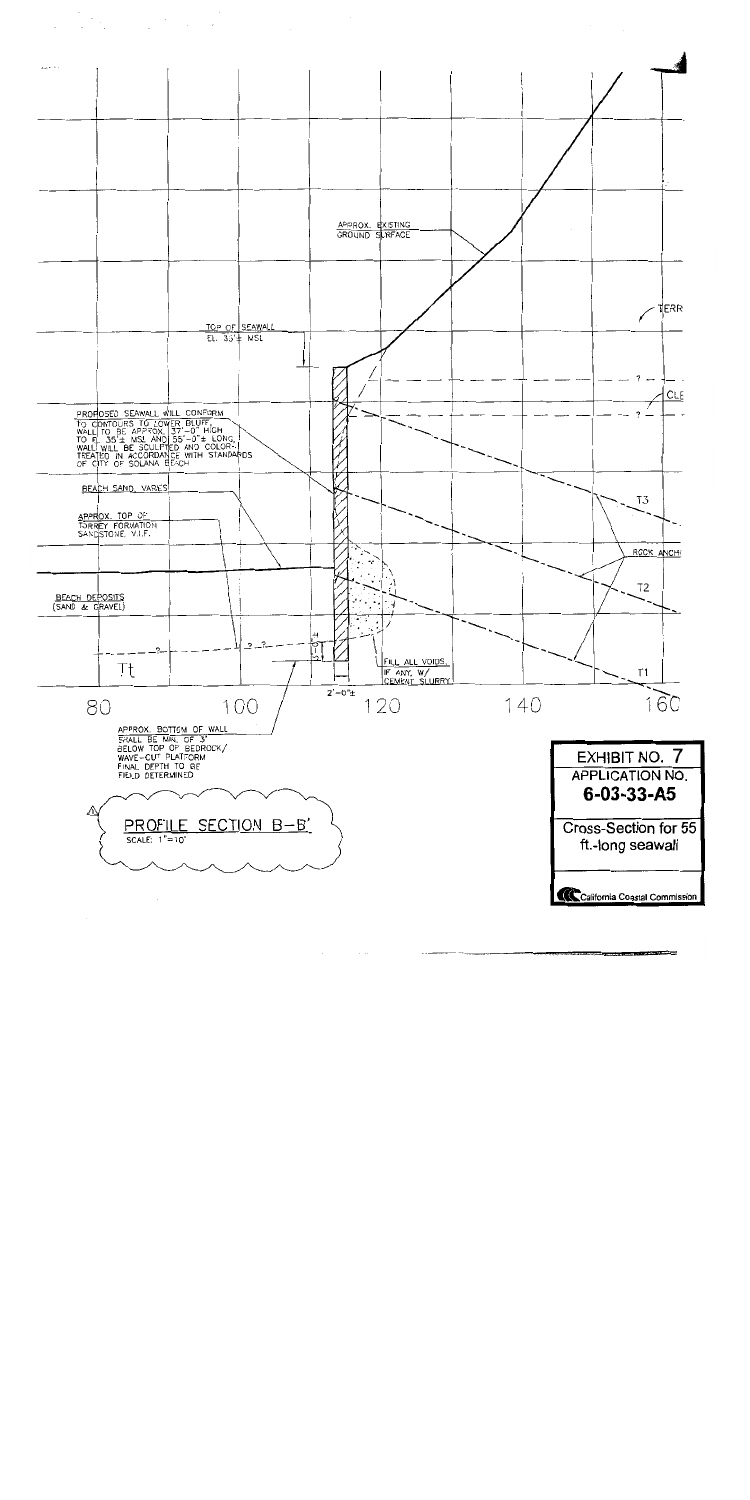APPROX. EXISTING GROUND SURFACE

TERR

TOP OF SEAWALL EL. 35'± MSL

CLE

PROPOSED SEAWALL WILL CONFORM TO CONTOURS TO LOWER BLUFF. WALL TO BE APPROX. 37'-0" HIGH TO EL. 35'± MSL AND 55'-0"± LONG. WALL WILL BE SCULPTED AND COLOR-TREATED IN ACCORDANCE WITH STANDARDS OF CITY OF SOLANA BEACH

BEACH SAND, VARIES

T3

APPROX. TOP OF TORREY FORMATION SANDSTONE, V.I.F.

ROCK ANCH

T2

BEACH DEPOSITS (SAND & GRAVEL)

Tt

FILL ALL VOIDS, IF ANY, W/ CEMENT SLURRY

T1

2'-0"±

80

100

120

140

160

APPROX. BOTTOM OF WALL SHALL BE MIN. OF 3' BELOW TOP OF BEDROCK/ WAVE-CUT PLATFORM FINAL DEPTH TO BE FIELD DETERMINED

PROFILE SECTION B-B'

SCALE: 1"=10'

EXHIBIT NO. 7

APPLICATION NO.

6-03-33-A5

Cross-Section for 55 ft.-long seawall

California Coastal Commission